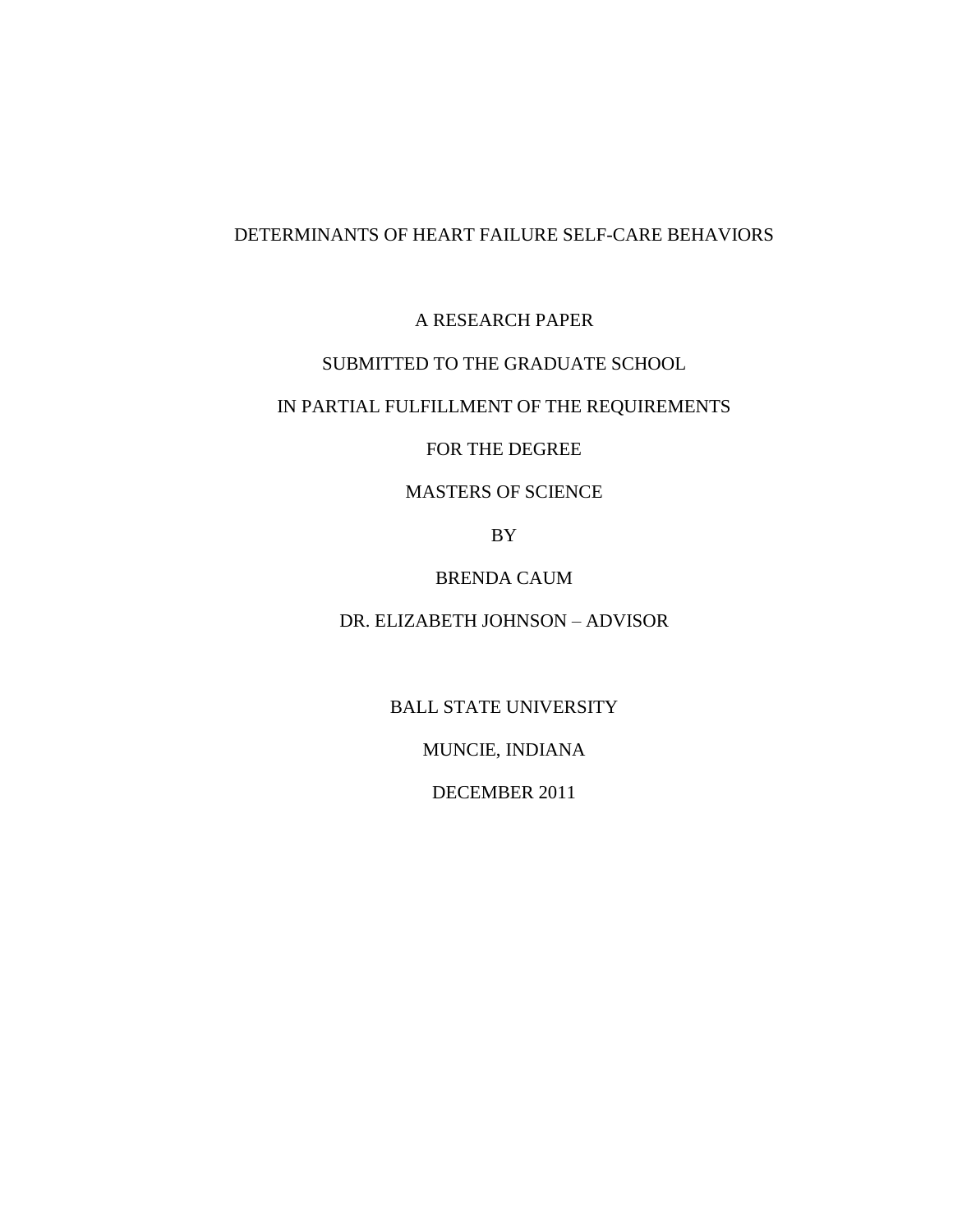# DETERMINANTS OF HEART FAILURE SELF-CARE BEHAVIORS

A RESEARCH PAPER

SUBMITTED TO THE GRADUATE SCHOOL

IN PARTIAL FULFILLMENT OF THE REQUIREMENTS

FOR THE DEGREE

MASTERS OF SCIENCE

BY

BRENDA CAUM

DR. ELIZABETH JOHNSON – ADVISOR

BALL STATE UNIVERSITY

MUNCIE, INDIANA

DECEMBER 2011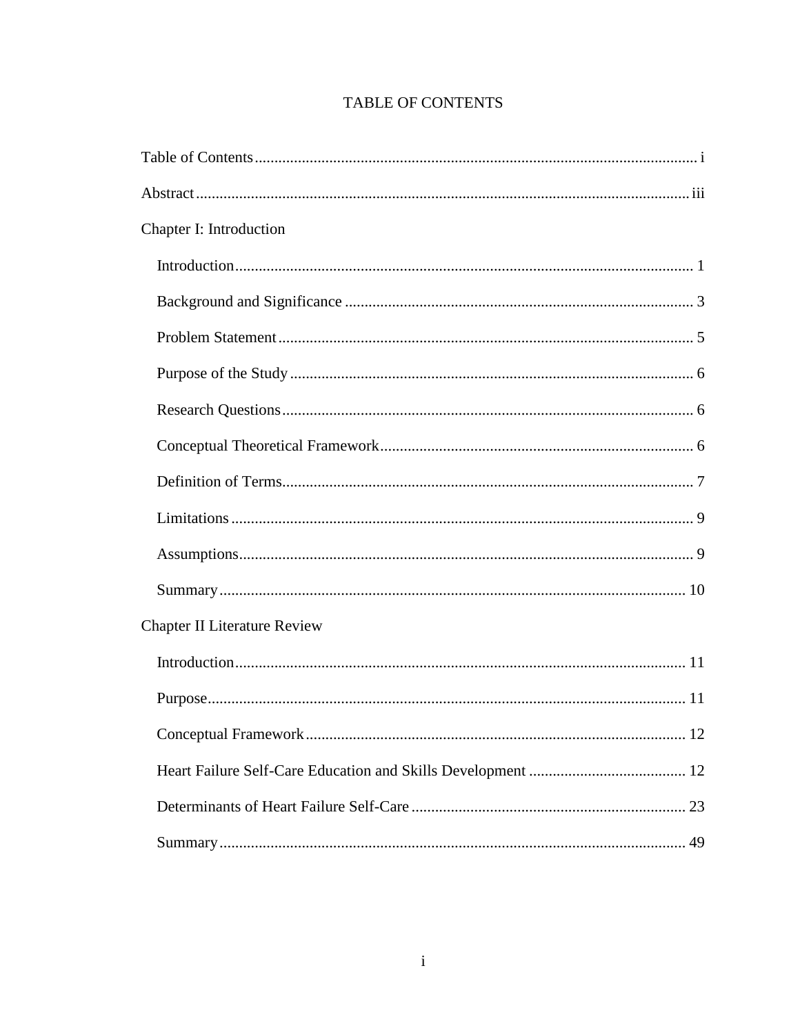# TABLE OF CONTENTS

Table of Contents ........................................................................................................ i

Abstract ..................................................................................................................... iii

Chapter I: Introduction

- Introduction ........................................................................................................... 1
- Background and Significance ............................................................................... 3
- Problem Statement ................................................................................................ 5
- Purpose of the Study ............................................................................................. 6
- Research Questions ............................................................................................... 6
- Conceptual Theoretical Framework ...................................................................... 6
- Definition of Terms ............................................................................................... 7
- Limitations ............................................................................................................ 9
- Assumptions .......................................................................................................... 9
- Summary ............................................................................................................. 10

Chapter II Literature Review

- Introduction ......................................................................................................... 11
- Purpose ................................................................................................................ 11
- Conceptual Framework ....................................................................................... 12
- Heart Failure Self-Care Education and Skills Development ............................... 12
- Determinants of Heart Failure Self-Care ............................................................. 23
- Summary ............................................................................................................. 49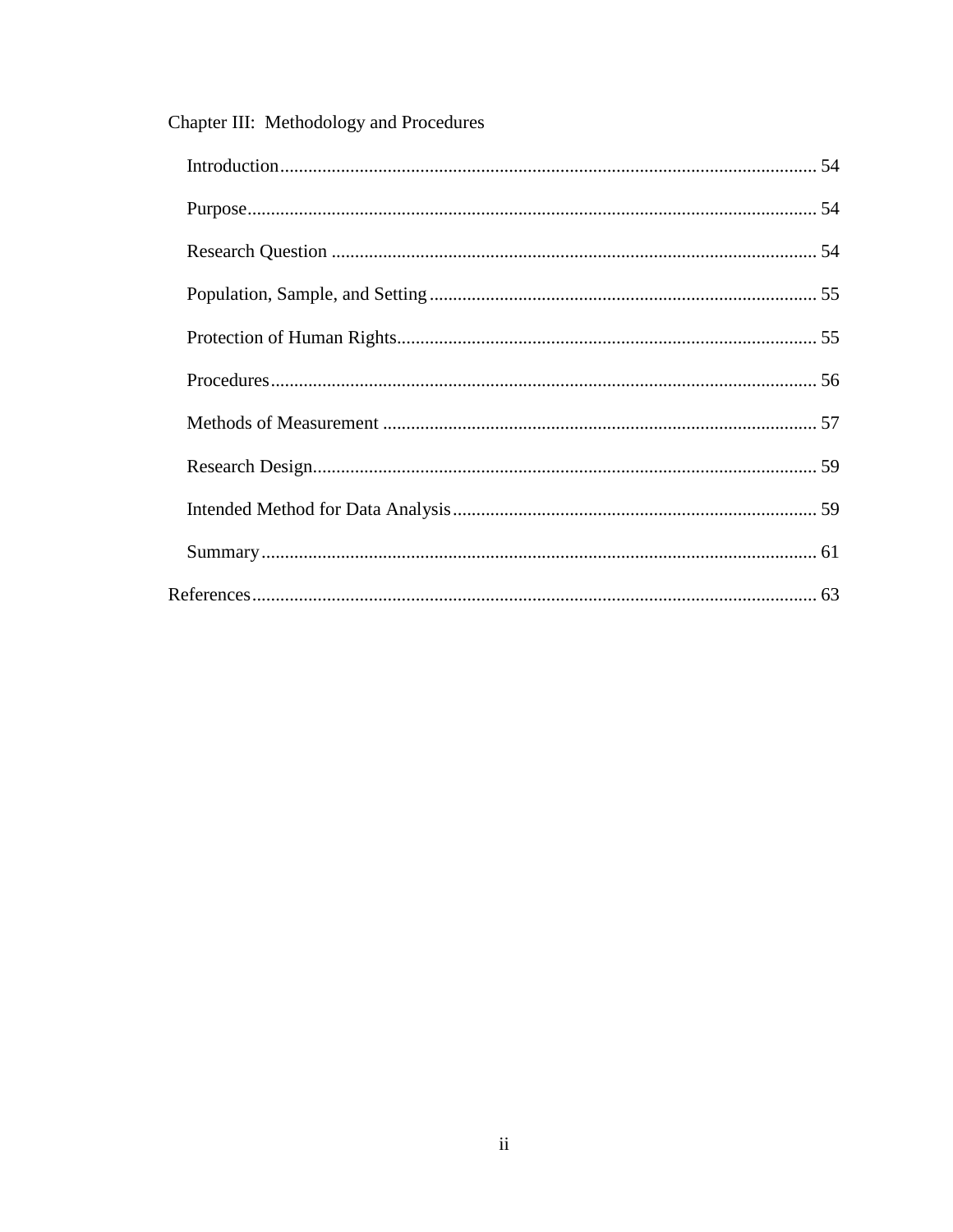Chapter III: Methodology and Procedures

Introduction .................................................................................................................. 54

Purpose ......................................................................................................................... 54

Research Question ........................................................................................................ 54

Population, Sample, and Setting ................................................................................... 55

Protection of Human Rights .......................................................................................... 55

Procedures ..................................................................................................................... 56

Methods of Measurement ............................................................................................. 57

Research Design ............................................................................................................ 59

Intended Method for Data Analysis .............................................................................. 59

Summary ....................................................................................................................... 61

References ......................................................................................................................... 63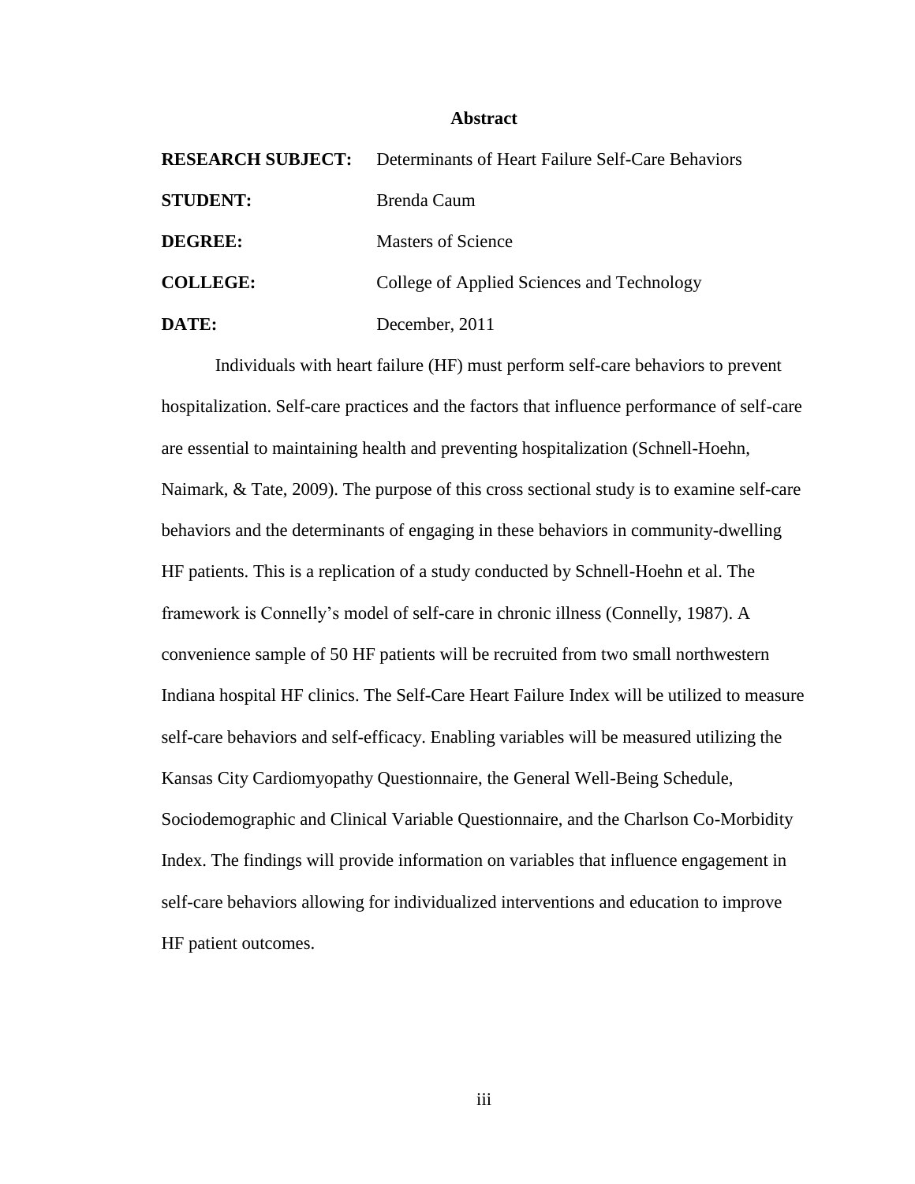# Abstract

**RESEARCH SUBJECT:** Determinants of Heart Failure Self-Care Behaviors

**STUDENT:** Brenda Caum

**DEGREE:** Masters of Science

**COLLEGE:** College of Applied Sciences and Technology

**DATE:** December, 2011

Individuals with heart failure (HF) must perform self-care behaviors to prevent hospitalization. Self-care practices and the factors that influence performance of self-care are essential to maintaining health and preventing hospitalization (Schnell-Hoehn, Naimark, & Tate, 2009). The purpose of this cross sectional study is to examine self-care behaviors and the determinants of engaging in these behaviors in community-dwelling HF patients. This is a replication of a study conducted by Schnell-Hoehn et al. The framework is Connelly's model of self-care in chronic illness (Connelly, 1987). A convenience sample of 50 HF patients will be recruited from two small northwestern Indiana hospital HF clinics. The Self-Care Heart Failure Index will be utilized to measure self-care behaviors and self-efficacy. Enabling variables will be measured utilizing the Kansas City Cardiomyopathy Questionnaire, the General Well-Being Schedule, Sociodemographic and Clinical Variable Questionnaire, and the Charlson Co-Morbidity Index. The findings will provide information on variables that influence engagement in self-care behaviors allowing for individualized interventions and education to improve HF patient outcomes.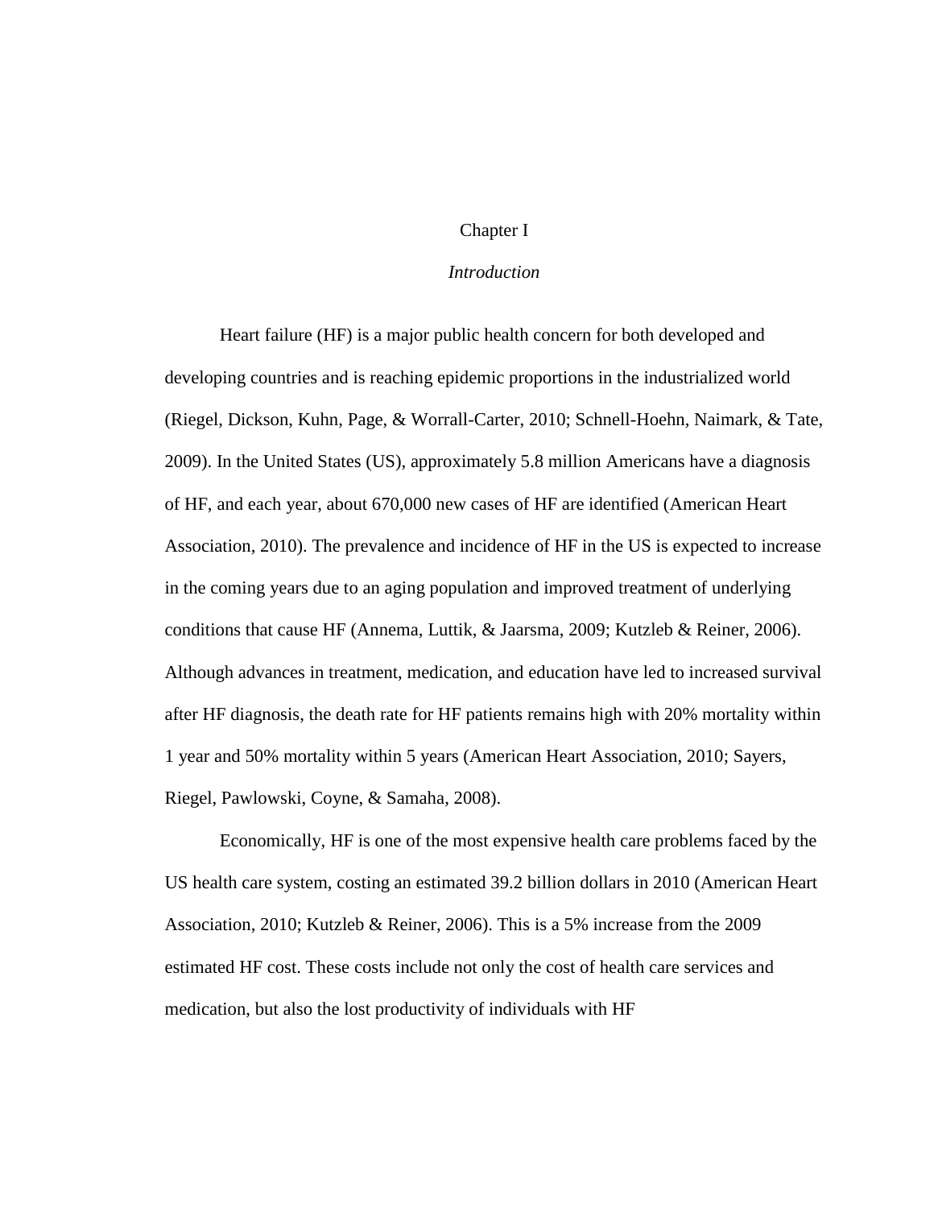# Chapter I

## *Introduction*

Heart failure (HF) is a major public health concern for both developed and developing countries and is reaching epidemic proportions in the industrialized world (Riegel, Dickson, Kuhn, Page, & Worrall-Carter, 2010; Schnell-Hoehn, Naimark, & Tate, 2009). In the United States (US), approximately 5.8 million Americans have a diagnosis of HF, and each year, about 670,000 new cases of HF are identified (American Heart Association, 2010). The prevalence and incidence of HF in the US is expected to increase in the coming years due to an aging population and improved treatment of underlying conditions that cause HF (Annema, Luttik, & Jaarsma, 2009; Kutzleb & Reiner, 2006). Although advances in treatment, medication, and education have led to increased survival after HF diagnosis, the death rate for HF patients remains high with 20% mortality within 1 year and 50% mortality within 5 years (American Heart Association, 2010; Sayers, Riegel, Pawlowski, Coyne, & Samaha, 2008).

Economically, HF is one of the most expensive health care problems faced by the US health care system, costing an estimated 39.2 billion dollars in 2010 (American Heart Association, 2010; Kutzleb & Reiner, 2006). This is a 5% increase from the 2009 estimated HF cost. These costs include not only the cost of health care services and medication, but also the lost productivity of individuals with HF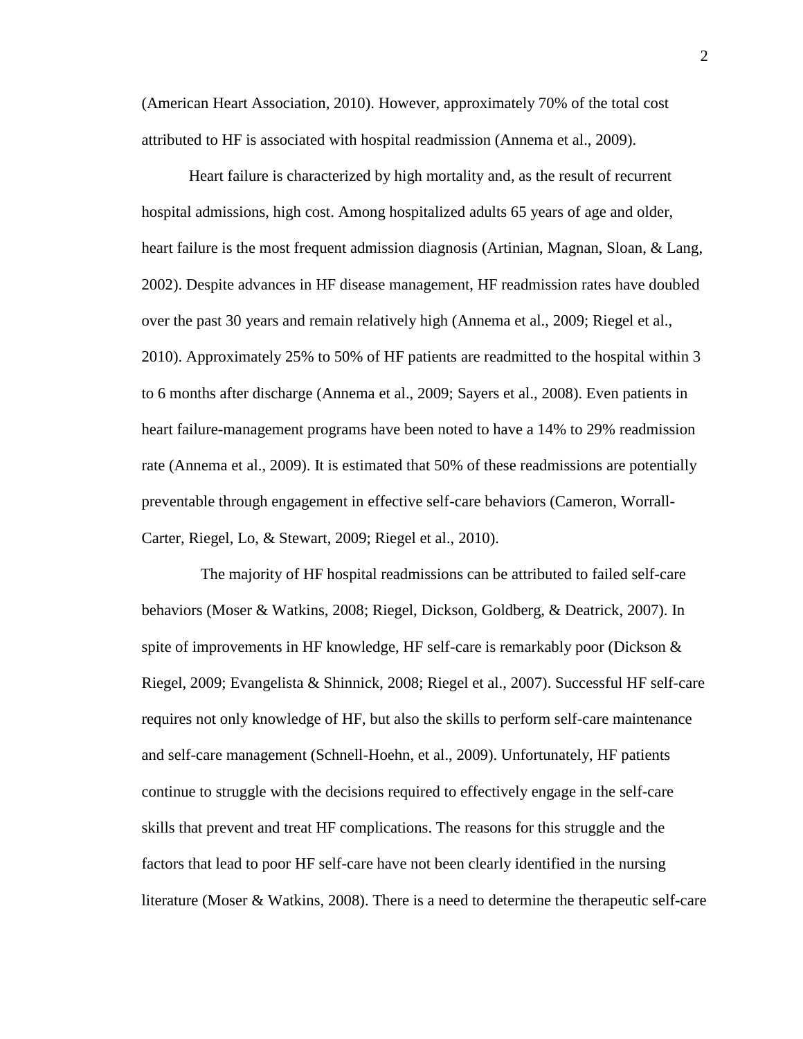(American Heart Association, 2010). However, approximately 70% of the total cost attributed to HF is associated with hospital readmission (Annema et al., 2009).

Heart failure is characterized by high mortality and, as the result of recurrent hospital admissions, high cost. Among hospitalized adults 65 years of age and older, heart failure is the most frequent admission diagnosis (Artinian, Magnan, Sloan, & Lang, 2002). Despite advances in HF disease management, HF readmission rates have doubled over the past 30 years and remain relatively high (Annema et al., 2009; Riegel et al., 2010). Approximately 25% to 50% of HF patients are readmitted to the hospital within 3 to 6 months after discharge (Annema et al., 2009; Sayers et al., 2008). Even patients in heart failure-management programs have been noted to have a 14% to 29% readmission rate (Annema et al., 2009). It is estimated that 50% of these readmissions are potentially preventable through engagement in effective self-care behaviors (Cameron, Worrall-Carter, Riegel, Lo, & Stewart, 2009; Riegel et al., 2010).

The majority of HF hospital readmissions can be attributed to failed self-care behaviors (Moser & Watkins, 2008; Riegel, Dickson, Goldberg, & Deatrick, 2007). In spite of improvements in HF knowledge, HF self-care is remarkably poor (Dickson & Riegel, 2009; Evangelista & Shinnick, 2008; Riegel et al., 2007). Successful HF self-care requires not only knowledge of HF, but also the skills to perform self-care maintenance and self-care management (Schnell-Hoehn, et al., 2009). Unfortunately, HF patients continue to struggle with the decisions required to effectively engage in the self-care skills that prevent and treat HF complications. The reasons for this struggle and the factors that lead to poor HF self-care have not been clearly identified in the nursing literature (Moser & Watkins, 2008). There is a need to determine the therapeutic self-care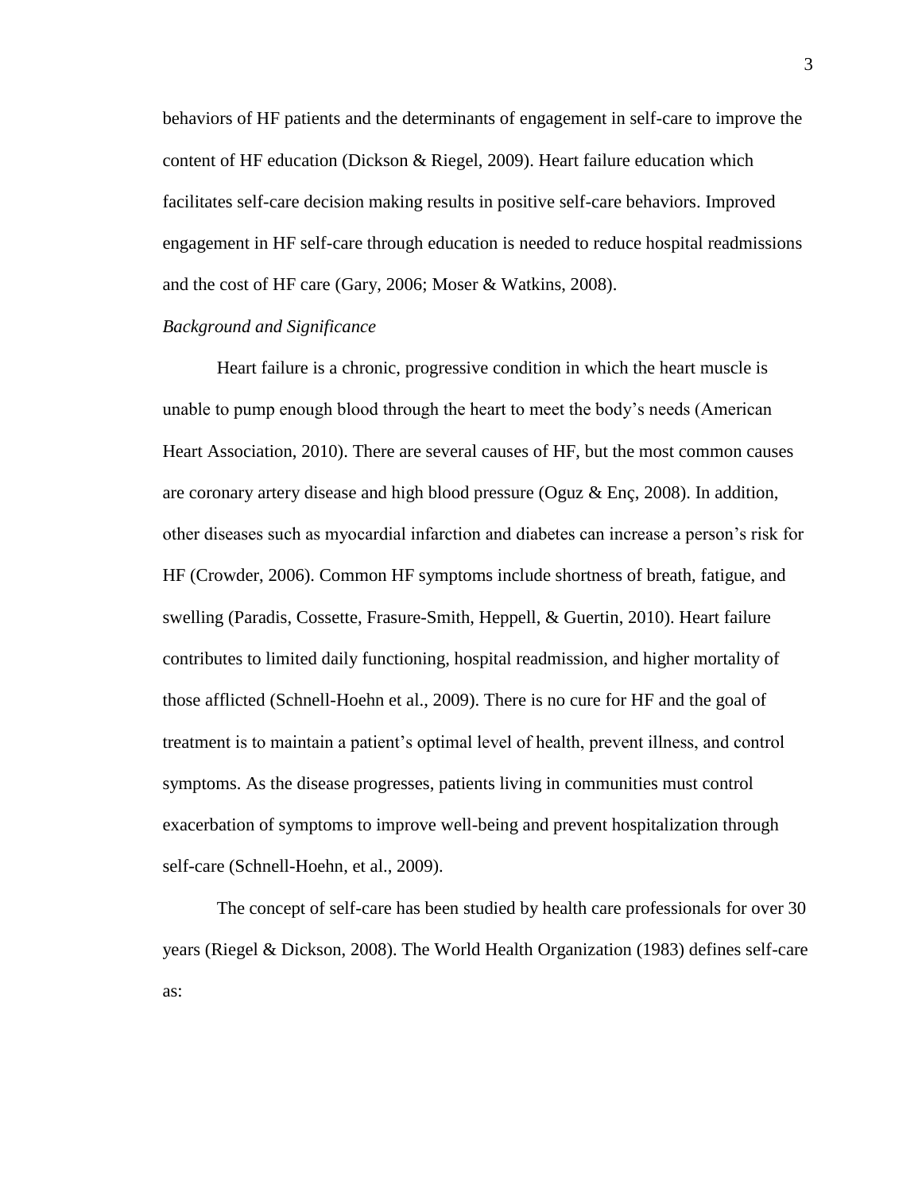behaviors of HF patients and the determinants of engagement in self-care to improve the content of HF education (Dickson & Riegel, 2009). Heart failure education which facilitates self-care decision making results in positive self-care behaviors. Improved engagement in HF self-care through education is needed to reduce hospital readmissions and the cost of HF care (Gary, 2006; Moser & Watkins, 2008).

*Background and Significance*

Heart failure is a chronic, progressive condition in which the heart muscle is unable to pump enough blood through the heart to meet the body's needs (American Heart Association, 2010). There are several causes of HF, but the most common causes are coronary artery disease and high blood pressure (Oguz & Enç, 2008). In addition, other diseases such as myocardial infarction and diabetes can increase a person's risk for HF (Crowder, 2006). Common HF symptoms include shortness of breath, fatigue, and swelling (Paradis, Cossette, Frasure-Smith, Heppell, & Guertin, 2010). Heart failure contributes to limited daily functioning, hospital readmission, and higher mortality of those afflicted (Schnell-Hoehn et al., 2009). There is no cure for HF and the goal of treatment is to maintain a patient's optimal level of health, prevent illness, and control symptoms. As the disease progresses, patients living in communities must control exacerbation of symptoms to improve well-being and prevent hospitalization through self-care (Schnell-Hoehn, et al., 2009).

The concept of self-care has been studied by health care professionals for over 30 years (Riegel & Dickson, 2008). The World Health Organization (1983) defines self-care as: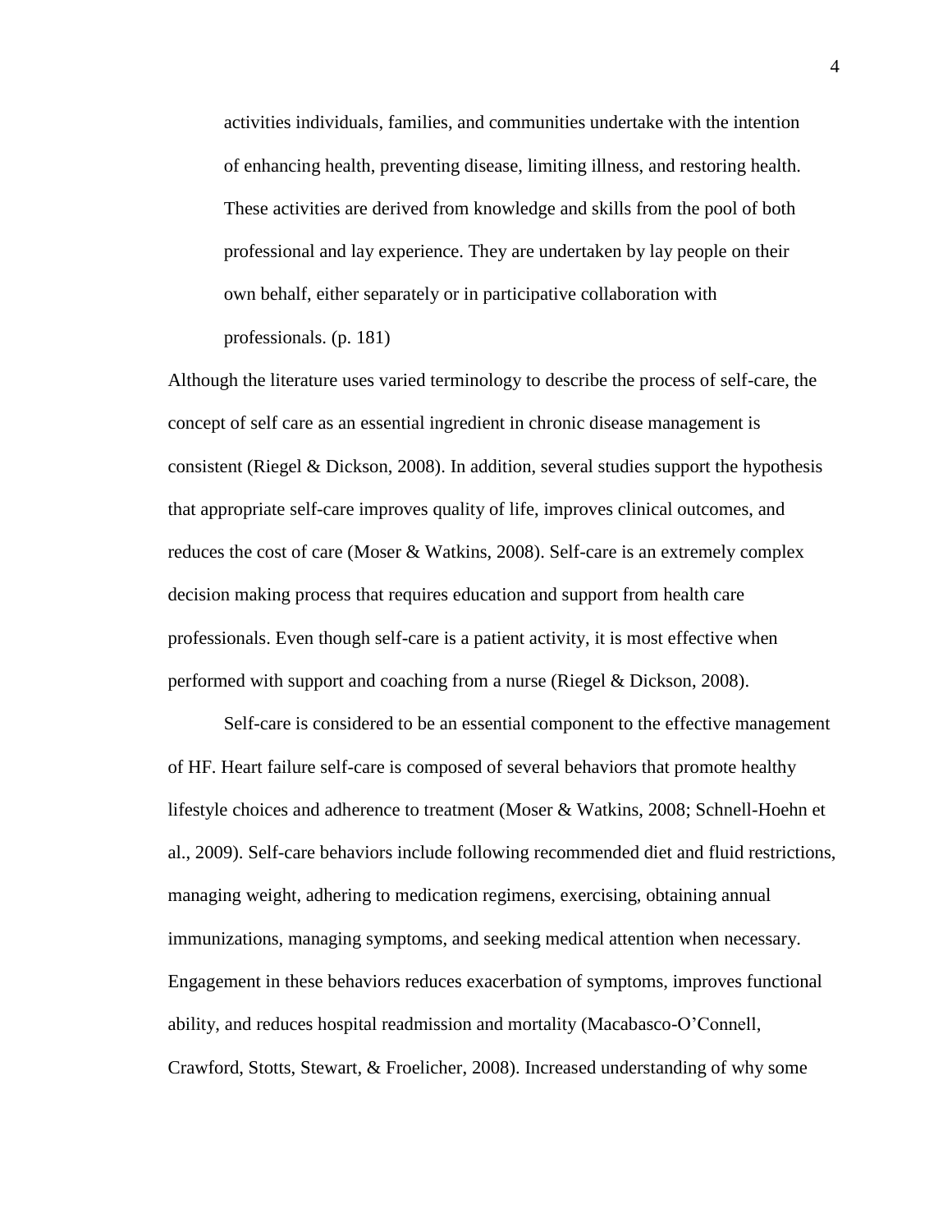> activities individuals, families, and communities undertake with the intention of enhancing health, preventing disease, limiting illness, and restoring health. These activities are derived from knowledge and skills from the pool of both professional and lay experience. They are undertaken by lay people on their own behalf, either separately or in participative collaboration with professionals. (p. 181)

Although the literature uses varied terminology to describe the process of self-care, the concept of self care as an essential ingredient in chronic disease management is consistent (Riegel & Dickson, 2008). In addition, several studies support the hypothesis that appropriate self-care improves quality of life, improves clinical outcomes, and reduces the cost of care (Moser & Watkins, 2008). Self-care is an extremely complex decision making process that requires education and support from health care professionals. Even though self-care is a patient activity, it is most effective when performed with support and coaching from a nurse (Riegel & Dickson, 2008).

Self-care is considered to be an essential component to the effective management of HF. Heart failure self-care is composed of several behaviors that promote healthy lifestyle choices and adherence to treatment (Moser & Watkins, 2008; Schnell-Hoehn et al., 2009). Self-care behaviors include following recommended diet and fluid restrictions, managing weight, adhering to medication regimens, exercising, obtaining annual immunizations, managing symptoms, and seeking medical attention when necessary. Engagement in these behaviors reduces exacerbation of symptoms, improves functional ability, and reduces hospital readmission and mortality (Macabasco-O'Connell, Crawford, Stotts, Stewart, & Froelicher, 2008). Increased understanding of why some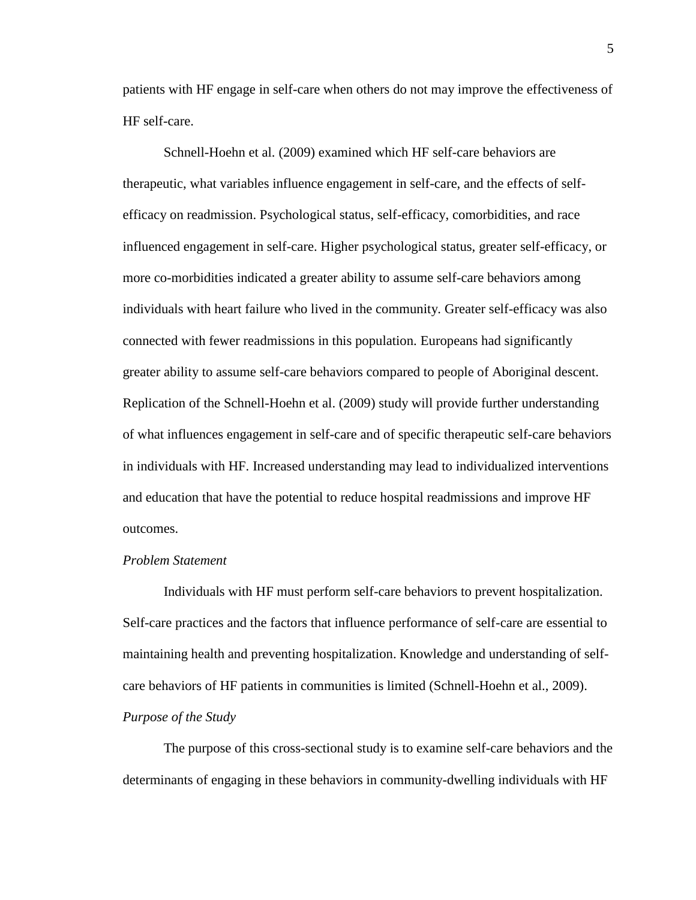patients with HF engage in self-care when others do not may improve the effectiveness of HF self-care.

Schnell-Hoehn et al. (2009) examined which HF self-care behaviors are therapeutic, what variables influence engagement in self-care, and the effects of self-efficacy on readmission. Psychological status, self-efficacy, comorbidities, and race influenced engagement in self-care. Higher psychological status, greater self-efficacy, or more co-morbidities indicated a greater ability to assume self-care behaviors among individuals with heart failure who lived in the community. Greater self-efficacy was also connected with fewer readmissions in this population. Europeans had significantly greater ability to assume self-care behaviors compared to people of Aboriginal descent. Replication of the Schnell-Hoehn et al. (2009) study will provide further understanding of what influences engagement in self-care and of specific therapeutic self-care behaviors in individuals with HF. Increased understanding may lead to individualized interventions and education that have the potential to reduce hospital readmissions and improve HF outcomes.

*Problem Statement*

Individuals with HF must perform self-care behaviors to prevent hospitalization. Self-care practices and the factors that influence performance of self-care are essential to maintaining health and preventing hospitalization. Knowledge and understanding of self-care behaviors of HF patients in communities is limited (Schnell-Hoehn et al., 2009).

*Purpose of the Study*

The purpose of this cross-sectional study is to examine self-care behaviors and the determinants of engaging in these behaviors in community-dwelling individuals with HF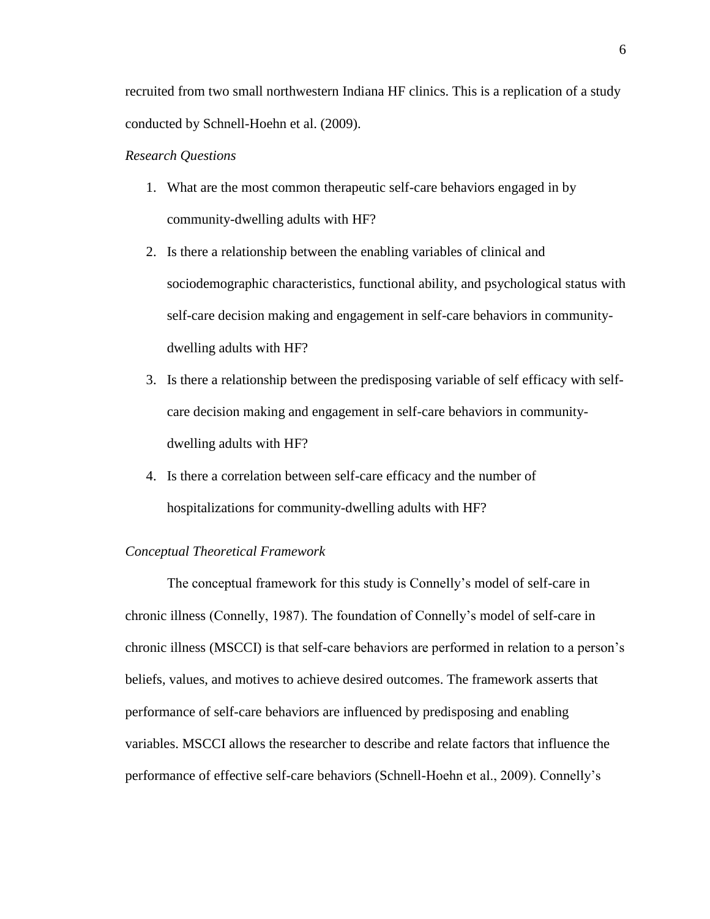recruited from two small northwestern Indiana HF clinics. This is a replication of a study conducted by Schnell-Hoehn et al. (2009).

*Research Questions*

1. What are the most common therapeutic self-care behaviors engaged in by community-dwelling adults with HF?
2. Is there a relationship between the enabling variables of clinical and sociodemographic characteristics, functional ability, and psychological status with self-care decision making and engagement in self-care behaviors in community-dwelling adults with HF?
3. Is there a relationship between the predisposing variable of self efficacy with self-care decision making and engagement in self-care behaviors in community-dwelling adults with HF?
4. Is there a correlation between self-care efficacy and the number of hospitalizations for community-dwelling adults with HF?

*Conceptual Theoretical Framework*

The conceptual framework for this study is Connelly's model of self-care in chronic illness (Connelly, 1987). The foundation of Connelly's model of self-care in chronic illness (MSCCI) is that self-care behaviors are performed in relation to a person's beliefs, values, and motives to achieve desired outcomes. The framework asserts that performance of self-care behaviors are influenced by predisposing and enabling variables. MSCCI allows the researcher to describe and relate factors that influence the performance of effective self-care behaviors (Schnell-Hoehn et al., 2009). Connelly's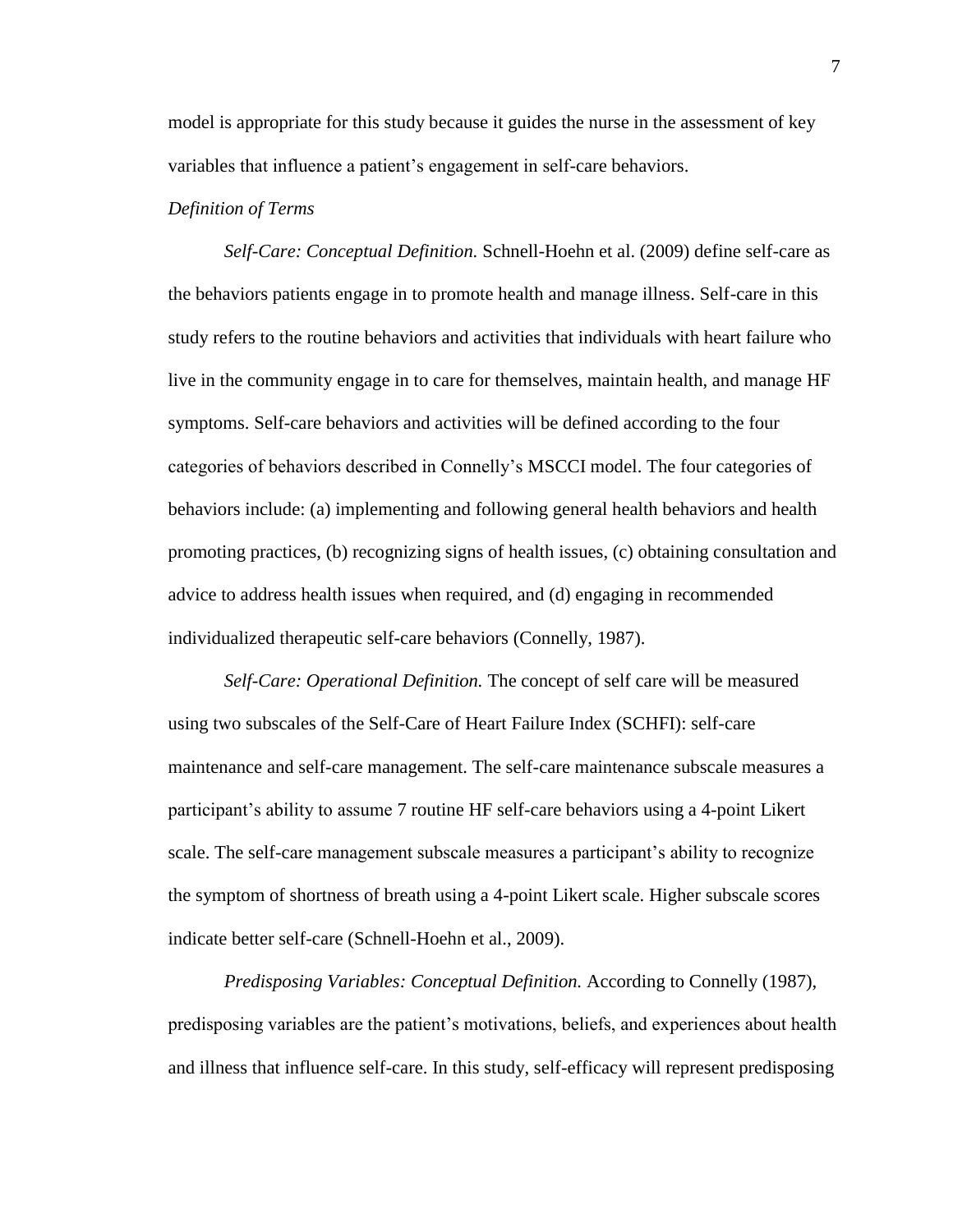model is appropriate for this study because it guides the nurse in the assessment of key variables that influence a patient's engagement in self-care behaviors.

*Definition of Terms*

*Self-Care: Conceptual Definition.* Schnell-Hoehn et al. (2009) define self-care as the behaviors patients engage in to promote health and manage illness. Self-care in this study refers to the routine behaviors and activities that individuals with heart failure who live in the community engage in to care for themselves, maintain health, and manage HF symptoms. Self-care behaviors and activities will be defined according to the four categories of behaviors described in Connelly's MSCCI model. The four categories of behaviors include: (a) implementing and following general health behaviors and health promoting practices, (b) recognizing signs of health issues, (c) obtaining consultation and advice to address health issues when required, and (d) engaging in recommended individualized therapeutic self-care behaviors (Connelly, 1987).

*Self-Care: Operational Definition.* The concept of self care will be measured using two subscales of the Self-Care of Heart Failure Index (SCHFI): self-care maintenance and self-care management. The self-care maintenance subscale measures a participant's ability to assume 7 routine HF self-care behaviors using a 4-point Likert scale. The self-care management subscale measures a participant's ability to recognize the symptom of shortness of breath using a 4-point Likert scale. Higher subscale scores indicate better self-care (Schnell-Hoehn et al., 2009).

*Predisposing Variables: Conceptual Definition.* According to Connelly (1987), predisposing variables are the patient's motivations, beliefs, and experiences about health and illness that influence self-care. In this study, self-efficacy will represent predisposing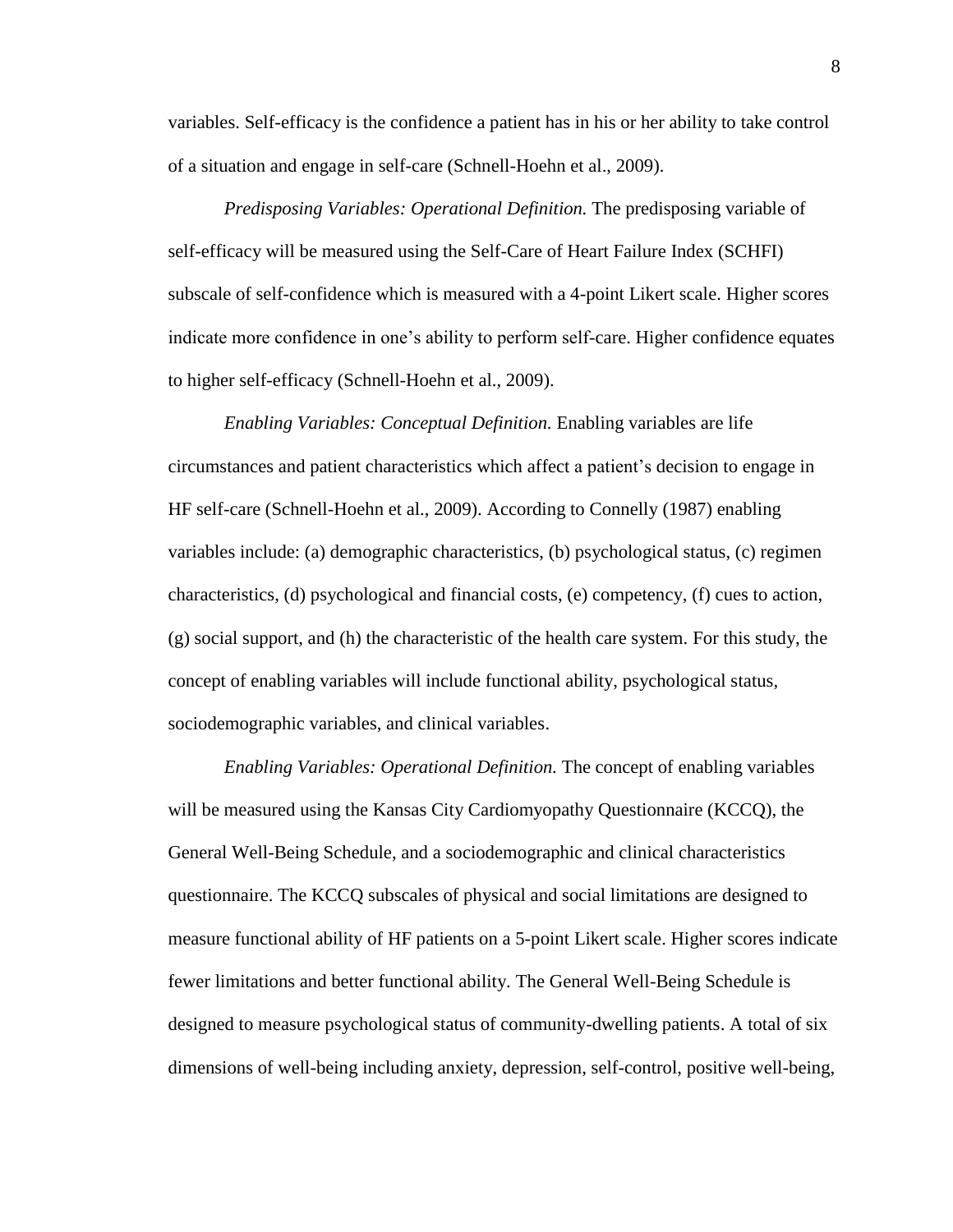variables. Self-efficacy is the confidence a patient has in his or her ability to take control of a situation and engage in self-care (Schnell-Hoehn et al., 2009).

*Predisposing Variables: Operational Definition.* The predisposing variable of self-efficacy will be measured using the Self-Care of Heart Failure Index (SCHFI) subscale of self-confidence which is measured with a 4-point Likert scale. Higher scores indicate more confidence in one's ability to perform self-care. Higher confidence equates to higher self-efficacy (Schnell-Hoehn et al., 2009).

*Enabling Variables: Conceptual Definition.* Enabling variables are life circumstances and patient characteristics which affect a patient's decision to engage in HF self-care (Schnell-Hoehn et al., 2009). According to Connelly (1987) enabling variables include: (a) demographic characteristics, (b) psychological status, (c) regimen characteristics, (d) psychological and financial costs, (e) competency, (f) cues to action, (g) social support, and (h) the characteristic of the health care system. For this study, the concept of enabling variables will include functional ability, psychological status, sociodemographic variables, and clinical variables.

*Enabling Variables: Operational Definition.* The concept of enabling variables will be measured using the Kansas City Cardiomyopathy Questionnaire (KCCQ), the General Well-Being Schedule, and a sociodemographic and clinical characteristics questionnaire. The KCCQ subscales of physical and social limitations are designed to measure functional ability of HF patients on a 5-point Likert scale. Higher scores indicate fewer limitations and better functional ability. The General Well-Being Schedule is designed to measure psychological status of community-dwelling patients. A total of six dimensions of well-being including anxiety, depression, self-control, positive well-being,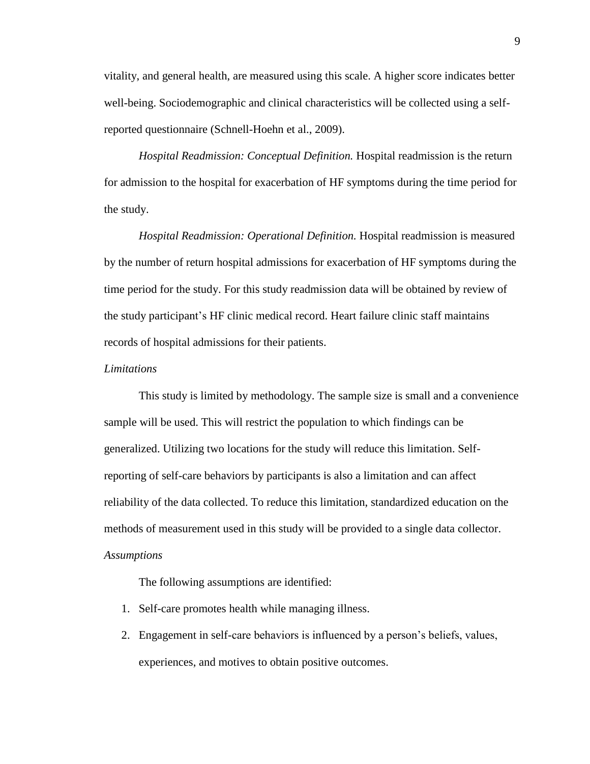vitality, and general health, are measured using this scale. A higher score indicates better well-being. Sociodemographic and clinical characteristics will be collected using a self-reported questionnaire (Schnell-Hoehn et al., 2009).

*Hospital Readmission: Conceptual Definition.* Hospital readmission is the return for admission to the hospital for exacerbation of HF symptoms during the time period for the study.

*Hospital Readmission: Operational Definition.* Hospital readmission is measured by the number of return hospital admissions for exacerbation of HF symptoms during the time period for the study. For this study readmission data will be obtained by review of the study participant's HF clinic medical record. Heart failure clinic staff maintains records of hospital admissions for their patients.

*Limitations*

This study is limited by methodology. The sample size is small and a convenience sample will be used. This will restrict the population to which findings can be generalized. Utilizing two locations for the study will reduce this limitation. Self-reporting of self-care behaviors by participants is also a limitation and can affect reliability of the data collected. To reduce this limitation, standardized education on the methods of measurement used in this study will be provided to a single data collector.

*Assumptions*

The following assumptions are identified:

1. Self-care promotes health while managing illness.
2. Engagement in self-care behaviors is influenced by a person's beliefs, values, experiences, and motives to obtain positive outcomes.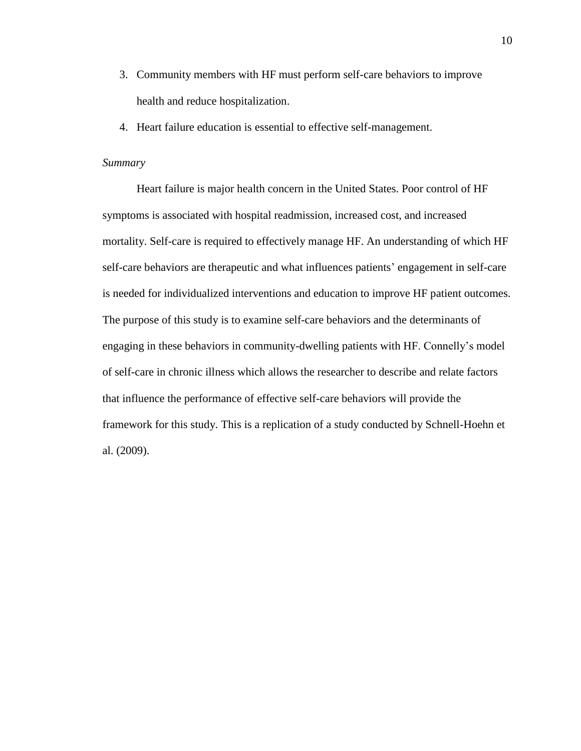3. Community members with HF must perform self-care behaviors to improve health and reduce hospitalization.
4. Heart failure education is essential to effective self-management.

*Summary*

Heart failure is major health concern in the United States. Poor control of HF symptoms is associated with hospital readmission, increased cost, and increased mortality. Self-care is required to effectively manage HF. An understanding of which HF self-care behaviors are therapeutic and what influences patients' engagement in self-care is needed for individualized interventions and education to improve HF patient outcomes. The purpose of this study is to examine self-care behaviors and the determinants of engaging in these behaviors in community-dwelling patients with HF. Connelly's model of self-care in chronic illness which allows the researcher to describe and relate factors that influence the performance of effective self-care behaviors will provide the framework for this study. This is a replication of a study conducted by Schnell-Hoehn et al. (2009).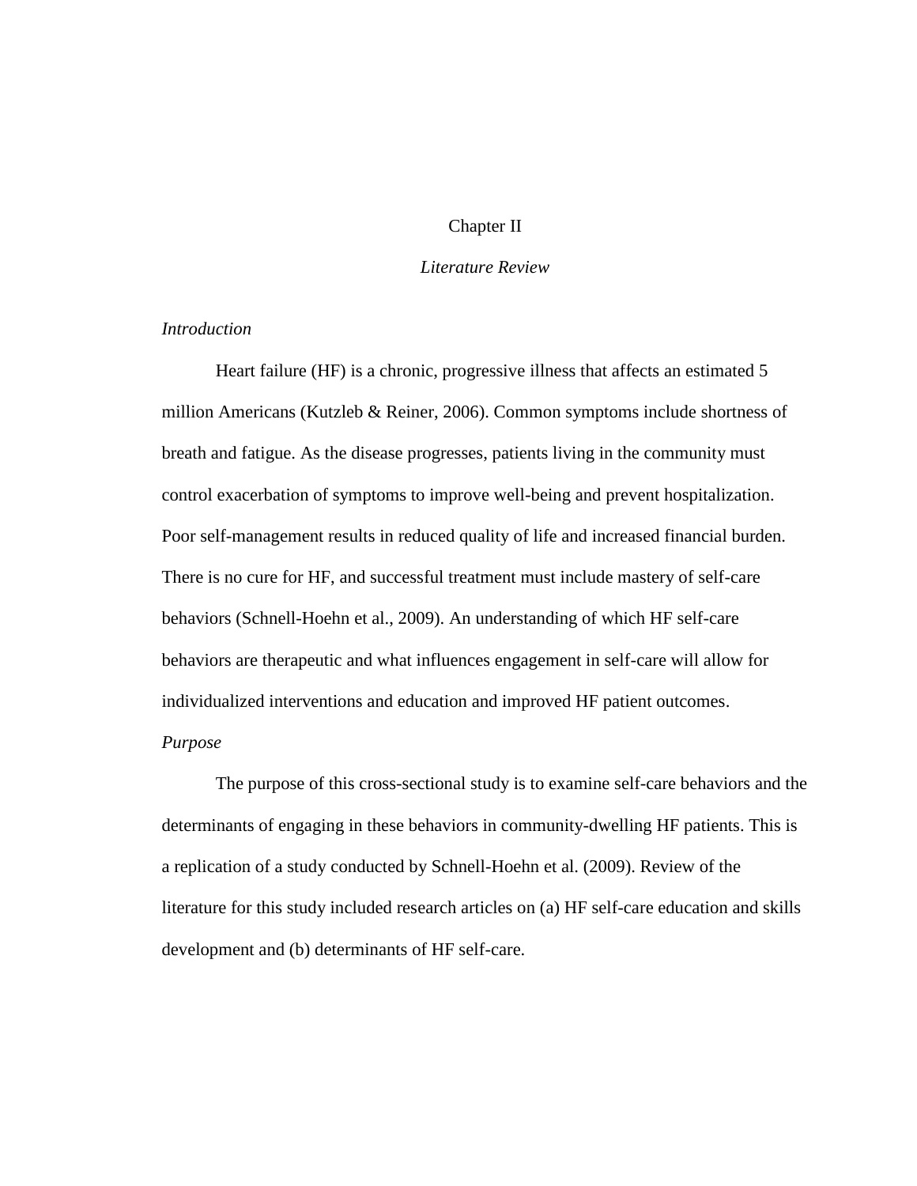# Chapter II

## *Literature Review*

### *Introduction*

Heart failure (HF) is a chronic, progressive illness that affects an estimated 5 million Americans (Kutzleb & Reiner, 2006). Common symptoms include shortness of breath and fatigue. As the disease progresses, patients living in the community must control exacerbation of symptoms to improve well-being and prevent hospitalization. Poor self-management results in reduced quality of life and increased financial burden. There is no cure for HF, and successful treatment must include mastery of self-care behaviors (Schnell-Hoehn et al., 2009). An understanding of which HF self-care behaviors are therapeutic and what influences engagement in self-care will allow for individualized interventions and education and improved HF patient outcomes.

### *Purpose*

The purpose of this cross-sectional study is to examine self-care behaviors and the determinants of engaging in these behaviors in community-dwelling HF patients. This is a replication of a study conducted by Schnell-Hoehn et al. (2009). Review of the literature for this study included research articles on (a) HF self-care education and skills development and (b) determinants of HF self-care.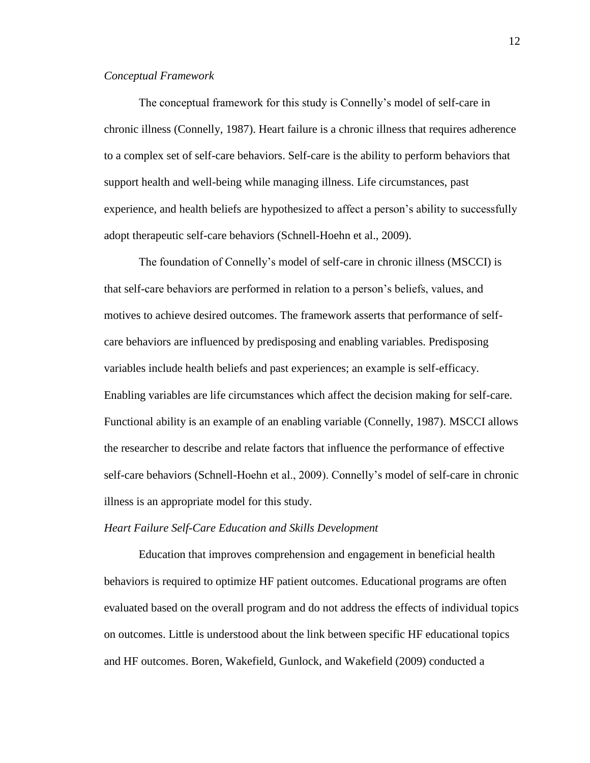*Conceptual Framework*

The conceptual framework for this study is Connelly's model of self-care in chronic illness (Connelly, 1987). Heart failure is a chronic illness that requires adherence to a complex set of self-care behaviors. Self-care is the ability to perform behaviors that support health and well-being while managing illness. Life circumstances, past experience, and health beliefs are hypothesized to affect a person's ability to successfully adopt therapeutic self-care behaviors (Schnell-Hoehn et al., 2009).

The foundation of Connelly's model of self-care in chronic illness (MSCCI) is that self-care behaviors are performed in relation to a person's beliefs, values, and motives to achieve desired outcomes. The framework asserts that performance of self-care behaviors are influenced by predisposing and enabling variables. Predisposing variables include health beliefs and past experiences; an example is self-efficacy. Enabling variables are life circumstances which affect the decision making for self-care. Functional ability is an example of an enabling variable (Connelly, 1987). MSCCI allows the researcher to describe and relate factors that influence the performance of effective self-care behaviors (Schnell-Hoehn et al., 2009). Connelly's model of self-care in chronic illness is an appropriate model for this study.

*Heart Failure Self-Care Education and Skills Development*

Education that improves comprehension and engagement in beneficial health behaviors is required to optimize HF patient outcomes. Educational programs are often evaluated based on the overall program and do not address the effects of individual topics on outcomes. Little is understood about the link between specific HF educational topics and HF outcomes. Boren, Wakefield, Gunlock, and Wakefield (2009) conducted a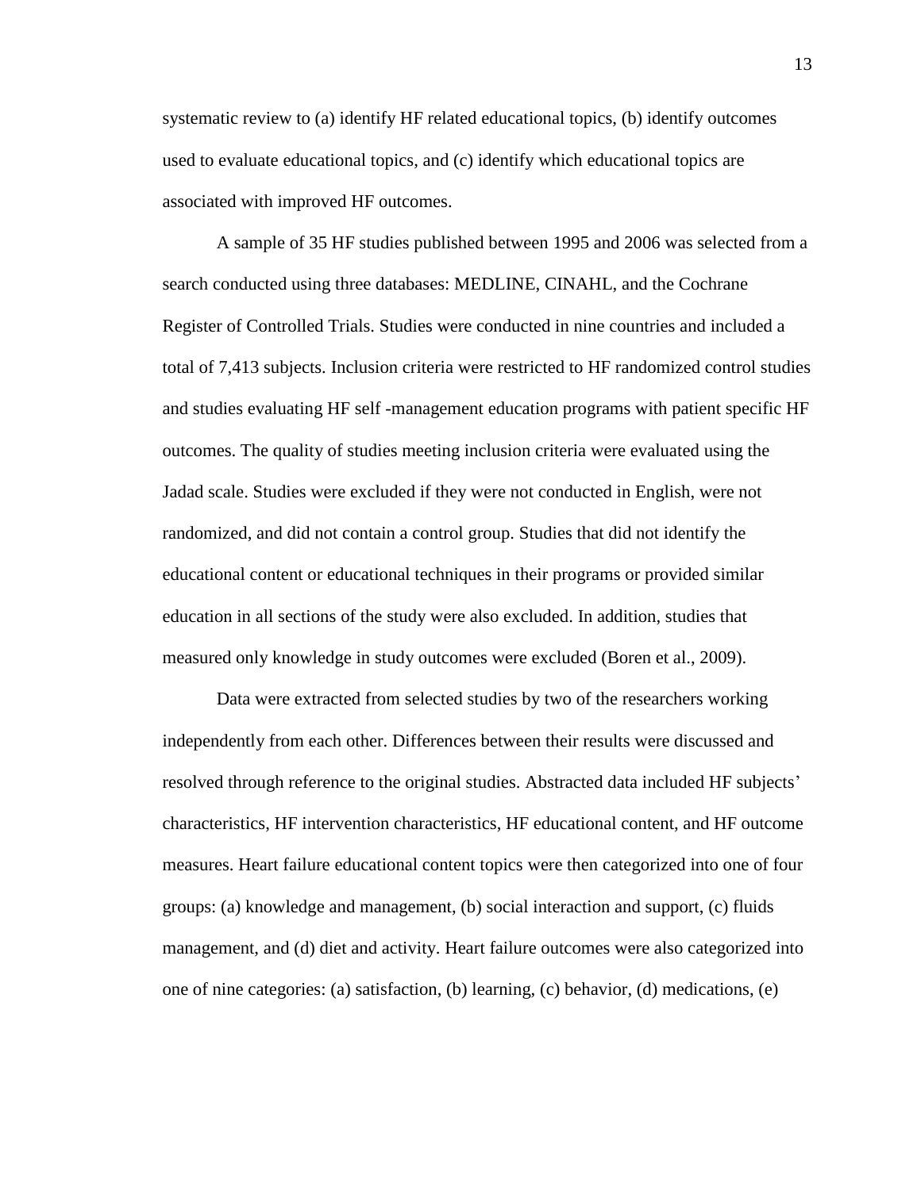systematic review to (a) identify HF related educational topics, (b) identify outcomes used to evaluate educational topics, and (c) identify which educational topics are associated with improved HF outcomes.

A sample of 35 HF studies published between 1995 and 2006 was selected from a search conducted using three databases: MEDLINE, CINAHL, and the Cochrane Register of Controlled Trials. Studies were conducted in nine countries and included a total of 7,413 subjects. Inclusion criteria were restricted to HF randomized control studies and studies evaluating HF self -management education programs with patient specific HF outcomes. The quality of studies meeting inclusion criteria were evaluated using the Jadad scale. Studies were excluded if they were not conducted in English, were not randomized, and did not contain a control group. Studies that did not identify the educational content or educational techniques in their programs or provided similar education in all sections of the study were also excluded. In addition, studies that measured only knowledge in study outcomes were excluded (Boren et al., 2009).

Data were extracted from selected studies by two of the researchers working independently from each other. Differences between their results were discussed and resolved through reference to the original studies. Abstracted data included HF subjects' characteristics, HF intervention characteristics, HF educational content, and HF outcome measures. Heart failure educational content topics were then categorized into one of four groups: (a) knowledge and management, (b) social interaction and support, (c) fluids management, and (d) diet and activity. Heart failure outcomes were also categorized into one of nine categories: (a) satisfaction, (b) learning, (c) behavior, (d) medications, (e)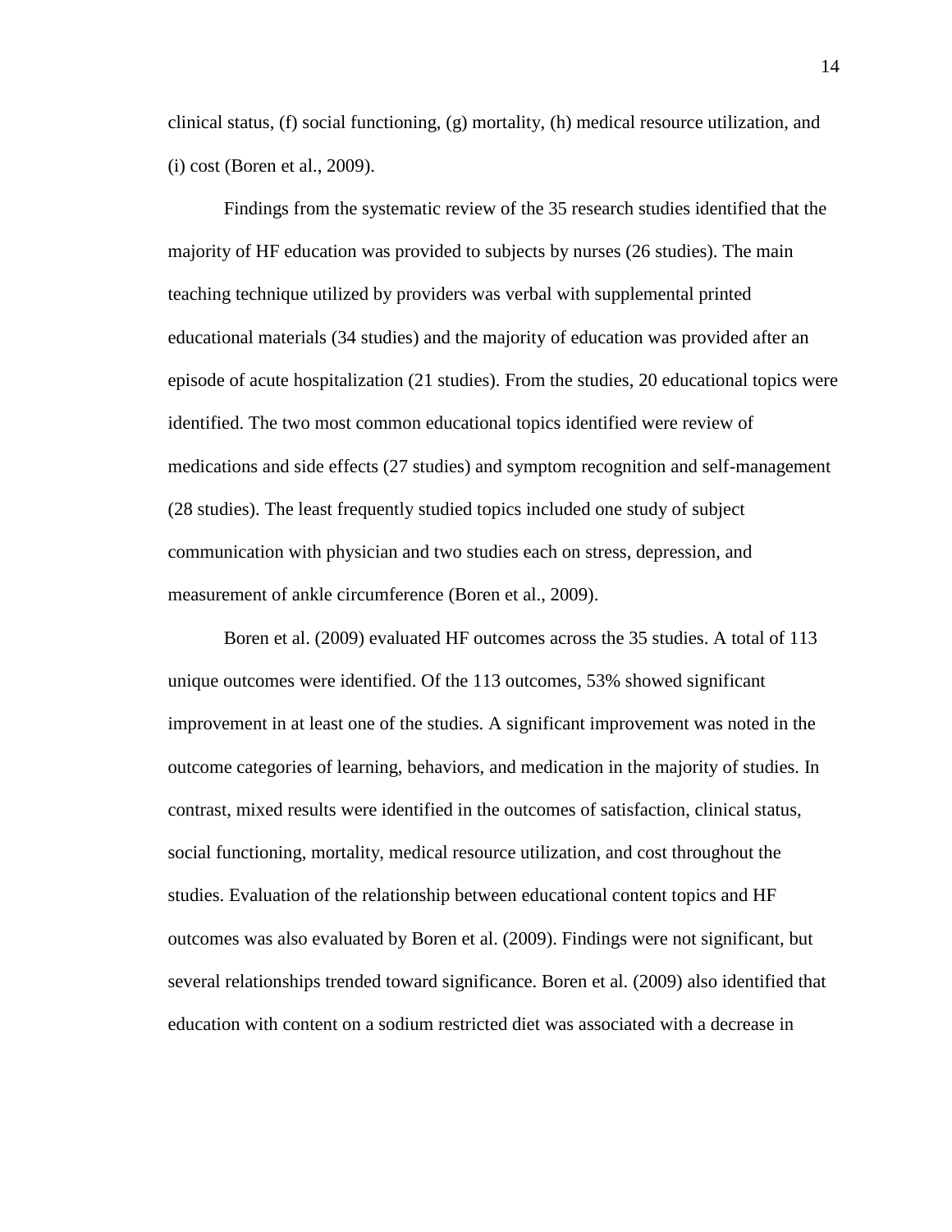clinical status, (f) social functioning, (g) mortality, (h) medical resource utilization, and (i) cost (Boren et al., 2009).

Findings from the systematic review of the 35 research studies identified that the majority of HF education was provided to subjects by nurses (26 studies). The main teaching technique utilized by providers was verbal with supplemental printed educational materials (34 studies) and the majority of education was provided after an episode of acute hospitalization (21 studies). From the studies, 20 educational topics were identified. The two most common educational topics identified were review of medications and side effects (27 studies) and symptom recognition and self-management (28 studies). The least frequently studied topics included one study of subject communication with physician and two studies each on stress, depression, and measurement of ankle circumference (Boren et al., 2009).

Boren et al. (2009) evaluated HF outcomes across the 35 studies. A total of 113 unique outcomes were identified. Of the 113 outcomes, 53% showed significant improvement in at least one of the studies. A significant improvement was noted in the outcome categories of learning, behaviors, and medication in the majority of studies. In contrast, mixed results were identified in the outcomes of satisfaction, clinical status, social functioning, mortality, medical resource utilization, and cost throughout the studies. Evaluation of the relationship between educational content topics and HF outcomes was also evaluated by Boren et al. (2009). Findings were not significant, but several relationships trended toward significance. Boren et al. (2009) also identified that education with content on a sodium restricted diet was associated with a decrease in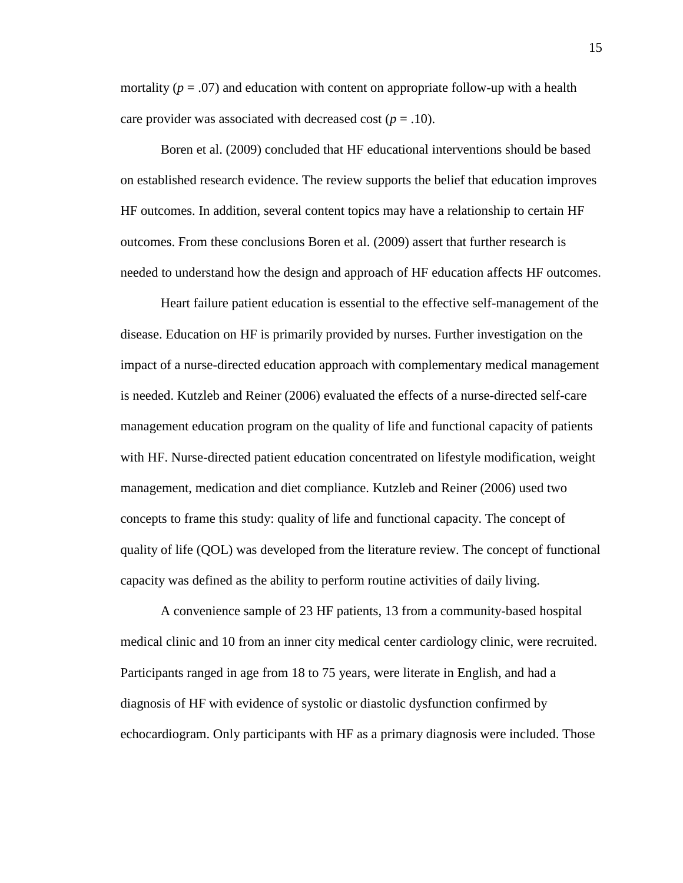mortality ($p = .07$) and education with content on appropriate follow-up with a health care provider was associated with decreased cost ($p = .10$).

Boren et al. (2009) concluded that HF educational interventions should be based on established research evidence. The review supports the belief that education improves HF outcomes. In addition, several content topics may have a relationship to certain HF outcomes. From these conclusions Boren et al. (2009) assert that further research is needed to understand how the design and approach of HF education affects HF outcomes.

Heart failure patient education is essential to the effective self-management of the disease. Education on HF is primarily provided by nurses. Further investigation on the impact of a nurse-directed education approach with complementary medical management is needed. Kutzleb and Reiner (2006) evaluated the effects of a nurse-directed self-care management education program on the quality of life and functional capacity of patients with HF. Nurse-directed patient education concentrated on lifestyle modification, weight management, medication and diet compliance. Kutzleb and Reiner (2006) used two concepts to frame this study: quality of life and functional capacity. The concept of quality of life (QOL) was developed from the literature review. The concept of functional capacity was defined as the ability to perform routine activities of daily living.

A convenience sample of 23 HF patients, 13 from a community-based hospital medical clinic and 10 from an inner city medical center cardiology clinic, were recruited. Participants ranged in age from 18 to 75 years, were literate in English, and had a diagnosis of HF with evidence of systolic or diastolic dysfunction confirmed by echocardiogram. Only participants with HF as a primary diagnosis were included. Those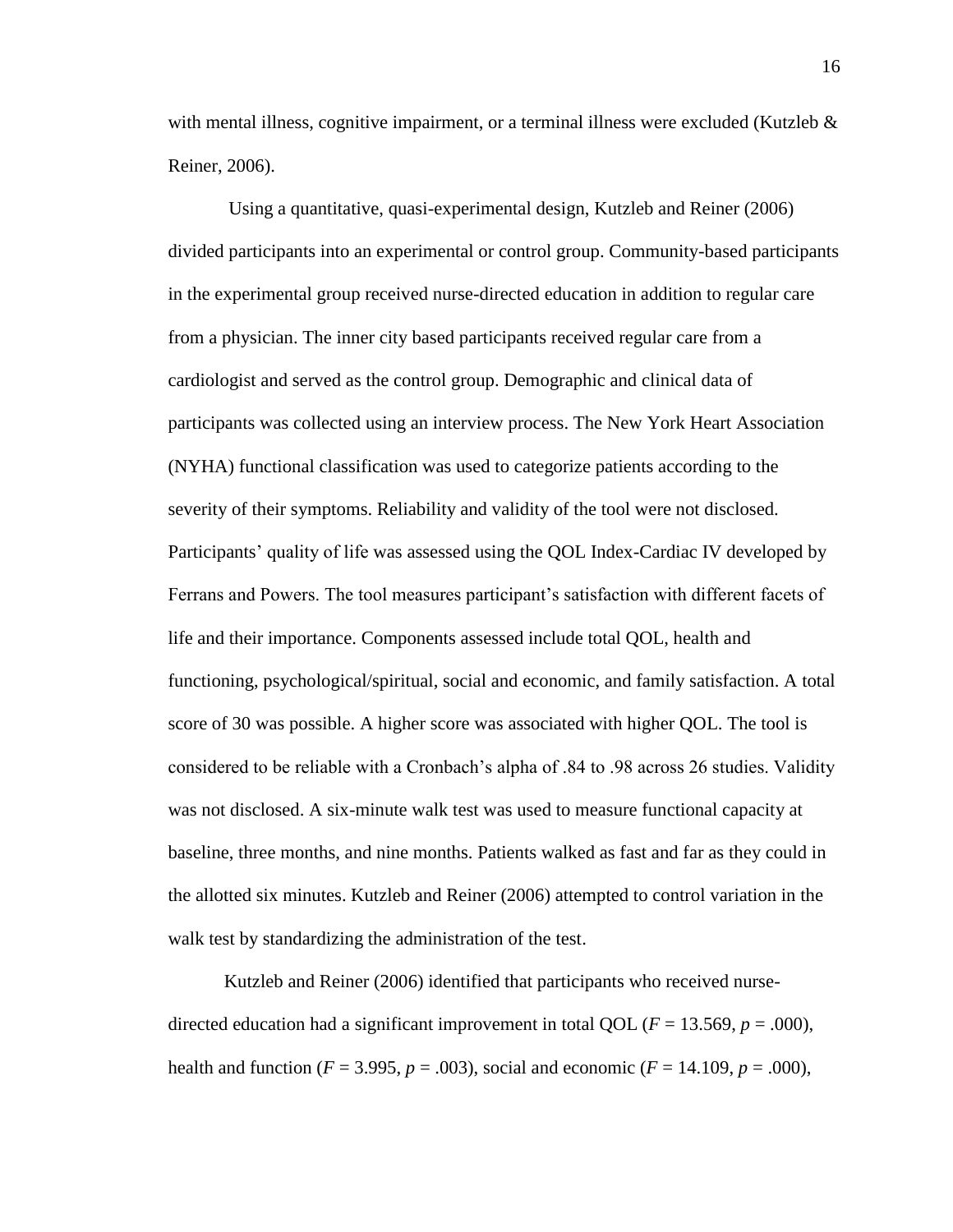with mental illness, cognitive impairment, or a terminal illness were excluded (Kutzleb & Reiner, 2006).

Using a quantitative, quasi-experimental design, Kutzleb and Reiner (2006) divided participants into an experimental or control group. Community-based participants in the experimental group received nurse-directed education in addition to regular care from a physician. The inner city based participants received regular care from a cardiologist and served as the control group. Demographic and clinical data of participants was collected using an interview process. The New York Heart Association (NYHA) functional classification was used to categorize patients according to the severity of their symptoms. Reliability and validity of the tool were not disclosed. Participants' quality of life was assessed using the QOL Index-Cardiac IV developed by Ferrans and Powers. The tool measures participant's satisfaction with different facets of life and their importance. Components assessed include total QOL, health and functioning, psychological/spiritual, social and economic, and family satisfaction. A total score of 30 was possible. A higher score was associated with higher QOL. The tool is considered to be reliable with a Cronbach's alpha of .84 to .98 across 26 studies. Validity was not disclosed. A six-minute walk test was used to measure functional capacity at baseline, three months, and nine months. Patients walked as fast and far as they could in the allotted six minutes. Kutzleb and Reiner (2006) attempted to control variation in the walk test by standardizing the administration of the test.

Kutzleb and Reiner (2006) identified that participants who received nurse-directed education had a significant improvement in total QOL ($F = 13.569$, $p = .000$), health and function ($F = 3.995$, $p = .003$), social and economic ($F = 14.109$, $p = .000$),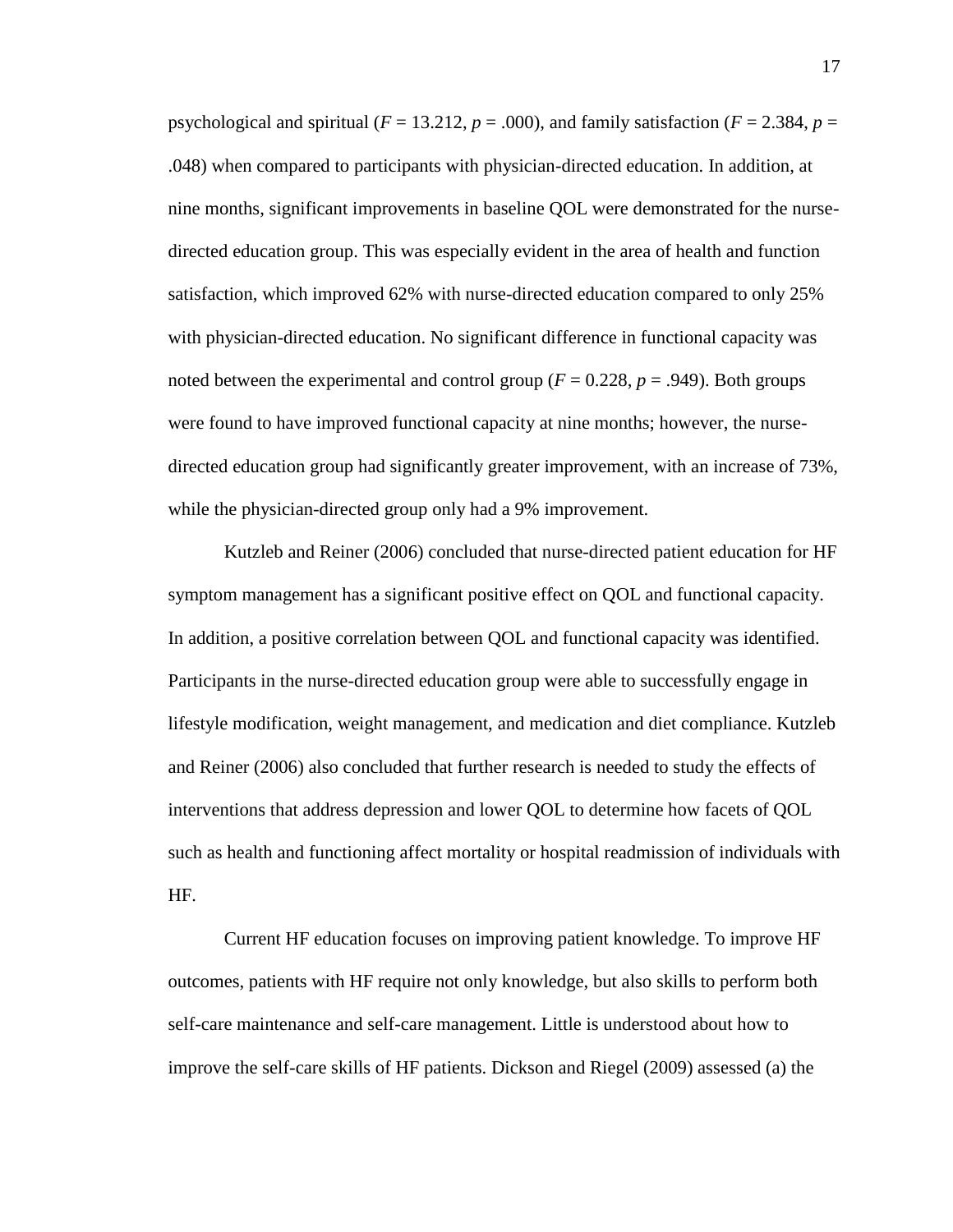psychological and spiritual ($F = 13.212$, $p = .000$), and family satisfaction ($F = 2.384$, $p = .048$) when compared to participants with physician-directed education. In addition, at nine months, significant improvements in baseline QOL were demonstrated for the nurse-directed education group. This was especially evident in the area of health and function satisfaction, which improved 62% with nurse-directed education compared to only 25% with physician-directed education. No significant difference in functional capacity was noted between the experimental and control group ($F = 0.228$, $p = .949$). Both groups were found to have improved functional capacity at nine months; however, the nurse-directed education group had significantly greater improvement, with an increase of 73%, while the physician-directed group only had a 9% improvement.

Kutzleb and Reiner (2006) concluded that nurse-directed patient education for HF symptom management has a significant positive effect on QOL and functional capacity. In addition, a positive correlation between QOL and functional capacity was identified. Participants in the nurse-directed education group were able to successfully engage in lifestyle modification, weight management, and medication and diet compliance. Kutzleb and Reiner (2006) also concluded that further research is needed to study the effects of interventions that address depression and lower QOL to determine how facets of QOL such as health and functioning affect mortality or hospital readmission of individuals with HF.

Current HF education focuses on improving patient knowledge. To improve HF outcomes, patients with HF require not only knowledge, but also skills to perform both self-care maintenance and self-care management. Little is understood about how to improve the self-care skills of HF patients. Dickson and Riegel (2009) assessed (a) the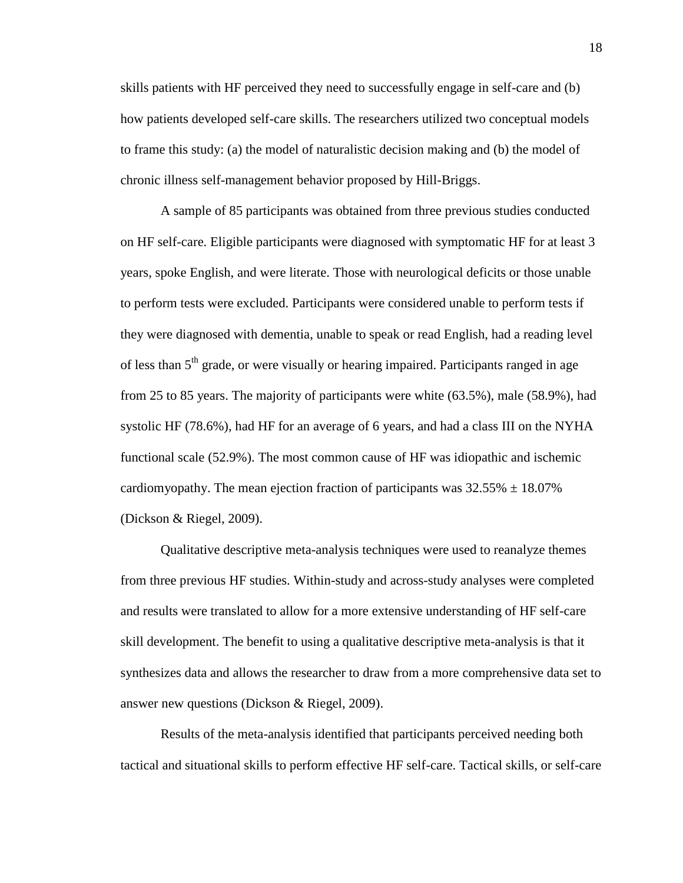skills patients with HF perceived they need to successfully engage in self-care and (b) how patients developed self-care skills. The researchers utilized two conceptual models to frame this study: (a) the model of naturalistic decision making and (b) the model of chronic illness self-management behavior proposed by Hill-Briggs.

A sample of 85 participants was obtained from three previous studies conducted on HF self-care. Eligible participants were diagnosed with symptomatic HF for at least 3 years, spoke English, and were literate. Those with neurological deficits or those unable to perform tests were excluded. Participants were considered unable to perform tests if they were diagnosed with dementia, unable to speak or read English, had a reading level of less than 5$^{th}$ grade, or were visually or hearing impaired. Participants ranged in age from 25 to 85 years. The majority of participants were white (63.5%), male (58.9%), had systolic HF (78.6%), had HF for an average of 6 years, and had a class III on the NYHA functional scale (52.9%). The most common cause of HF was idiopathic and ischemic cardiomyopathy. The mean ejection fraction of participants was 32.55% ± 18.07% (Dickson & Riegel, 2009).

Qualitative descriptive meta-analysis techniques were used to reanalyze themes from three previous HF studies. Within-study and across-study analyses were completed and results were translated to allow for a more extensive understanding of HF self-care skill development. The benefit to using a qualitative descriptive meta-analysis is that it synthesizes data and allows the researcher to draw from a more comprehensive data set to answer new questions (Dickson & Riegel, 2009).

Results of the meta-analysis identified that participants perceived needing both tactical and situational skills to perform effective HF self-care. Tactical skills, or self-care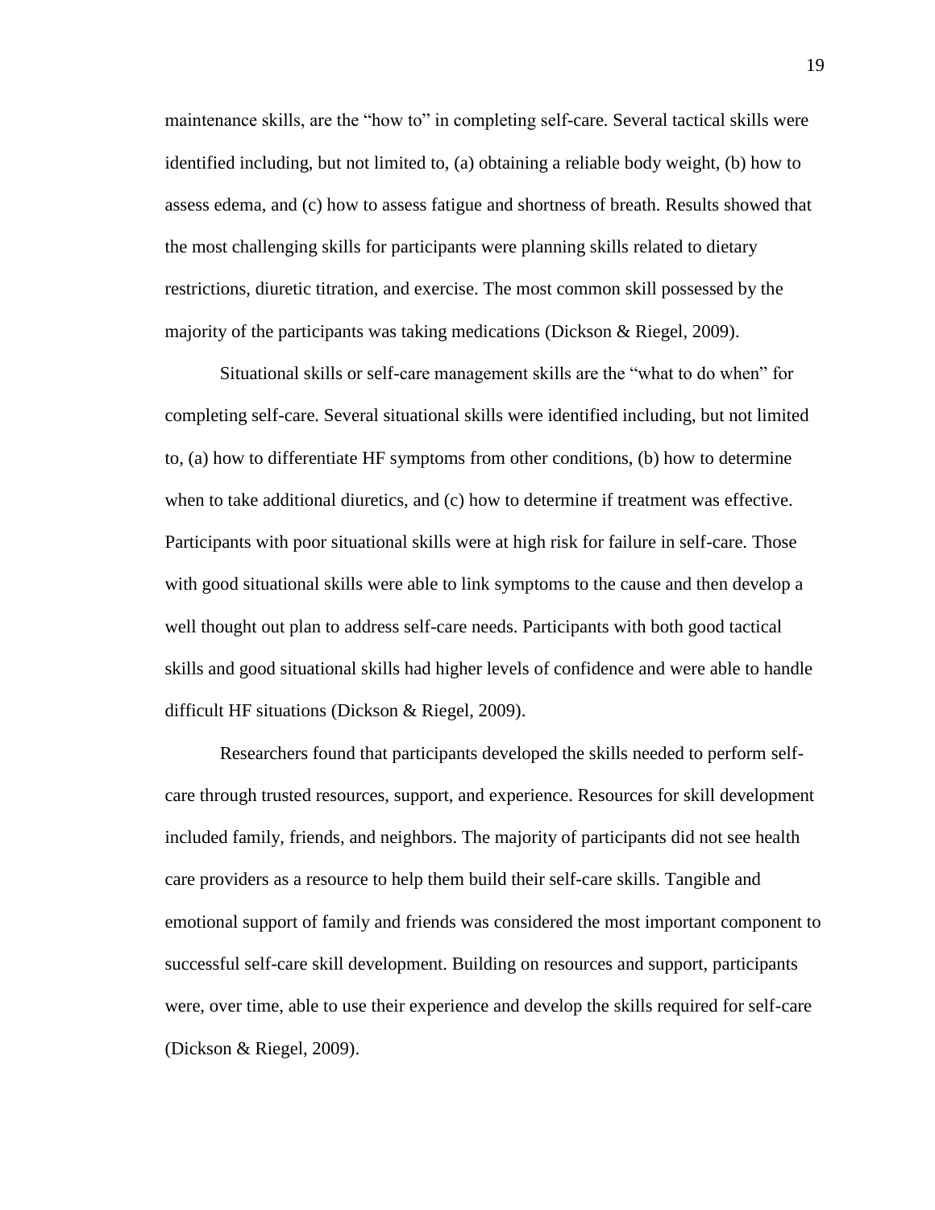maintenance skills, are the "how to" in completing self-care. Several tactical skills were identified including, but not limited to, (a) obtaining a reliable body weight, (b) how to assess edema, and (c) how to assess fatigue and shortness of breath. Results showed that the most challenging skills for participants were planning skills related to dietary restrictions, diuretic titration, and exercise. The most common skill possessed by the majority of the participants was taking medications (Dickson & Riegel, 2009).

Situational skills or self-care management skills are the "what to do when" for completing self-care. Several situational skills were identified including, but not limited to, (a) how to differentiate HF symptoms from other conditions, (b) how to determine when to take additional diuretics, and (c) how to determine if treatment was effective. Participants with poor situational skills were at high risk for failure in self-care. Those with good situational skills were able to link symptoms to the cause and then develop a well thought out plan to address self-care needs. Participants with both good tactical skills and good situational skills had higher levels of confidence and were able to handle difficult HF situations (Dickson & Riegel, 2009).

Researchers found that participants developed the skills needed to perform self-care through trusted resources, support, and experience. Resources for skill development included family, friends, and neighbors. The majority of participants did not see health care providers as a resource to help them build their self-care skills. Tangible and emotional support of family and friends was considered the most important component to successful self-care skill development. Building on resources and support, participants were, over time, able to use their experience and develop the skills required for self-care (Dickson & Riegel, 2009).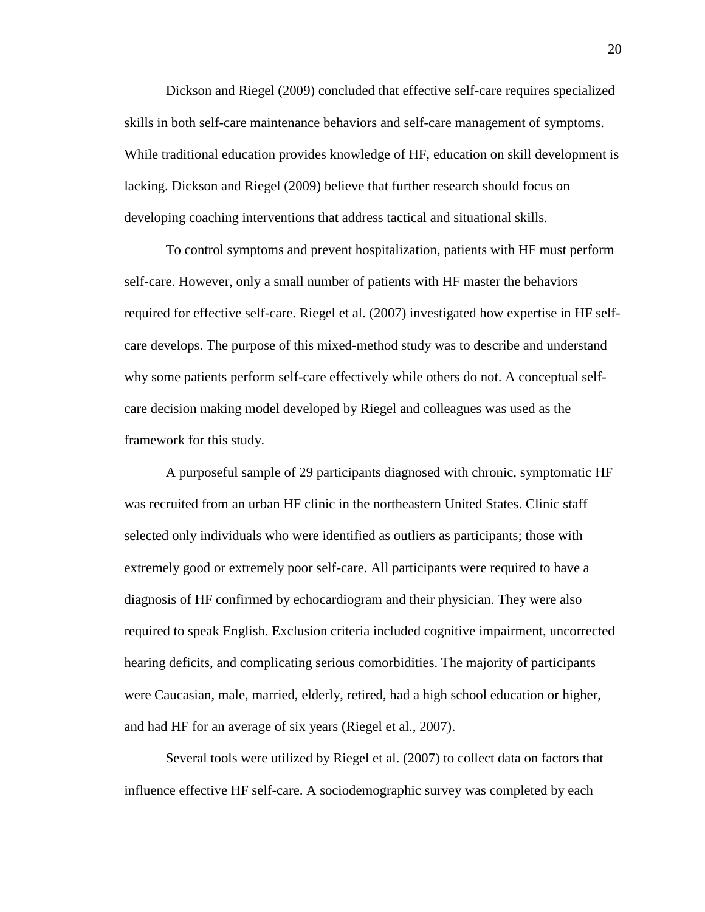Dickson and Riegel (2009) concluded that effective self-care requires specialized skills in both self-care maintenance behaviors and self-care management of symptoms. While traditional education provides knowledge of HF, education on skill development is lacking. Dickson and Riegel (2009) believe that further research should focus on developing coaching interventions that address tactical and situational skills.

To control symptoms and prevent hospitalization, patients with HF must perform self-care. However, only a small number of patients with HF master the behaviors required for effective self-care. Riegel et al. (2007) investigated how expertise in HF self-care develops. The purpose of this mixed-method study was to describe and understand why some patients perform self-care effectively while others do not. A conceptual self-care decision making model developed by Riegel and colleagues was used as the framework for this study.

A purposeful sample of 29 participants diagnosed with chronic, symptomatic HF was recruited from an urban HF clinic in the northeastern United States. Clinic staff selected only individuals who were identified as outliers as participants; those with extremely good or extremely poor self-care. All participants were required to have a diagnosis of HF confirmed by echocardiogram and their physician. They were also required to speak English. Exclusion criteria included cognitive impairment, uncorrected hearing deficits, and complicating serious comorbidities. The majority of participants were Caucasian, male, married, elderly, retired, had a high school education or higher, and had HF for an average of six years (Riegel et al., 2007).

Several tools were utilized by Riegel et al. (2007) to collect data on factors that influence effective HF self-care. A sociodemographic survey was completed by each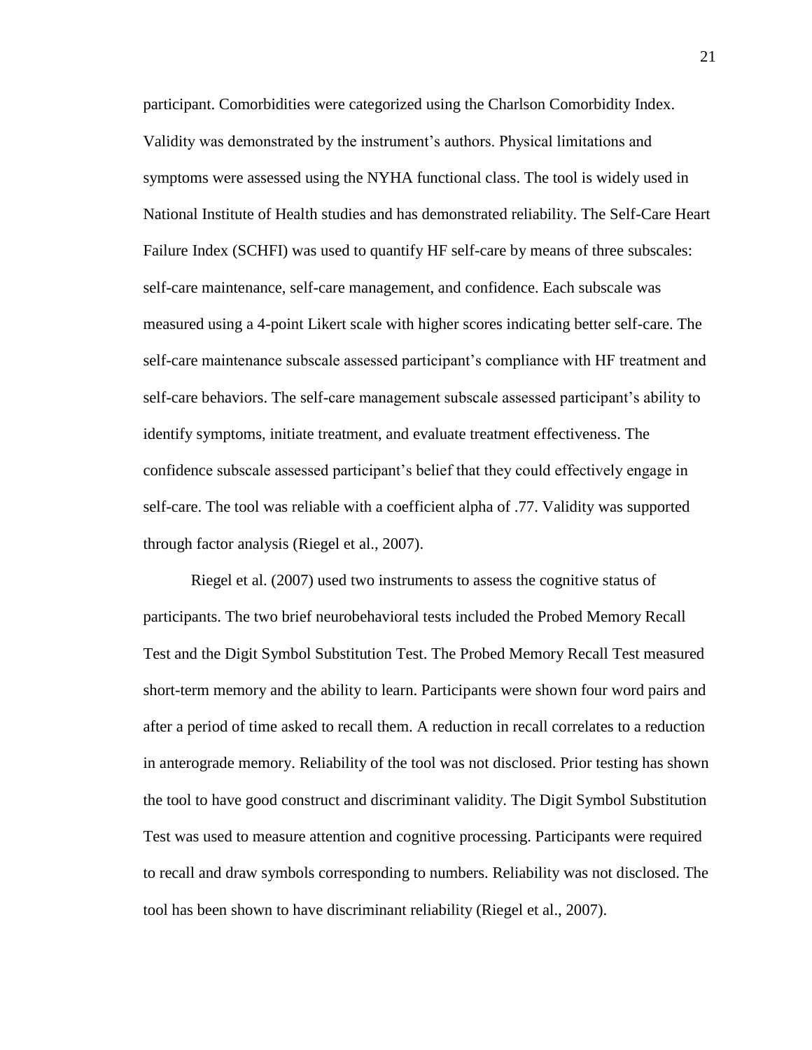participant. Comorbidities were categorized using the Charlson Comorbidity Index. Validity was demonstrated by the instrument's authors. Physical limitations and symptoms were assessed using the NYHA functional class. The tool is widely used in National Institute of Health studies and has demonstrated reliability. The Self-Care Heart Failure Index (SCHFI) was used to quantify HF self-care by means of three subscales: self-care maintenance, self-care management, and confidence. Each subscale was measured using a 4-point Likert scale with higher scores indicating better self-care. The self-care maintenance subscale assessed participant's compliance with HF treatment and self-care behaviors. The self-care management subscale assessed participant's ability to identify symptoms, initiate treatment, and evaluate treatment effectiveness. The confidence subscale assessed participant's belief that they could effectively engage in self-care. The tool was reliable with a coefficient alpha of .77. Validity was supported through factor analysis (Riegel et al., 2007).

Riegel et al. (2007) used two instruments to assess the cognitive status of participants. The two brief neurobehavioral tests included the Probed Memory Recall Test and the Digit Symbol Substitution Test. The Probed Memory Recall Test measured short-term memory and the ability to learn. Participants were shown four word pairs and after a period of time asked to recall them. A reduction in recall correlates to a reduction in anterograde memory. Reliability of the tool was not disclosed. Prior testing has shown the tool to have good construct and discriminant validity. The Digit Symbol Substitution Test was used to measure attention and cognitive processing. Participants were required to recall and draw symbols corresponding to numbers. Reliability was not disclosed. The tool has been shown to have discriminant reliability (Riegel et al., 2007).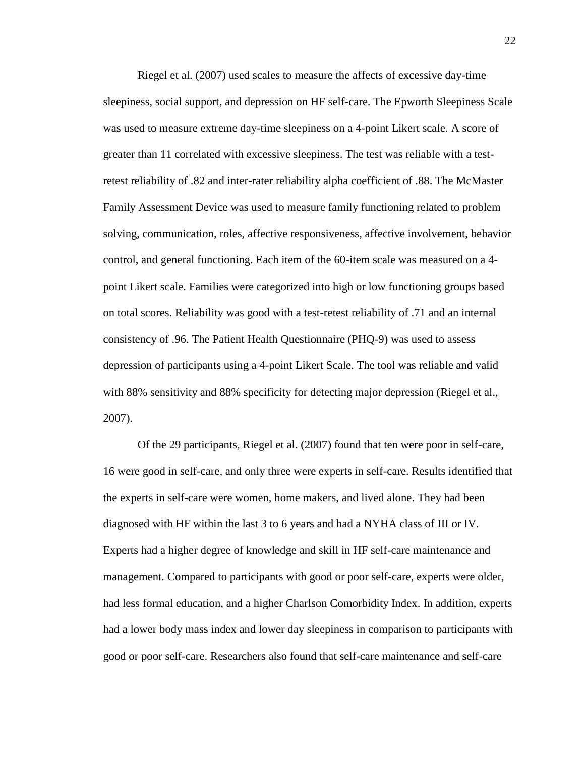Riegel et al. (2007) used scales to measure the affects of excessive day-time sleepiness, social support, and depression on HF self-care. The Epworth Sleepiness Scale was used to measure extreme day-time sleepiness on a 4-point Likert scale. A score of greater than 11 correlated with excessive sleepiness. The test was reliable with a test-retest reliability of .82 and inter-rater reliability alpha coefficient of .88. The McMaster Family Assessment Device was used to measure family functioning related to problem solving, communication, roles, affective responsiveness, affective involvement, behavior control, and general functioning. Each item of the 60-item scale was measured on a 4-point Likert scale. Families were categorized into high or low functioning groups based on total scores. Reliability was good with a test-retest reliability of .71 and an internal consistency of .96. The Patient Health Questionnaire (PHQ-9) was used to assess depression of participants using a 4-point Likert Scale. The tool was reliable and valid with 88% sensitivity and 88% specificity for detecting major depression (Riegel et al., 2007).

Of the 29 participants, Riegel et al. (2007) found that ten were poor in self-care, 16 were good in self-care, and only three were experts in self-care. Results identified that the experts in self-care were women, home makers, and lived alone. They had been diagnosed with HF within the last 3 to 6 years and had a NYHA class of III or IV. Experts had a higher degree of knowledge and skill in HF self-care maintenance and management. Compared to participants with good or poor self-care, experts were older, had less formal education, and a higher Charlson Comorbidity Index. In addition, experts had a lower body mass index and lower day sleepiness in comparison to participants with good or poor self-care. Researchers also found that self-care maintenance and self-care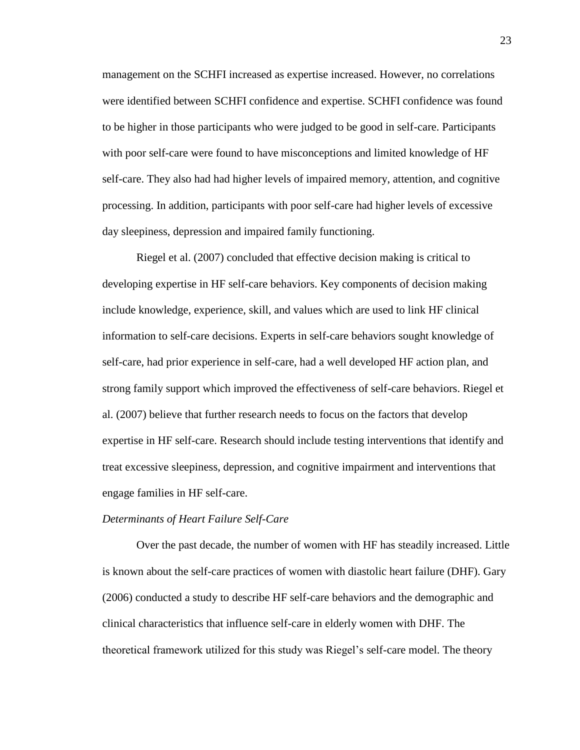management on the SCHFI increased as expertise increased. However, no correlations were identified between SCHFI confidence and expertise. SCHFI confidence was found to be higher in those participants who were judged to be good in self-care. Participants with poor self-care were found to have misconceptions and limited knowledge of HF self-care. They also had had higher levels of impaired memory, attention, and cognitive processing. In addition, participants with poor self-care had higher levels of excessive day sleepiness, depression and impaired family functioning.

Riegel et al. (2007) concluded that effective decision making is critical to developing expertise in HF self-care behaviors. Key components of decision making include knowledge, experience, skill, and values which are used to link HF clinical information to self-care decisions. Experts in self-care behaviors sought knowledge of self-care, had prior experience in self-care, had a well developed HF action plan, and strong family support which improved the effectiveness of self-care behaviors. Riegel et al. (2007) believe that further research needs to focus on the factors that develop expertise in HF self-care. Research should include testing interventions that identify and treat excessive sleepiness, depression, and cognitive impairment and interventions that engage families in HF self-care.

*Determinants of Heart Failure Self-Care*

Over the past decade, the number of women with HF has steadily increased. Little is known about the self-care practices of women with diastolic heart failure (DHF). Gary (2006) conducted a study to describe HF self-care behaviors and the demographic and clinical characteristics that influence self-care in elderly women with DHF. The theoretical framework utilized for this study was Riegel's self-care model. The theory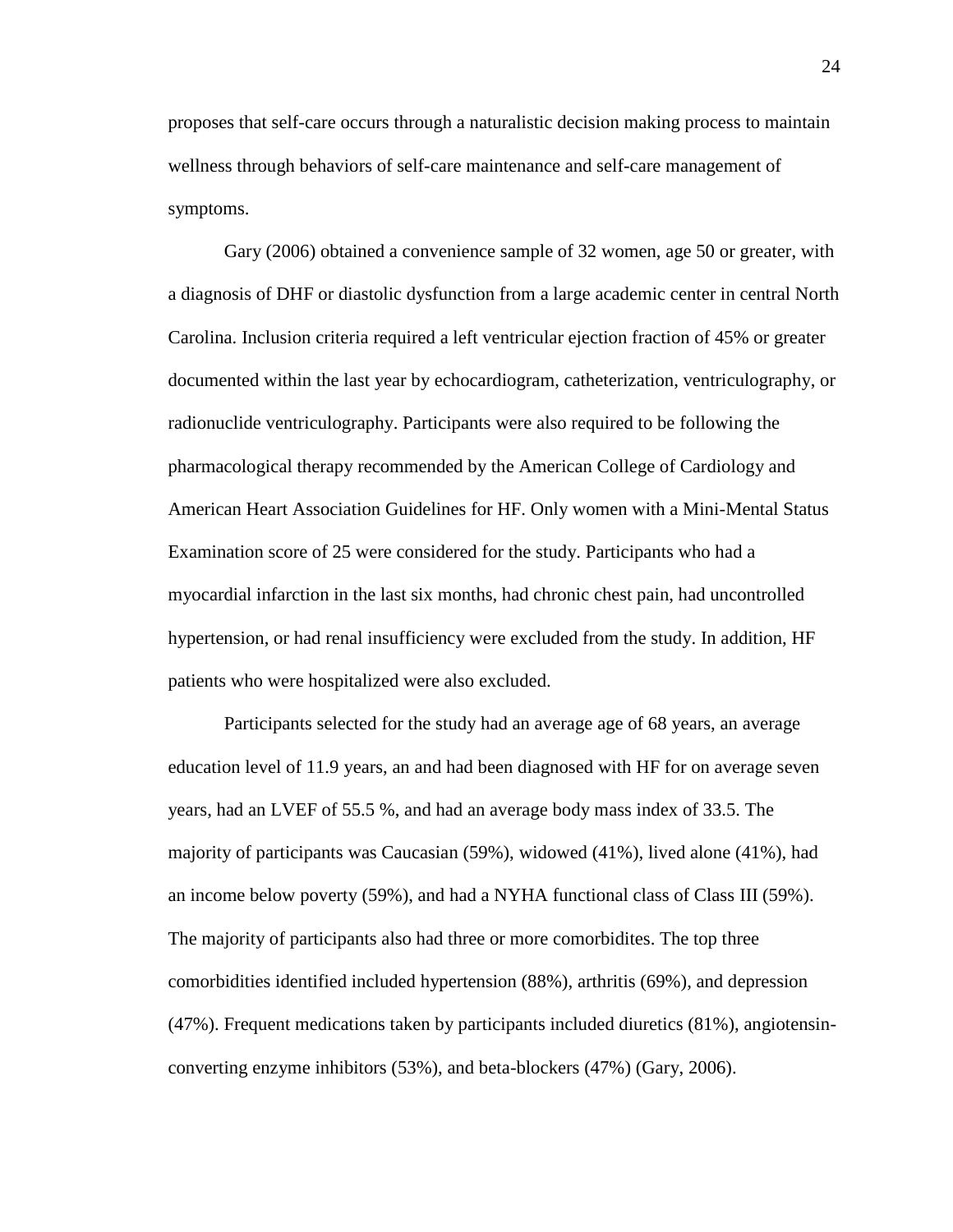proposes that self-care occurs through a naturalistic decision making process to maintain wellness through behaviors of self-care maintenance and self-care management of symptoms.

Gary (2006) obtained a convenience sample of 32 women, age 50 or greater, with a diagnosis of DHF or diastolic dysfunction from a large academic center in central North Carolina. Inclusion criteria required a left ventricular ejection fraction of 45% or greater documented within the last year by echocardiogram, catheterization, ventriculography, or radionuclide ventriculography. Participants were also required to be following the pharmacological therapy recommended by the American College of Cardiology and American Heart Association Guidelines for HF. Only women with a Mini-Mental Status Examination score of 25 were considered for the study. Participants who had a myocardial infarction in the last six months, had chronic chest pain, had uncontrolled hypertension, or had renal insufficiency were excluded from the study. In addition, HF patients who were hospitalized were also excluded.

Participants selected for the study had an average age of 68 years, an average education level of 11.9 years, an and had been diagnosed with HF for on average seven years, had an LVEF of 55.5 %, and had an average body mass index of 33.5. The majority of participants was Caucasian (59%), widowed (41%), lived alone (41%), had an income below poverty (59%), and had a NYHA functional class of Class III (59%). The majority of participants also had three or more comorbidites. The top three comorbidities identified included hypertension (88%), arthritis (69%), and depression (47%). Frequent medications taken by participants included diuretics (81%), angiotensin-converting enzyme inhibitors (53%), and beta-blockers (47%) (Gary, 2006).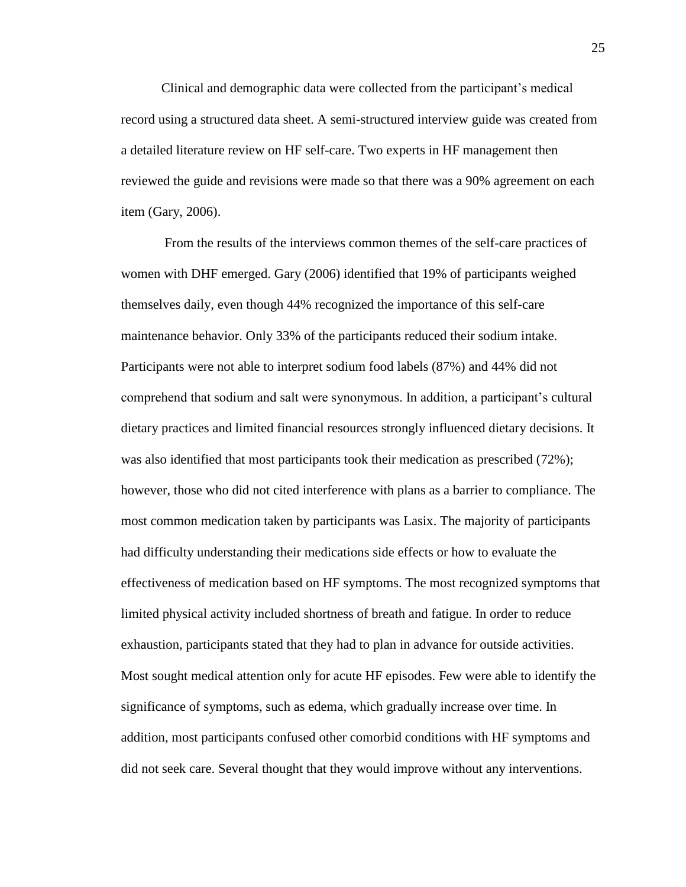Clinical and demographic data were collected from the participant's medical record using a structured data sheet. A semi-structured interview guide was created from a detailed literature review on HF self-care. Two experts in HF management then reviewed the guide and revisions were made so that there was a 90% agreement on each item (Gary, 2006).

From the results of the interviews common themes of the self-care practices of women with DHF emerged. Gary (2006) identified that 19% of participants weighed themselves daily, even though 44% recognized the importance of this self-care maintenance behavior. Only 33% of the participants reduced their sodium intake. Participants were not able to interpret sodium food labels (87%) and 44% did not comprehend that sodium and salt were synonymous. In addition, a participant's cultural dietary practices and limited financial resources strongly influenced dietary decisions. It was also identified that most participants took their medication as prescribed (72%); however, those who did not cited interference with plans as a barrier to compliance. The most common medication taken by participants was Lasix. The majority of participants had difficulty understanding their medications side effects or how to evaluate the effectiveness of medication based on HF symptoms. The most recognized symptoms that limited physical activity included shortness of breath and fatigue. In order to reduce exhaustion, participants stated that they had to plan in advance for outside activities. Most sought medical attention only for acute HF episodes. Few were able to identify the significance of symptoms, such as edema, which gradually increase over time. In addition, most participants confused other comorbid conditions with HF symptoms and did not seek care. Several thought that they would improve without any interventions.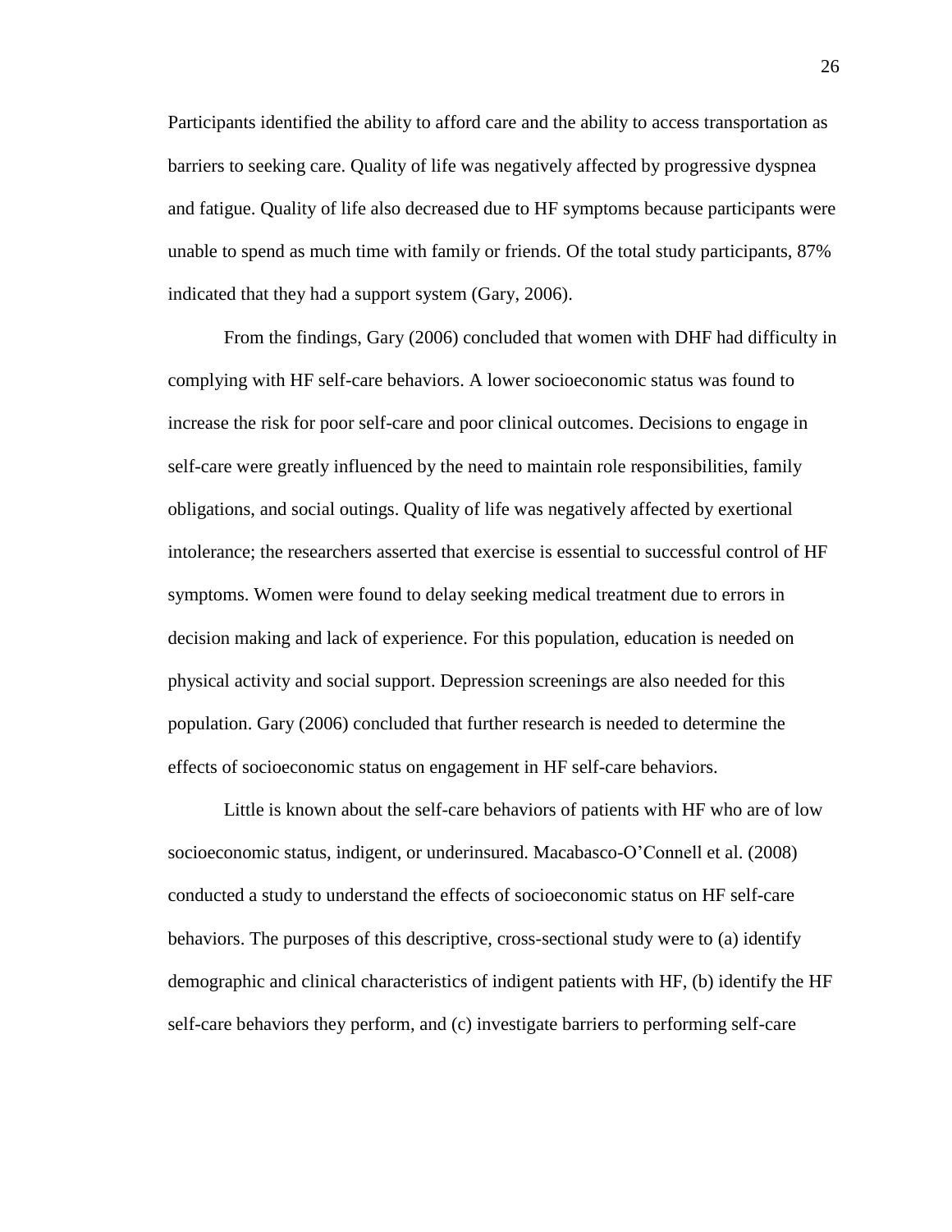Participants identified the ability to afford care and the ability to access transportation as barriers to seeking care. Quality of life was negatively affected by progressive dyspnea and fatigue. Quality of life also decreased due to HF symptoms because participants were unable to spend as much time with family or friends. Of the total study participants, 87% indicated that they had a support system (Gary, 2006).

From the findings, Gary (2006) concluded that women with DHF had difficulty in complying with HF self-care behaviors. A lower socioeconomic status was found to increase the risk for poor self-care and poor clinical outcomes. Decisions to engage in self-care were greatly influenced by the need to maintain role responsibilities, family obligations, and social outings. Quality of life was negatively affected by exertional intolerance; the researchers asserted that exercise is essential to successful control of HF symptoms. Women were found to delay seeking medical treatment due to errors in decision making and lack of experience. For this population, education is needed on physical activity and social support. Depression screenings are also needed for this population. Gary (2006) concluded that further research is needed to determine the effects of socioeconomic status on engagement in HF self-care behaviors.

Little is known about the self-care behaviors of patients with HF who are of low socioeconomic status, indigent, or underinsured. Macabasco-O'Connell et al. (2008) conducted a study to understand the effects of socioeconomic status on HF self-care behaviors. The purposes of this descriptive, cross-sectional study were to (a) identify demographic and clinical characteristics of indigent patients with HF, (b) identify the HF self-care behaviors they perform, and (c) investigate barriers to performing self-care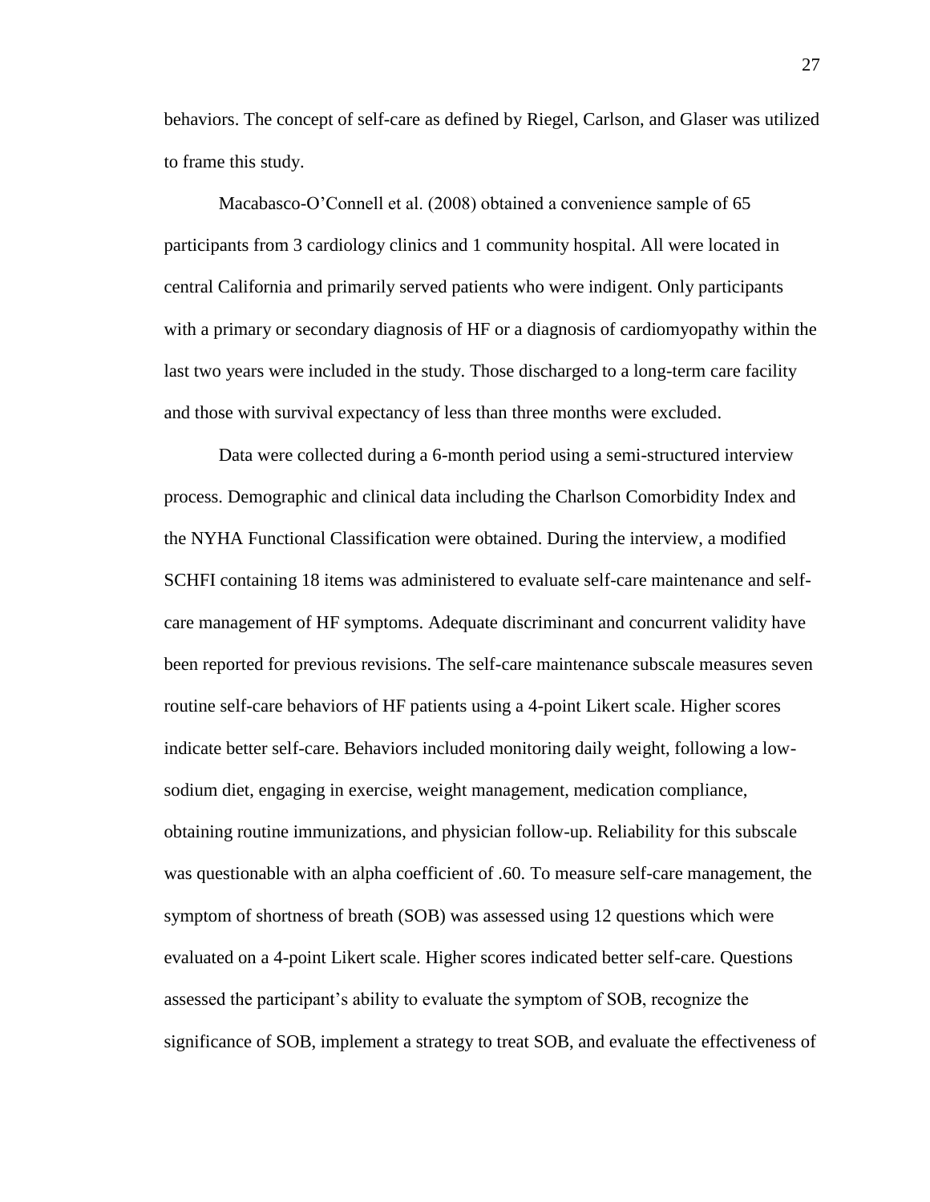behaviors. The concept of self-care as defined by Riegel, Carlson, and Glaser was utilized to frame this study.

Macabasco-O'Connell et al. (2008) obtained a convenience sample of 65 participants from 3 cardiology clinics and 1 community hospital. All were located in central California and primarily served patients who were indigent. Only participants with a primary or secondary diagnosis of HF or a diagnosis of cardiomyopathy within the last two years were included in the study. Those discharged to a long-term care facility and those with survival expectancy of less than three months were excluded.

Data were collected during a 6-month period using a semi-structured interview process. Demographic and clinical data including the Charlson Comorbidity Index and the NYHA Functional Classification were obtained. During the interview, a modified SCHFI containing 18 items was administered to evaluate self-care maintenance and self-care management of HF symptoms. Adequate discriminant and concurrent validity have been reported for previous revisions. The self-care maintenance subscale measures seven routine self-care behaviors of HF patients using a 4-point Likert scale. Higher scores indicate better self-care. Behaviors included monitoring daily weight, following a low-sodium diet, engaging in exercise, weight management, medication compliance, obtaining routine immunizations, and physician follow-up. Reliability for this subscale was questionable with an alpha coefficient of .60. To measure self-care management, the symptom of shortness of breath (SOB) was assessed using 12 questions which were evaluated on a 4-point Likert scale. Higher scores indicated better self-care. Questions assessed the participant's ability to evaluate the symptom of SOB, recognize the significance of SOB, implement a strategy to treat SOB, and evaluate the effectiveness of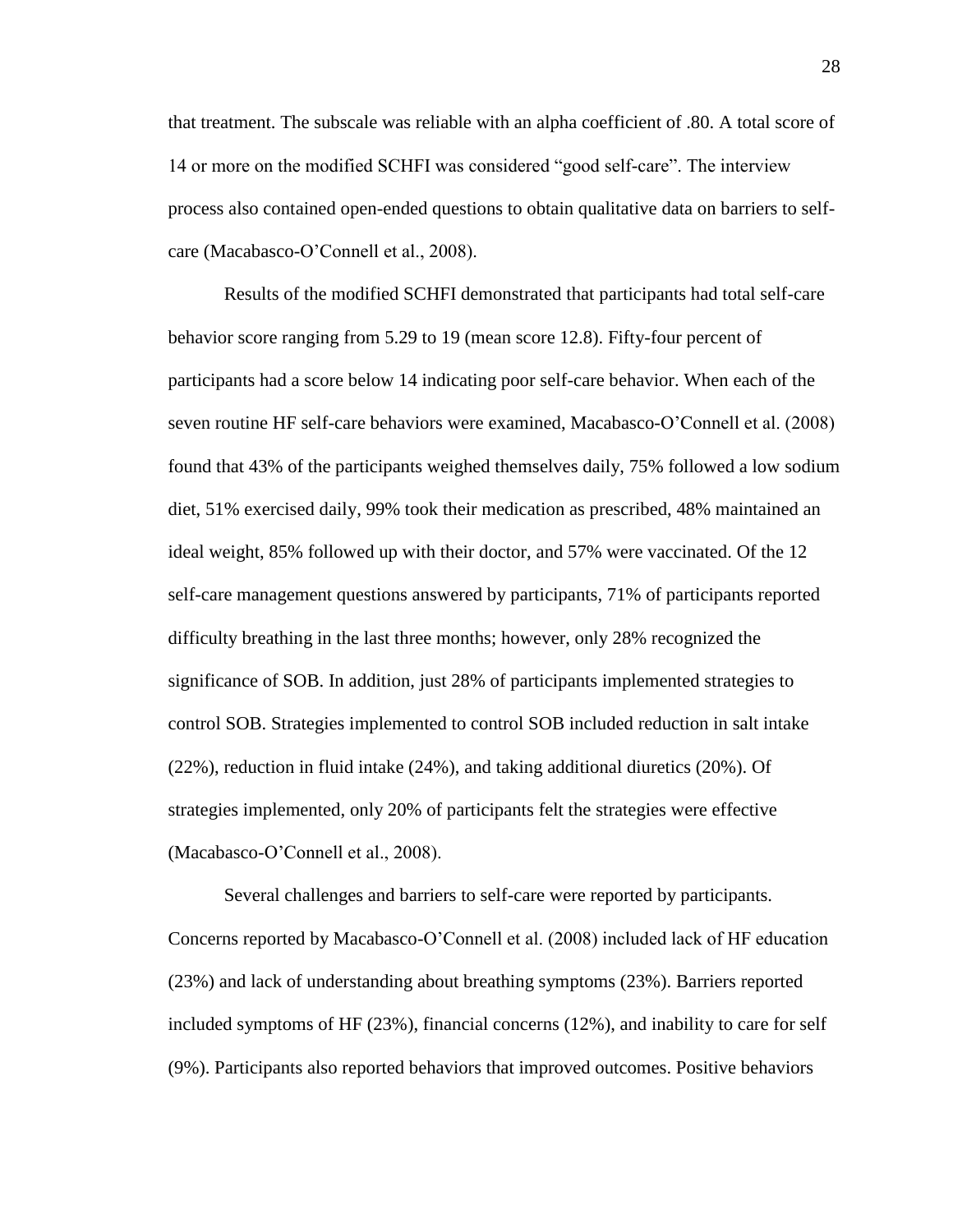that treatment. The subscale was reliable with an alpha coefficient of .80. A total score of 14 or more on the modified SCHFI was considered "good self-care". The interview process also contained open-ended questions to obtain qualitative data on barriers to self-care (Macabasco-O'Connell et al., 2008).

Results of the modified SCHFI demonstrated that participants had total self-care behavior score ranging from 5.29 to 19 (mean score 12.8). Fifty-four percent of participants had a score below 14 indicating poor self-care behavior. When each of the seven routine HF self-care behaviors were examined, Macabasco-O'Connell et al. (2008) found that 43% of the participants weighed themselves daily, 75% followed a low sodium diet, 51% exercised daily, 99% took their medication as prescribed, 48% maintained an ideal weight, 85% followed up with their doctor, and 57% were vaccinated. Of the 12 self-care management questions answered by participants, 71% of participants reported difficulty breathing in the last three months; however, only 28% recognized the significance of SOB. In addition, just 28% of participants implemented strategies to control SOB. Strategies implemented to control SOB included reduction in salt intake (22%), reduction in fluid intake (24%), and taking additional diuretics (20%). Of strategies implemented, only 20% of participants felt the strategies were effective (Macabasco-O'Connell et al., 2008).

Several challenges and barriers to self-care were reported by participants. Concerns reported by Macabasco-O'Connell et al. (2008) included lack of HF education (23%) and lack of understanding about breathing symptoms (23%). Barriers reported included symptoms of HF (23%), financial concerns (12%), and inability to care for self (9%). Participants also reported behaviors that improved outcomes. Positive behaviors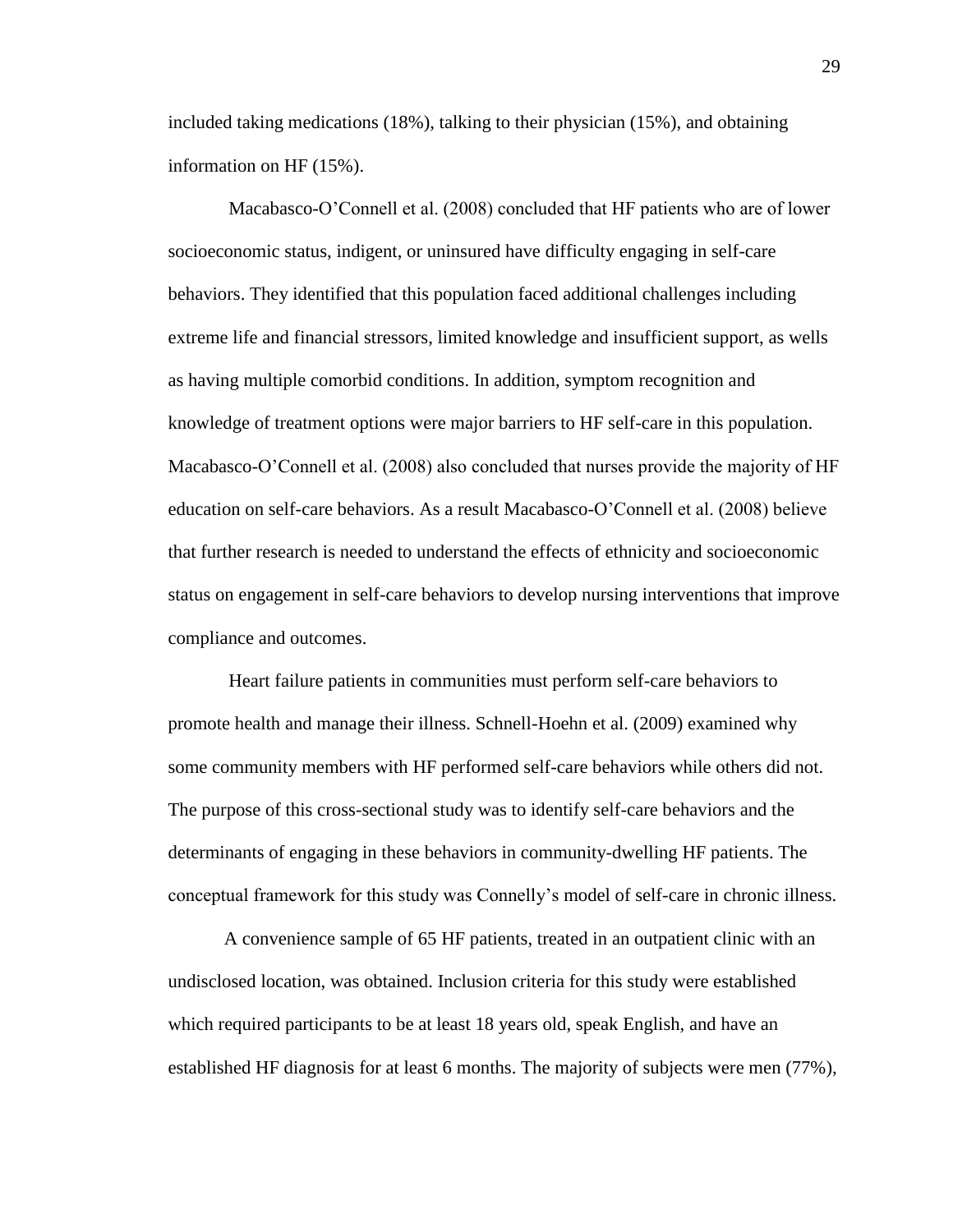included taking medications (18%), talking to their physician (15%), and obtaining information on HF (15%).

Macabasco-O'Connell et al. (2008) concluded that HF patients who are of lower socioeconomic status, indigent, or uninsured have difficulty engaging in self-care behaviors. They identified that this population faced additional challenges including extreme life and financial stressors, limited knowledge and insufficient support, as wells as having multiple comorbid conditions. In addition, symptom recognition and knowledge of treatment options were major barriers to HF self-care in this population. Macabasco-O'Connell et al. (2008) also concluded that nurses provide the majority of HF education on self-care behaviors. As a result Macabasco-O'Connell et al. (2008) believe that further research is needed to understand the effects of ethnicity and socioeconomic status on engagement in self-care behaviors to develop nursing interventions that improve compliance and outcomes.

Heart failure patients in communities must perform self-care behaviors to promote health and manage their illness. Schnell-Hoehn et al. (2009) examined why some community members with HF performed self-care behaviors while others did not. The purpose of this cross-sectional study was to identify self-care behaviors and the determinants of engaging in these behaviors in community-dwelling HF patients. The conceptual framework for this study was Connelly's model of self-care in chronic illness.

A convenience sample of 65 HF patients, treated in an outpatient clinic with an undisclosed location, was obtained. Inclusion criteria for this study were established which required participants to be at least 18 years old, speak English, and have an established HF diagnosis for at least 6 months. The majority of subjects were men (77%),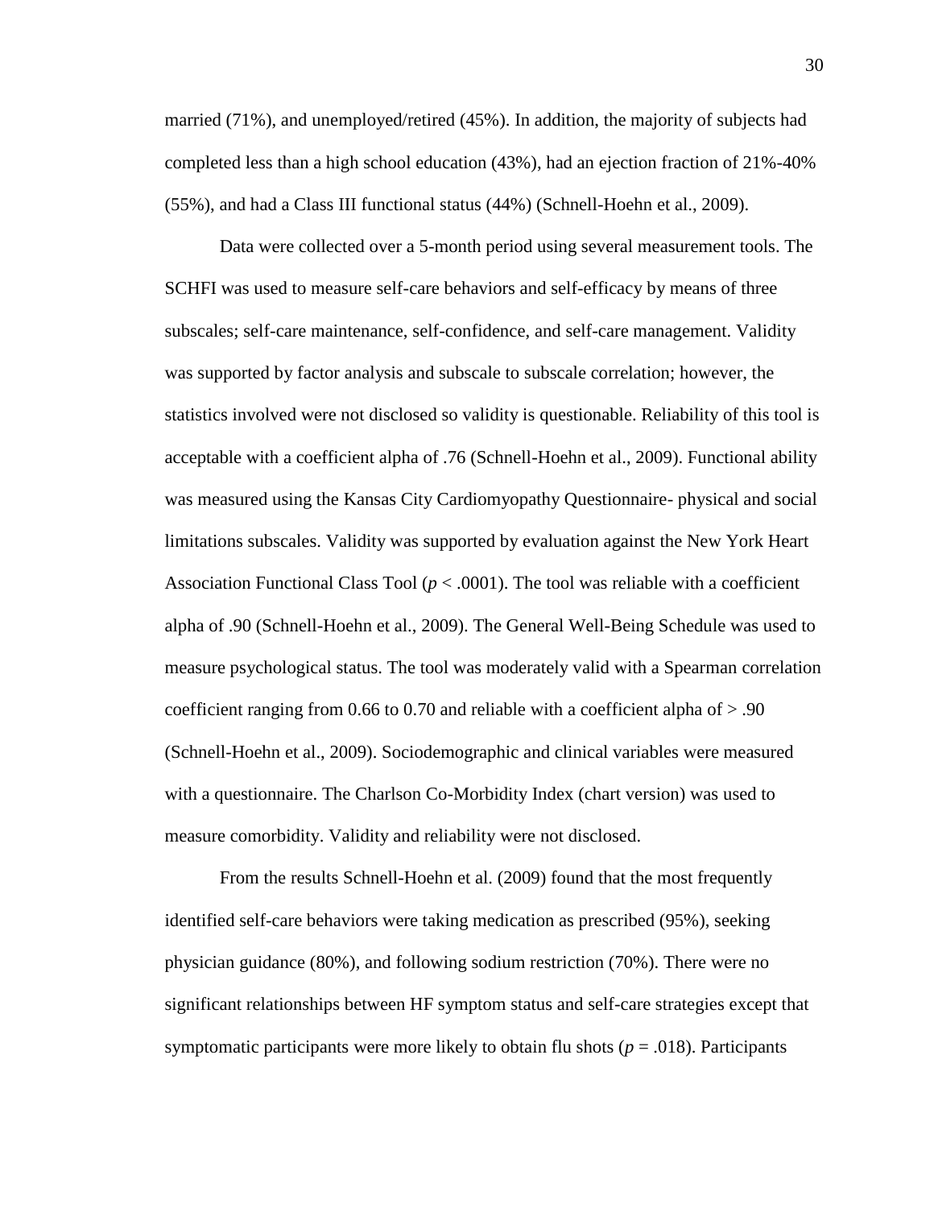married (71%), and unemployed/retired (45%). In addition, the majority of subjects had completed less than a high school education (43%), had an ejection fraction of 21%-40% (55%), and had a Class III functional status (44%) (Schnell-Hoehn et al., 2009).

Data were collected over a 5-month period using several measurement tools. The SCHFI was used to measure self-care behaviors and self-efficacy by means of three subscales; self-care maintenance, self-confidence, and self-care management. Validity was supported by factor analysis and subscale to subscale correlation; however, the statistics involved were not disclosed so validity is questionable. Reliability of this tool is acceptable with a coefficient alpha of .76 (Schnell-Hoehn et al., 2009). Functional ability was measured using the Kansas City Cardiomyopathy Questionnaire- physical and social limitations subscales. Validity was supported by evaluation against the New York Heart Association Functional Class Tool ($p < .0001$). The tool was reliable with a coefficient alpha of .90 (Schnell-Hoehn et al., 2009). The General Well-Being Schedule was used to measure psychological status. The tool was moderately valid with a Spearman correlation coefficient ranging from 0.66 to 0.70 and reliable with a coefficient alpha of > .90 (Schnell-Hoehn et al., 2009). Sociodemographic and clinical variables were measured with a questionnaire. The Charlson Co-Morbidity Index (chart version) was used to measure comorbidity. Validity and reliability were not disclosed.

From the results Schnell-Hoehn et al. (2009) found that the most frequently identified self-care behaviors were taking medication as prescribed (95%), seeking physician guidance (80%), and following sodium restriction (70%). There were no significant relationships between HF symptom status and self-care strategies except that symptomatic participants were more likely to obtain flu shots ($p = .018$). Participants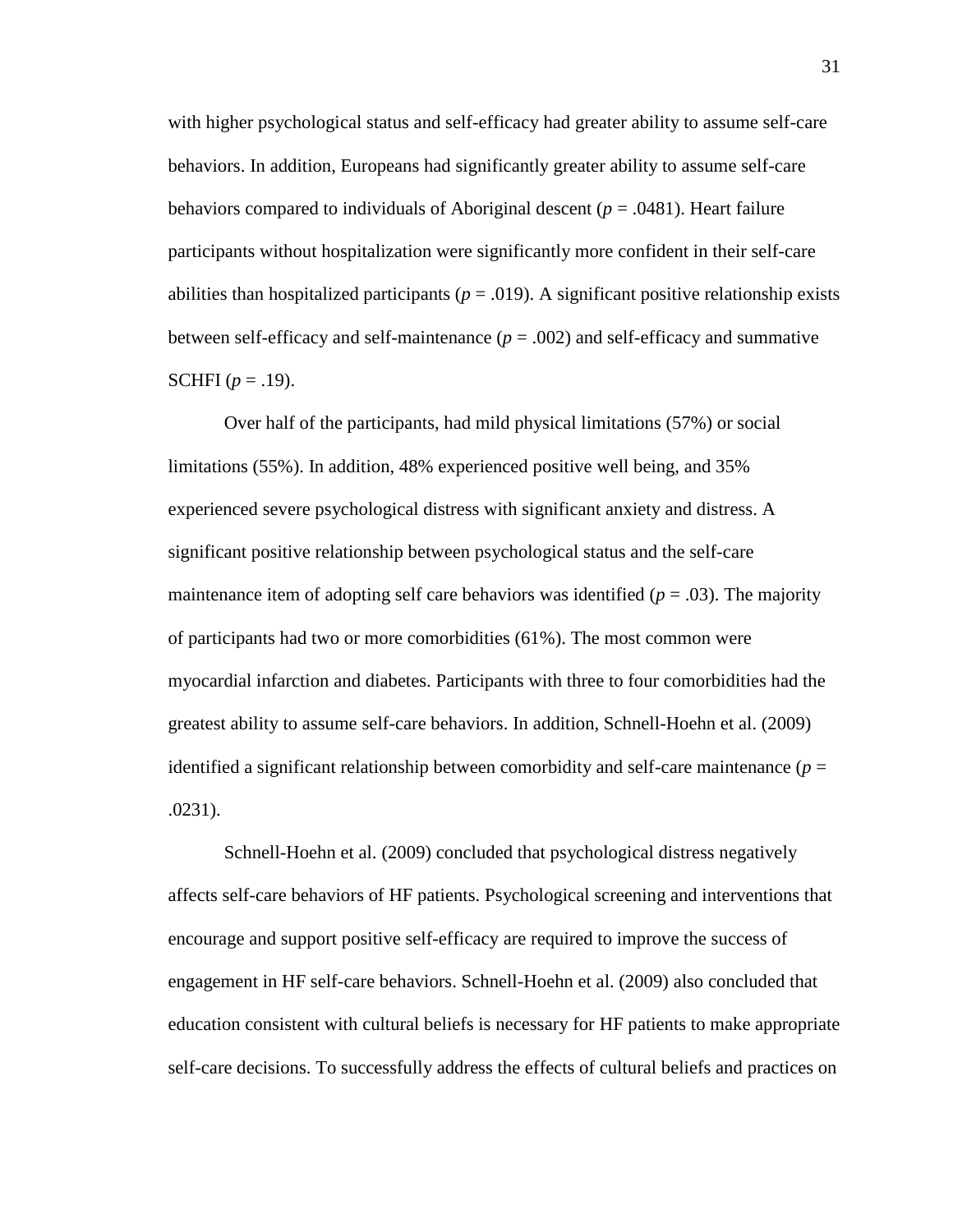with higher psychological status and self-efficacy had greater ability to assume self-care behaviors. In addition, Europeans had significantly greater ability to assume self-care behaviors compared to individuals of Aboriginal descent ($p = .0481$). Heart failure participants without hospitalization were significantly more confident in their self-care abilities than hospitalized participants ($p = .019$). A significant positive relationship exists between self-efficacy and self-maintenance ($p = .002$) and self-efficacy and summative SCHFI ($p = .19$).

Over half of the participants, had mild physical limitations (57%) or social limitations (55%). In addition, 48% experienced positive well being, and 35% experienced severe psychological distress with significant anxiety and distress. A significant positive relationship between psychological status and the self-care maintenance item of adopting self care behaviors was identified ($p = .03$). The majority of participants had two or more comorbidities (61%). The most common were myocardial infarction and diabetes. Participants with three to four comorbidities had the greatest ability to assume self-care behaviors. In addition, Schnell-Hoehn et al. (2009) identified a significant relationship between comorbidity and self-care maintenance ($p = .0231$).

Schnell-Hoehn et al. (2009) concluded that psychological distress negatively affects self-care behaviors of HF patients. Psychological screening and interventions that encourage and support positive self-efficacy are required to improve the success of engagement in HF self-care behaviors. Schnell-Hoehn et al. (2009) also concluded that education consistent with cultural beliefs is necessary for HF patients to make appropriate self-care decisions. To successfully address the effects of cultural beliefs and practices on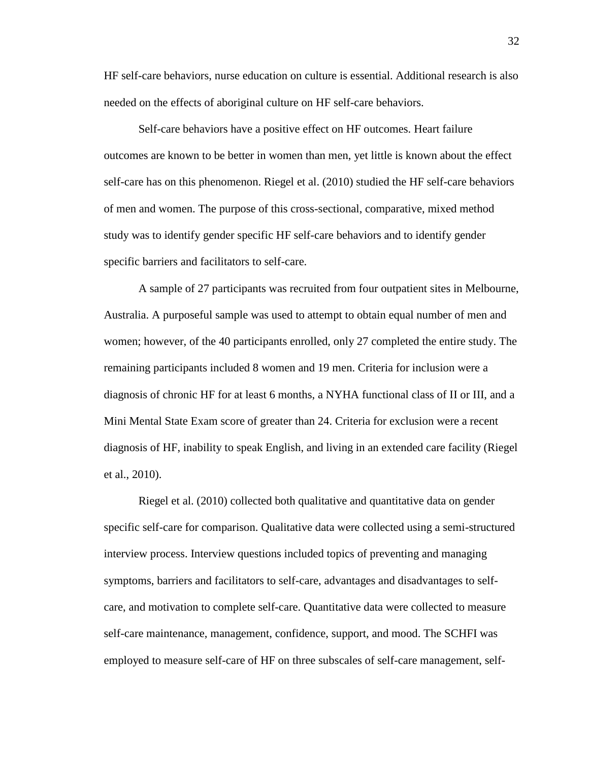HF self-care behaviors, nurse education on culture is essential. Additional research is also needed on the effects of aboriginal culture on HF self-care behaviors.

Self-care behaviors have a positive effect on HF outcomes. Heart failure outcomes are known to be better in women than men, yet little is known about the effect self-care has on this phenomenon. Riegel et al. (2010) studied the HF self-care behaviors of men and women. The purpose of this cross-sectional, comparative, mixed method study was to identify gender specific HF self-care behaviors and to identify gender specific barriers and facilitators to self-care.

A sample of 27 participants was recruited from four outpatient sites in Melbourne, Australia. A purposeful sample was used to attempt to obtain equal number of men and women; however, of the 40 participants enrolled, only 27 completed the entire study. The remaining participants included 8 women and 19 men. Criteria for inclusion were a diagnosis of chronic HF for at least 6 months, a NYHA functional class of II or III, and a Mini Mental State Exam score of greater than 24. Criteria for exclusion were a recent diagnosis of HF, inability to speak English, and living in an extended care facility (Riegel et al., 2010).

Riegel et al. (2010) collected both qualitative and quantitative data on gender specific self-care for comparison. Qualitative data were collected using a semi-structured interview process. Interview questions included topics of preventing and managing symptoms, barriers and facilitators to self-care, advantages and disadvantages to self-care, and motivation to complete self-care. Quantitative data were collected to measure self-care maintenance, management, confidence, support, and mood. The SCHFI was employed to measure self-care of HF on three subscales of self-care management, self-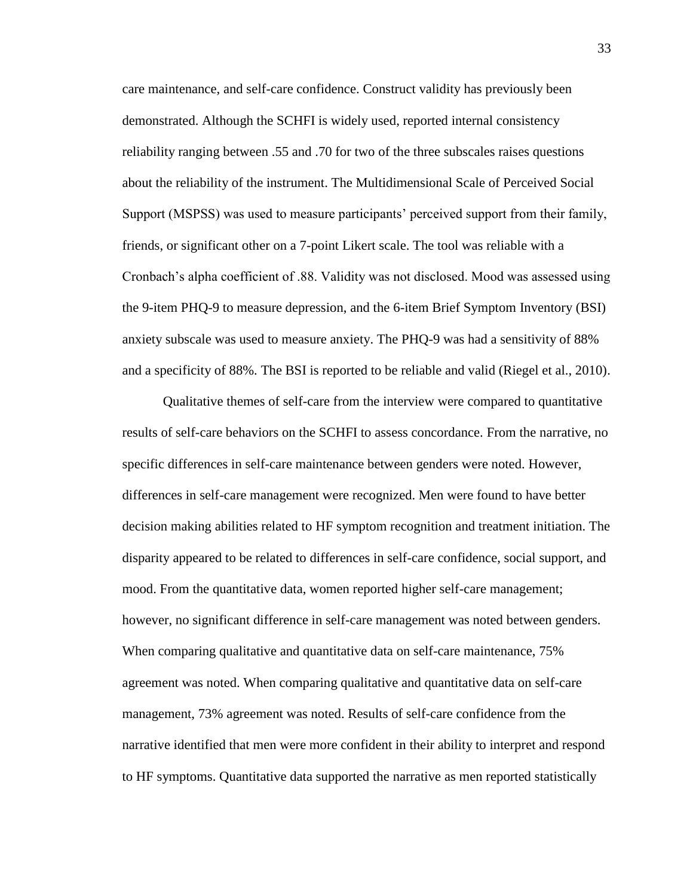care maintenance, and self-care confidence. Construct validity has previously been demonstrated. Although the SCHFI is widely used, reported internal consistency reliability ranging between .55 and .70 for two of the three subscales raises questions about the reliability of the instrument. The Multidimensional Scale of Perceived Social Support (MSPSS) was used to measure participants' perceived support from their family, friends, or significant other on a 7-point Likert scale. The tool was reliable with a Cronbach's alpha coefficient of .88. Validity was not disclosed. Mood was assessed using the 9-item PHQ-9 to measure depression, and the 6-item Brief Symptom Inventory (BSI) anxiety subscale was used to measure anxiety. The PHQ-9 was had a sensitivity of 88% and a specificity of 88%. The BSI is reported to be reliable and valid (Riegel et al., 2010).

Qualitative themes of self-care from the interview were compared to quantitative results of self-care behaviors on the SCHFI to assess concordance. From the narrative, no specific differences in self-care maintenance between genders were noted. However, differences in self-care management were recognized. Men were found to have better decision making abilities related to HF symptom recognition and treatment initiation. The disparity appeared to be related to differences in self-care confidence, social support, and mood. From the quantitative data, women reported higher self-care management; however, no significant difference in self-care management was noted between genders. When comparing qualitative and quantitative data on self-care maintenance, 75% agreement was noted. When comparing qualitative and quantitative data on self-care management, 73% agreement was noted. Results of self-care confidence from the narrative identified that men were more confident in their ability to interpret and respond to HF symptoms. Quantitative data supported the narrative as men reported statistically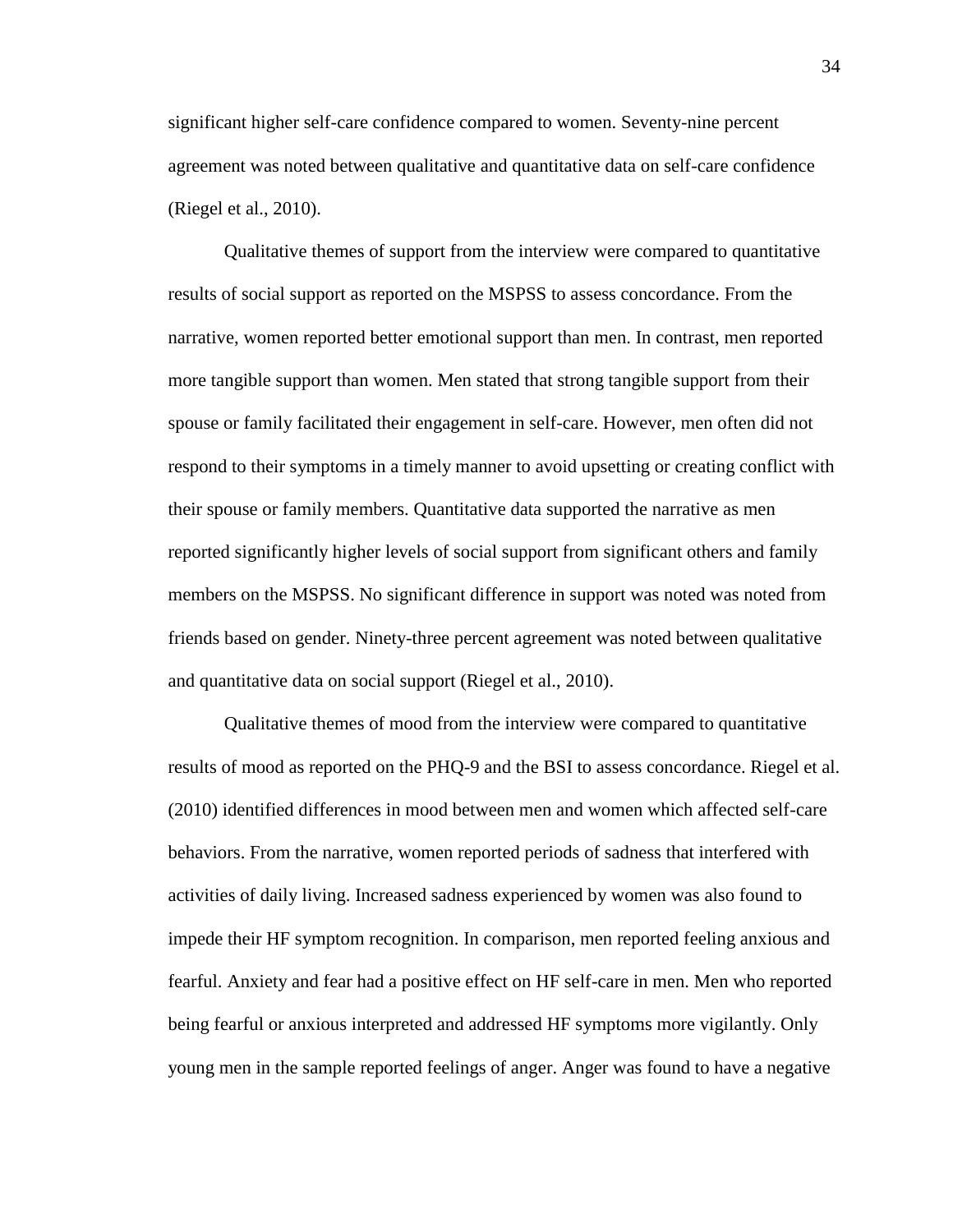significant higher self-care confidence compared to women. Seventy-nine percent agreement was noted between qualitative and quantitative data on self-care confidence (Riegel et al., 2010).

Qualitative themes of support from the interview were compared to quantitative results of social support as reported on the MSPSS to assess concordance. From the narrative, women reported better emotional support than men. In contrast, men reported more tangible support than women. Men stated that strong tangible support from their spouse or family facilitated their engagement in self-care. However, men often did not respond to their symptoms in a timely manner to avoid upsetting or creating conflict with their spouse or family members. Quantitative data supported the narrative as men reported significantly higher levels of social support from significant others and family members on the MSPSS. No significant difference in support was noted was noted from friends based on gender. Ninety-three percent agreement was noted between qualitative and quantitative data on social support (Riegel et al., 2010).

Qualitative themes of mood from the interview were compared to quantitative results of mood as reported on the PHQ-9 and the BSI to assess concordance. Riegel et al. (2010) identified differences in mood between men and women which affected self-care behaviors. From the narrative, women reported periods of sadness that interfered with activities of daily living. Increased sadness experienced by women was also found to impede their HF symptom recognition. In comparison, men reported feeling anxious and fearful. Anxiety and fear had a positive effect on HF self-care in men. Men who reported being fearful or anxious interpreted and addressed HF symptoms more vigilantly. Only young men in the sample reported feelings of anger. Anger was found to have a negative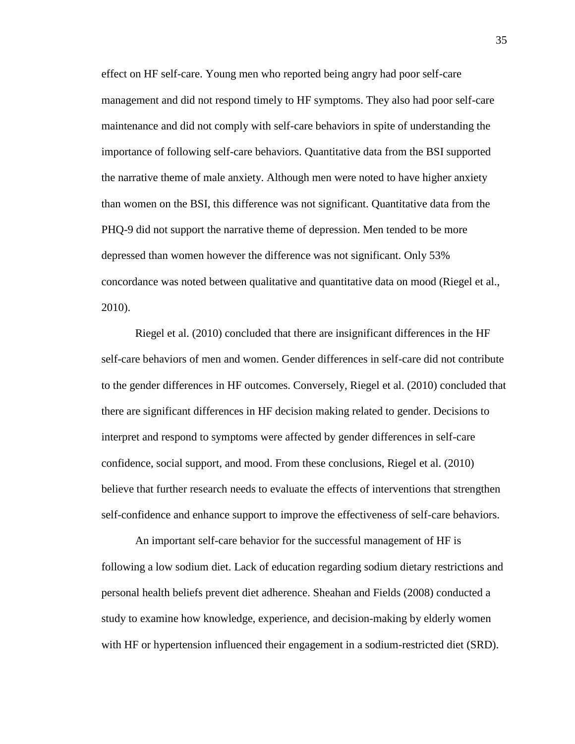effect on HF self-care. Young men who reported being angry had poor self-care management and did not respond timely to HF symptoms. They also had poor self-care maintenance and did not comply with self-care behaviors in spite of understanding the importance of following self-care behaviors. Quantitative data from the BSI supported the narrative theme of male anxiety. Although men were noted to have higher anxiety than women on the BSI, this difference was not significant. Quantitative data from the PHQ-9 did not support the narrative theme of depression. Men tended to be more depressed than women however the difference was not significant. Only 53% concordance was noted between qualitative and quantitative data on mood (Riegel et al., 2010).

Riegel et al. (2010) concluded that there are insignificant differences in the HF self-care behaviors of men and women. Gender differences in self-care did not contribute to the gender differences in HF outcomes. Conversely, Riegel et al. (2010) concluded that there are significant differences in HF decision making related to gender. Decisions to interpret and respond to symptoms were affected by gender differences in self-care confidence, social support, and mood. From these conclusions, Riegel et al. (2010) believe that further research needs to evaluate the effects of interventions that strengthen self-confidence and enhance support to improve the effectiveness of self-care behaviors.

An important self-care behavior for the successful management of HF is following a low sodium diet. Lack of education regarding sodium dietary restrictions and personal health beliefs prevent diet adherence. Sheahan and Fields (2008) conducted a study to examine how knowledge, experience, and decision-making by elderly women with HF or hypertension influenced their engagement in a sodium-restricted diet (SRD).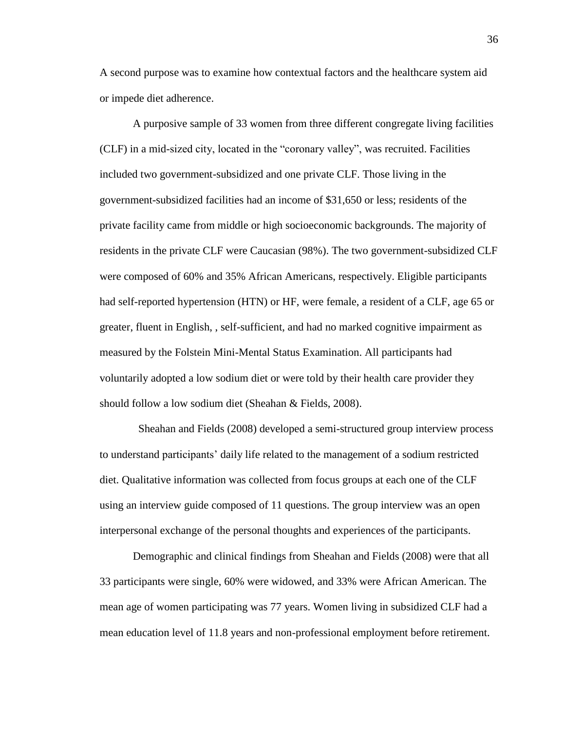A second purpose was to examine how contextual factors and the healthcare system aid or impede diet adherence.

A purposive sample of 33 women from three different congregate living facilities (CLF) in a mid-sized city, located in the "coronary valley", was recruited. Facilities included two government-subsidized and one private CLF. Those living in the government-subsidized facilities had an income of $31,650 or less; residents of the private facility came from middle or high socioeconomic backgrounds. The majority of residents in the private CLF were Caucasian (98%). The two government-subsidized CLF were composed of 60% and 35% African Americans, respectively. Eligible participants had self-reported hypertension (HTN) or HF, were female, a resident of a CLF, age 65 or greater, fluent in English, , self-sufficient, and had no marked cognitive impairment as measured by the Folstein Mini-Mental Status Examination. All participants had voluntarily adopted a low sodium diet or were told by their health care provider they should follow a low sodium diet (Sheahan & Fields, 2008).

Sheahan and Fields (2008) developed a semi-structured group interview process to understand participants' daily life related to the management of a sodium restricted diet. Qualitative information was collected from focus groups at each one of the CLF using an interview guide composed of 11 questions. The group interview was an open interpersonal exchange of the personal thoughts and experiences of the participants.

Demographic and clinical findings from Sheahan and Fields (2008) were that all 33 participants were single, 60% were widowed, and 33% were African American. The mean age of women participating was 77 years. Women living in subsidized CLF had a mean education level of 11.8 years and non-professional employment before retirement.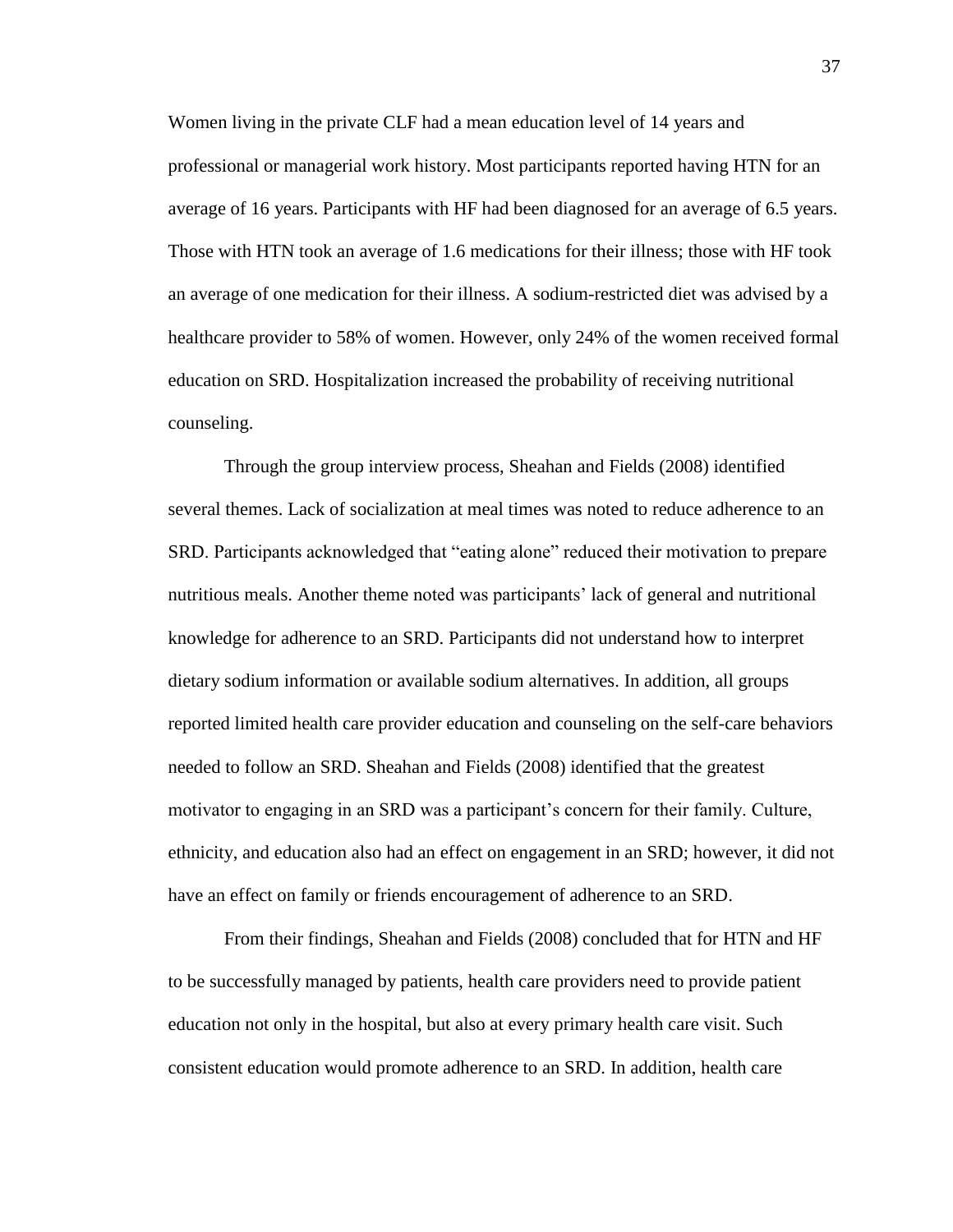Women living in the private CLF had a mean education level of 14 years and professional or managerial work history. Most participants reported having HTN for an average of 16 years. Participants with HF had been diagnosed for an average of 6.5 years. Those with HTN took an average of 1.6 medications for their illness; those with HF took an average of one medication for their illness. A sodium-restricted diet was advised by a healthcare provider to 58% of women. However, only 24% of the women received formal education on SRD. Hospitalization increased the probability of receiving nutritional counseling.

Through the group interview process, Sheahan and Fields (2008) identified several themes. Lack of socialization at meal times was noted to reduce adherence to an SRD. Participants acknowledged that "eating alone" reduced their motivation to prepare nutritious meals. Another theme noted was participants' lack of general and nutritional knowledge for adherence to an SRD. Participants did not understand how to interpret dietary sodium information or available sodium alternatives. In addition, all groups reported limited health care provider education and counseling on the self-care behaviors needed to follow an SRD. Sheahan and Fields (2008) identified that the greatest motivator to engaging in an SRD was a participant's concern for their family. Culture, ethnicity, and education also had an effect on engagement in an SRD; however, it did not have an effect on family or friends encouragement of adherence to an SRD.

From their findings, Sheahan and Fields (2008) concluded that for HTN and HF to be successfully managed by patients, health care providers need to provide patient education not only in the hospital, but also at every primary health care visit. Such consistent education would promote adherence to an SRD. In addition, health care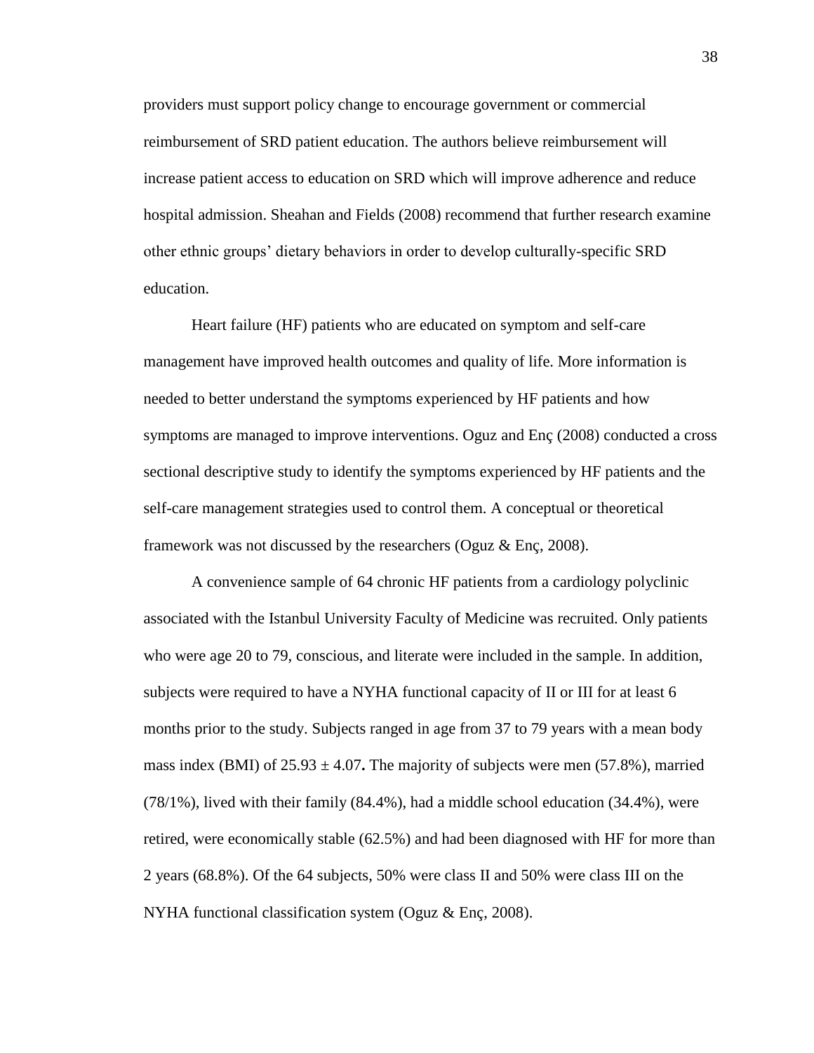providers must support policy change to encourage government or commercial reimbursement of SRD patient education. The authors believe reimbursement will increase patient access to education on SRD which will improve adherence and reduce hospital admission. Sheahan and Fields (2008) recommend that further research examine other ethnic groups' dietary behaviors in order to develop culturally-specific SRD education.

Heart failure (HF) patients who are educated on symptom and self-care management have improved health outcomes and quality of life. More information is needed to better understand the symptoms experienced by HF patients and how symptoms are managed to improve interventions. Oguz and Enç (2008) conducted a cross sectional descriptive study to identify the symptoms experienced by HF patients and the self-care management strategies used to control them. A conceptual or theoretical framework was not discussed by the researchers (Oguz & Enç, 2008).

A convenience sample of 64 chronic HF patients from a cardiology polyclinic associated with the Istanbul University Faculty of Medicine was recruited. Only patients who were age 20 to 79, conscious, and literate were included in the sample. In addition, subjects were required to have a NYHA functional capacity of II or III for at least 6 months prior to the study. Subjects ranged in age from 37 to 79 years with a mean body mass index (BMI) of $25.93 \pm 4.07$**.** The majority of subjects were men (57.8%), married (78/1%), lived with their family (84.4%), had a middle school education (34.4%), were retired, were economically stable (62.5%) and had been diagnosed with HF for more than 2 years (68.8%). Of the 64 subjects, 50% were class II and 50% were class III on the NYHA functional classification system (Oguz & Enç, 2008).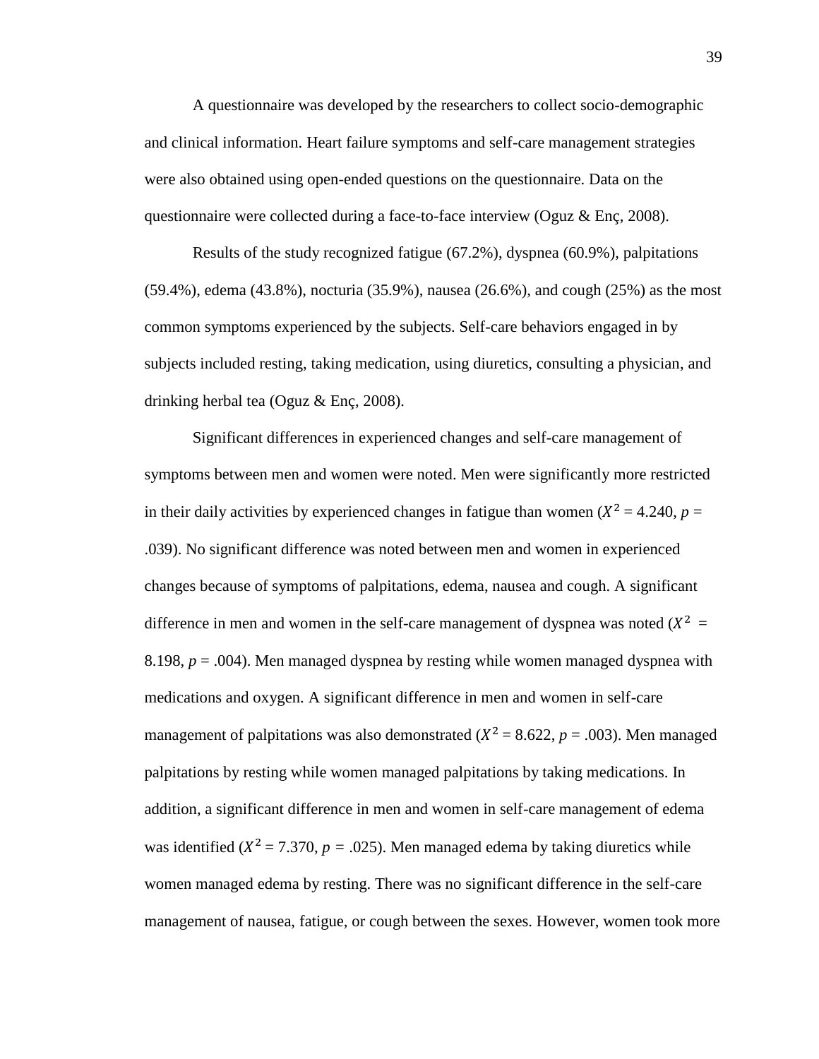A questionnaire was developed by the researchers to collect socio-demographic and clinical information. Heart failure symptoms and self-care management strategies were also obtained using open-ended questions on the questionnaire. Data on the questionnaire were collected during a face-to-face interview (Oguz & Enç, 2008).

Results of the study recognized fatigue (67.2%), dyspnea (60.9%), palpitations (59.4%), edema (43.8%), nocturia (35.9%), nausea (26.6%), and cough (25%) as the most common symptoms experienced by the subjects. Self-care behaviors engaged in by subjects included resting, taking medication, using diuretics, consulting a physician, and drinking herbal tea (Oguz & Enç, 2008).

Significant differences in experienced changes and self-care management of symptoms between men and women were noted. Men were significantly more restricted in their daily activities by experienced changes in fatigue than women ($X^2 = 4.240$, $p = .039$). No significant difference was noted between men and women in experienced changes because of symptoms of palpitations, edema, nausea and cough. A significant difference in men and women in the self-care management of dyspnea was noted ($X^2 = 8.198$, $p = .004$). Men managed dyspnea by resting while women managed dyspnea with medications and oxygen. A significant difference in men and women in self-care management of palpitations was also demonstrated ($X^2 = 8.622$, $p = .003$). Men managed palpitations by resting while women managed palpitations by taking medications. In addition, a significant difference in men and women in self-care management of edema was identified ($X^2 = 7.370$, $p = .025$). Men managed edema by taking diuretics while women managed edema by resting. There was no significant difference in the self-care management of nausea, fatigue, or cough between the sexes. However, women took more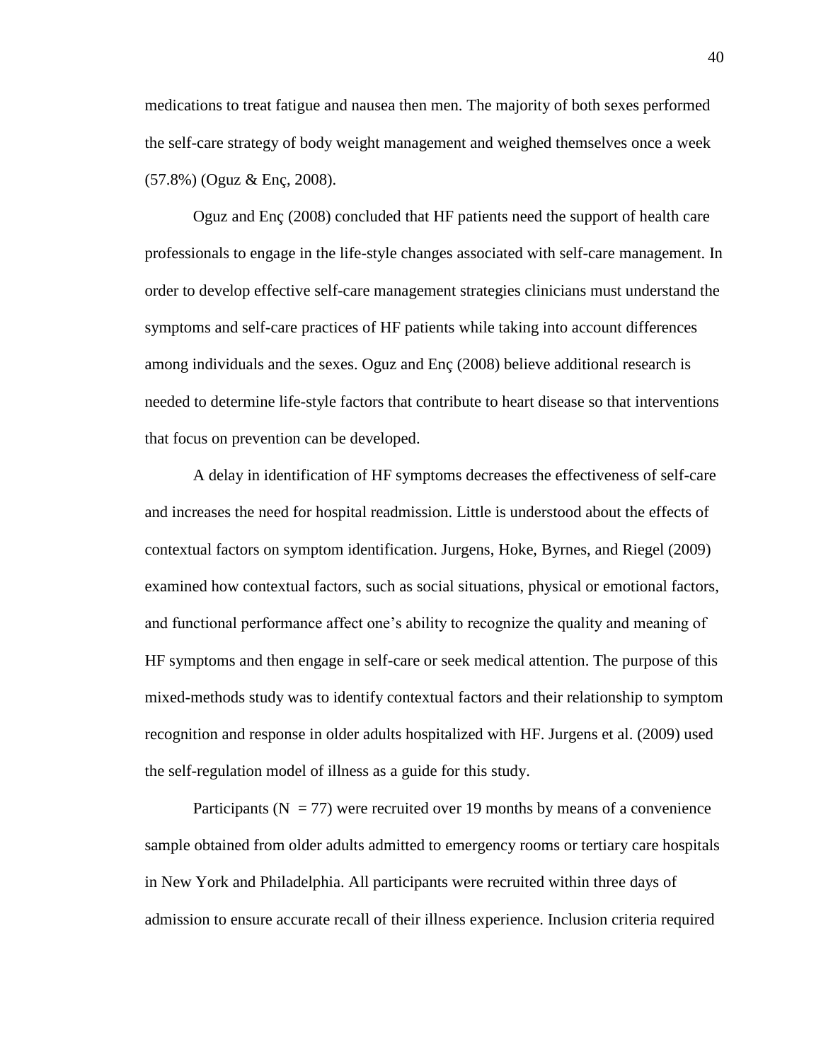medications to treat fatigue and nausea then men. The majority of both sexes performed the self-care strategy of body weight management and weighed themselves once a week (57.8%) (Oguz & Enç, 2008).

Oguz and Enç (2008) concluded that HF patients need the support of health care professionals to engage in the life-style changes associated with self-care management. In order to develop effective self-care management strategies clinicians must understand the symptoms and self-care practices of HF patients while taking into account differences among individuals and the sexes. Oguz and Enç (2008) believe additional research is needed to determine life-style factors that contribute to heart disease so that interventions that focus on prevention can be developed.

A delay in identification of HF symptoms decreases the effectiveness of self-care and increases the need for hospital readmission. Little is understood about the effects of contextual factors on symptom identification. Jurgens, Hoke, Byrnes, and Riegel (2009) examined how contextual factors, such as social situations, physical or emotional factors, and functional performance affect one's ability to recognize the quality and meaning of HF symptoms and then engage in self-care or seek medical attention. The purpose of this mixed-methods study was to identify contextual factors and their relationship to symptom recognition and response in older adults hospitalized with HF. Jurgens et al. (2009) used the self-regulation model of illness as a guide for this study.

Participants (N = 77) were recruited over 19 months by means of a convenience sample obtained from older adults admitted to emergency rooms or tertiary care hospitals in New York and Philadelphia. All participants were recruited within three days of admission to ensure accurate recall of their illness experience. Inclusion criteria required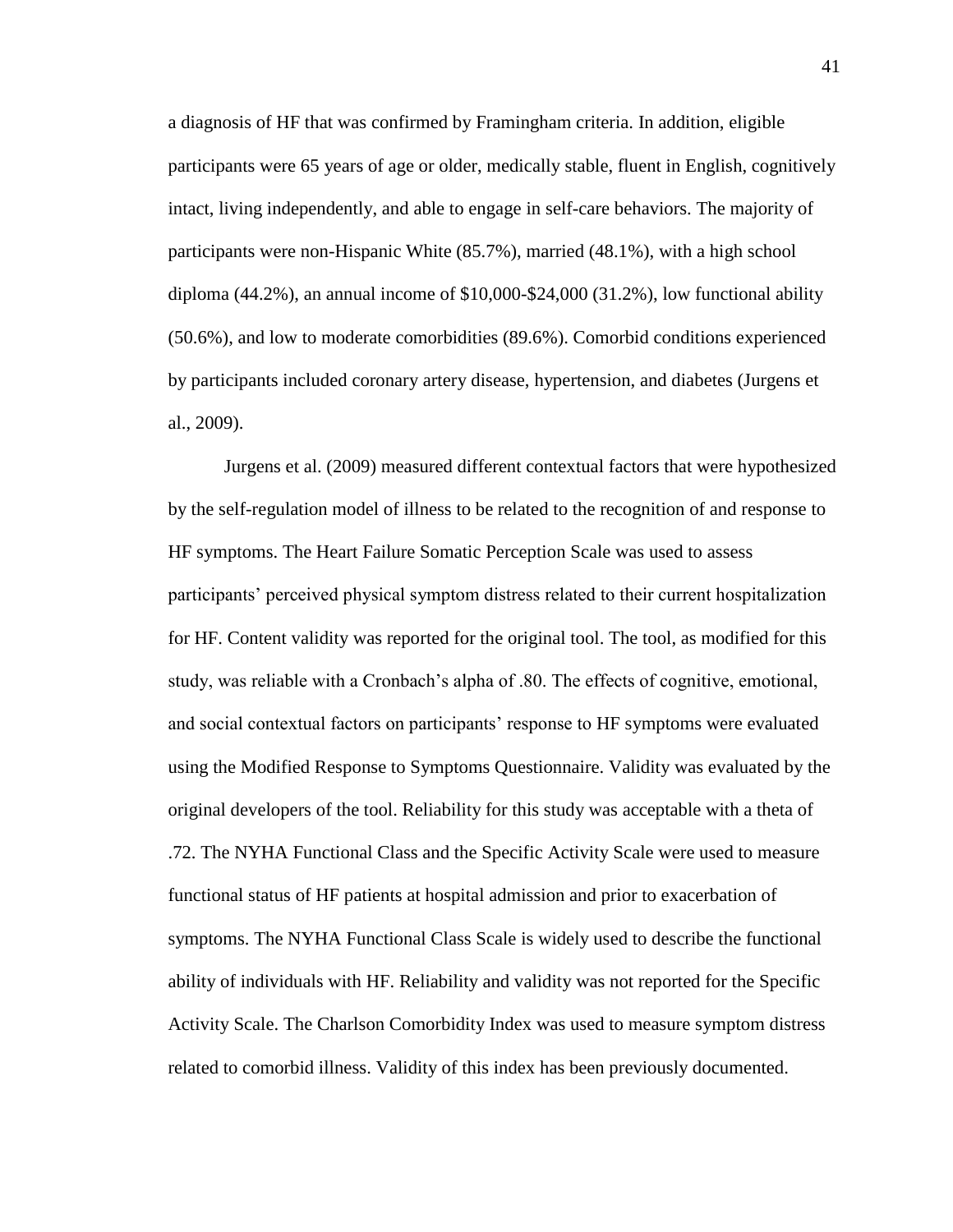a diagnosis of HF that was confirmed by Framingham criteria. In addition, eligible participants were 65 years of age or older, medically stable, fluent in English, cognitively intact, living independently, and able to engage in self-care behaviors. The majority of participants were non-Hispanic White (85.7%), married (48.1%), with a high school diploma (44.2%), an annual income of $10,000-$24,000 (31.2%), low functional ability (50.6%), and low to moderate comorbidities (89.6%). Comorbid conditions experienced by participants included coronary artery disease, hypertension, and diabetes (Jurgens et al., 2009).

Jurgens et al. (2009) measured different contextual factors that were hypothesized by the self-regulation model of illness to be related to the recognition of and response to HF symptoms. The Heart Failure Somatic Perception Scale was used to assess participants' perceived physical symptom distress related to their current hospitalization for HF. Content validity was reported for the original tool. The tool, as modified for this study, was reliable with a Cronbach's alpha of .80. The effects of cognitive, emotional, and social contextual factors on participants' response to HF symptoms were evaluated using the Modified Response to Symptoms Questionnaire. Validity was evaluated by the original developers of the tool. Reliability for this study was acceptable with a theta of .72. The NYHA Functional Class and the Specific Activity Scale were used to measure functional status of HF patients at hospital admission and prior to exacerbation of symptoms. The NYHA Functional Class Scale is widely used to describe the functional ability of individuals with HF. Reliability and validity was not reported for the Specific Activity Scale. The Charlson Comorbidity Index was used to measure symptom distress related to comorbid illness. Validity of this index has been previously documented.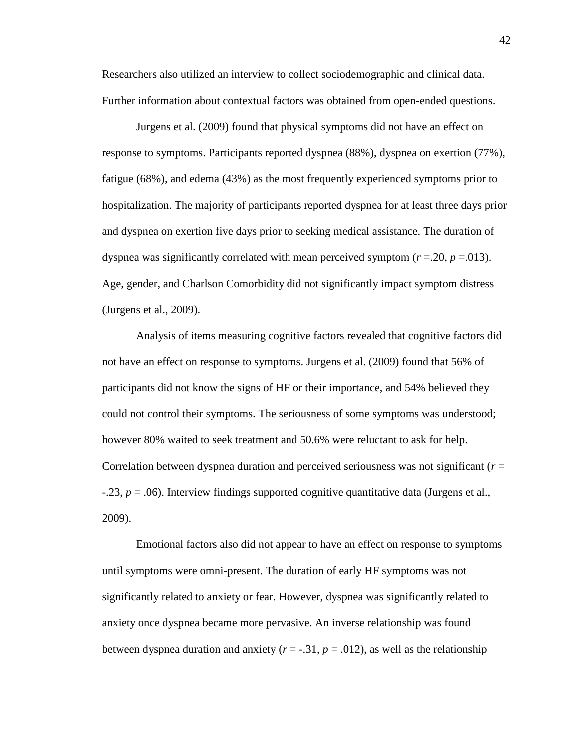Researchers also utilized an interview to collect sociodemographic and clinical data. Further information about contextual factors was obtained from open-ended questions.

Jurgens et al. (2009) found that physical symptoms did not have an effect on response to symptoms. Participants reported dyspnea (88%), dyspnea on exertion (77%), fatigue (68%), and edema (43%) as the most frequently experienced symptoms prior to hospitalization. The majority of participants reported dyspnea for at least three days prior and dyspnea on exertion five days prior to seeking medical assistance. The duration of dyspnea was significantly correlated with mean perceived symptom ($r$ =.20, $p$ =.013). Age, gender, and Charlson Comorbidity did not significantly impact symptom distress (Jurgens et al., 2009).

Analysis of items measuring cognitive factors revealed that cognitive factors did not have an effect on response to symptoms. Jurgens et al. (2009) found that 56% of participants did not know the signs of HF or their importance, and 54% believed they could not control their symptoms. The seriousness of some symptoms was understood; however 80% waited to seek treatment and 50.6% were reluctant to ask for help. Correlation between dyspnea duration and perceived seriousness was not significant ($r$ = -.23, $p$ = .06). Interview findings supported cognitive quantitative data (Jurgens et al., 2009).

Emotional factors also did not appear to have an effect on response to symptoms until symptoms were omni-present. The duration of early HF symptoms was not significantly related to anxiety or fear. However, dyspnea was significantly related to anxiety once dyspnea became more pervasive. An inverse relationship was found between dyspnea duration and anxiety ($r$ = -.31, $p$ = .012), as well as the relationship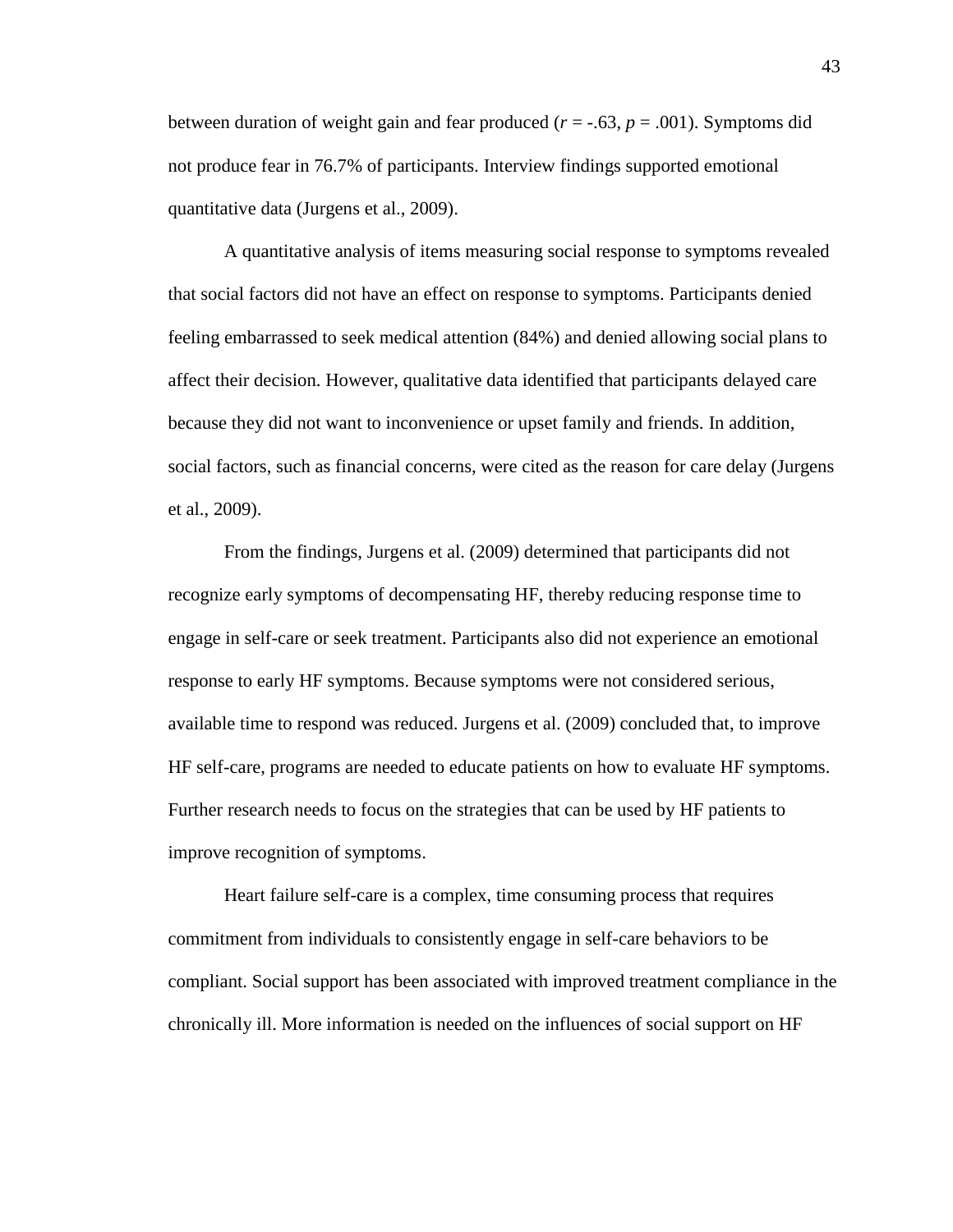between duration of weight gain and fear produced ($r = -.63$, $p = .001$). Symptoms did not produce fear in 76.7% of participants. Interview findings supported emotional quantitative data (Jurgens et al., 2009).

A quantitative analysis of items measuring social response to symptoms revealed that social factors did not have an effect on response to symptoms. Participants denied feeling embarrassed to seek medical attention (84%) and denied allowing social plans to affect their decision. However, qualitative data identified that participants delayed care because they did not want to inconvenience or upset family and friends. In addition, social factors, such as financial concerns, were cited as the reason for care delay (Jurgens et al., 2009).

From the findings, Jurgens et al. (2009) determined that participants did not recognize early symptoms of decompensating HF, thereby reducing response time to engage in self-care or seek treatment. Participants also did not experience an emotional response to early HF symptoms. Because symptoms were not considered serious, available time to respond was reduced. Jurgens et al. (2009) concluded that, to improve HF self-care, programs are needed to educate patients on how to evaluate HF symptoms. Further research needs to focus on the strategies that can be used by HF patients to improve recognition of symptoms.

Heart failure self-care is a complex, time consuming process that requires commitment from individuals to consistently engage in self-care behaviors to be compliant. Social support has been associated with improved treatment compliance in the chronically ill. More information is needed on the influences of social support on HF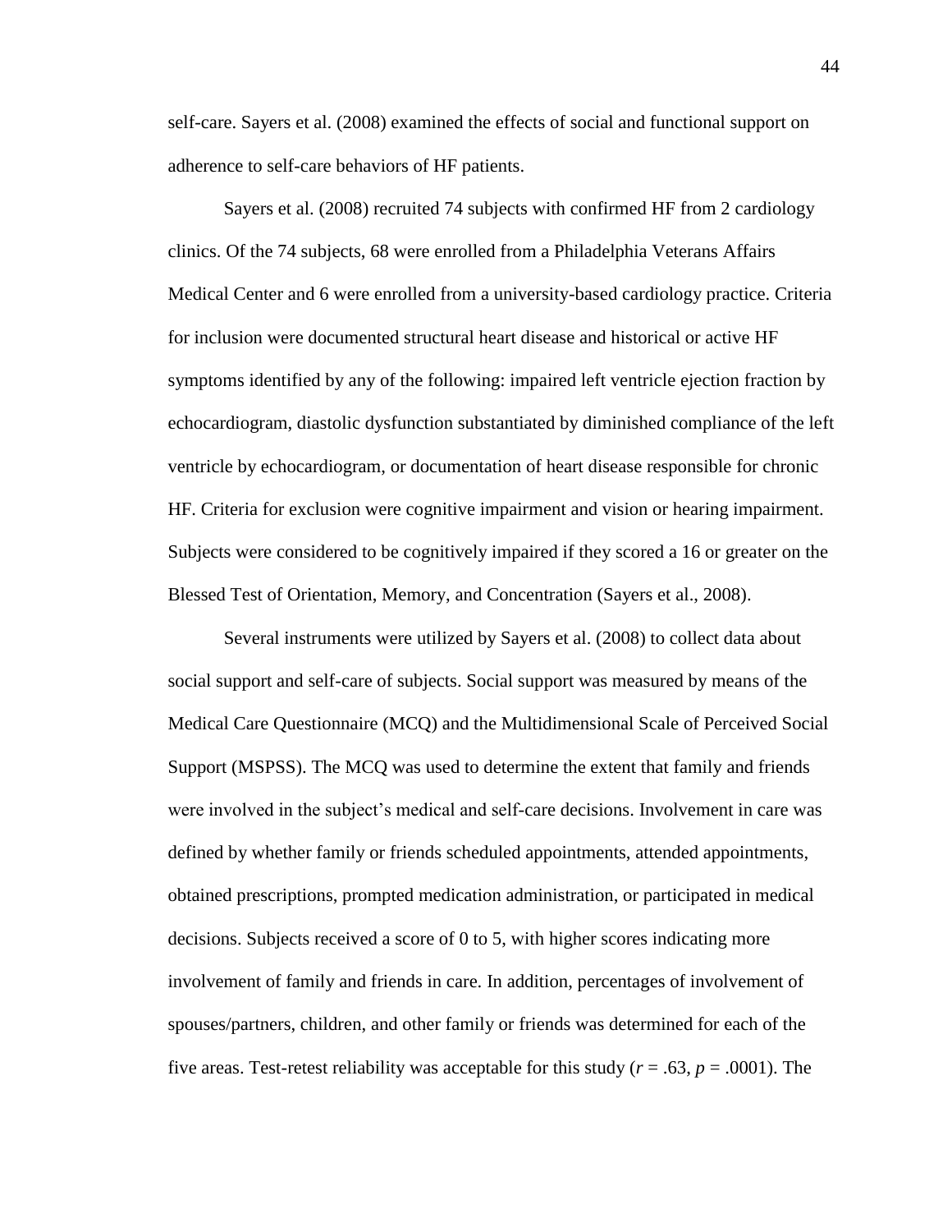self-care. Sayers et al. (2008) examined the effects of social and functional support on adherence to self-care behaviors of HF patients.

Sayers et al. (2008) recruited 74 subjects with confirmed HF from 2 cardiology clinics. Of the 74 subjects, 68 were enrolled from a Philadelphia Veterans Affairs Medical Center and 6 were enrolled from a university-based cardiology practice. Criteria for inclusion were documented structural heart disease and historical or active HF symptoms identified by any of the following: impaired left ventricle ejection fraction by echocardiogram, diastolic dysfunction substantiated by diminished compliance of the left ventricle by echocardiogram, or documentation of heart disease responsible for chronic HF. Criteria for exclusion were cognitive impairment and vision or hearing impairment. Subjects were considered to be cognitively impaired if they scored a 16 or greater on the Blessed Test of Orientation, Memory, and Concentration (Sayers et al., 2008).

Several instruments were utilized by Sayers et al. (2008) to collect data about social support and self-care of subjects. Social support was measured by means of the Medical Care Questionnaire (MCQ) and the Multidimensional Scale of Perceived Social Support (MSPSS). The MCQ was used to determine the extent that family and friends were involved in the subject's medical and self-care decisions. Involvement in care was defined by whether family or friends scheduled appointments, attended appointments, obtained prescriptions, prompted medication administration, or participated in medical decisions. Subjects received a score of 0 to 5, with higher scores indicating more involvement of family and friends in care. In addition, percentages of involvement of spouses/partners, children, and other family or friends was determined for each of the five areas. Test-retest reliability was acceptable for this study ($r = .63$, $p = .0001$). The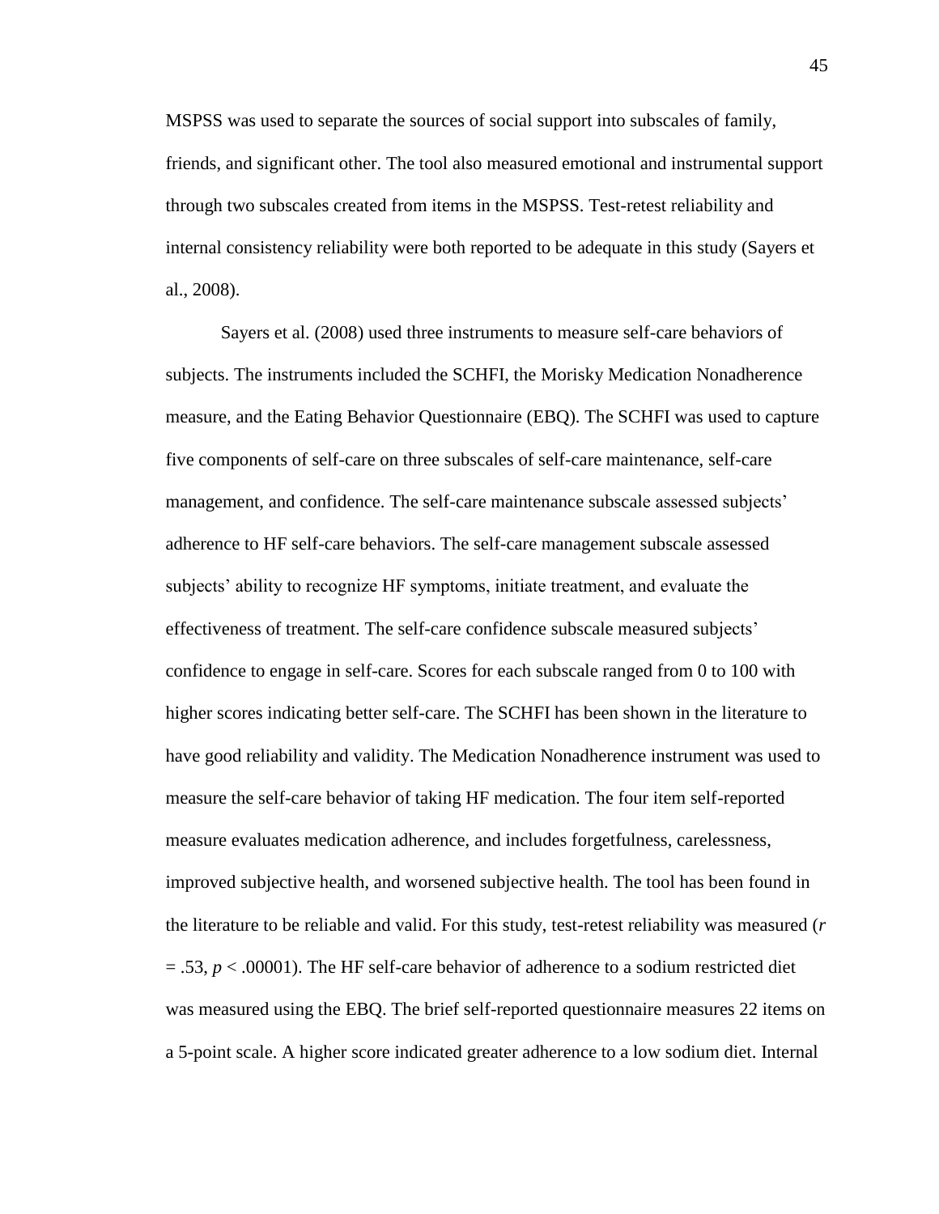MSPSS was used to separate the sources of social support into subscales of family, friends, and significant other. The tool also measured emotional and instrumental support through two subscales created from items in the MSPSS. Test-retest reliability and internal consistency reliability were both reported to be adequate in this study (Sayers et al., 2008).

Sayers et al. (2008) used three instruments to measure self-care behaviors of subjects. The instruments included the SCHFI, the Morisky Medication Nonadherence measure, and the Eating Behavior Questionnaire (EBQ). The SCHFI was used to capture five components of self-care on three subscales of self-care maintenance, self-care management, and confidence. The self-care maintenance subscale assessed subjects' adherence to HF self-care behaviors. The self-care management subscale assessed subjects' ability to recognize HF symptoms, initiate treatment, and evaluate the effectiveness of treatment. The self-care confidence subscale measured subjects' confidence to engage in self-care. Scores for each subscale ranged from 0 to 100 with higher scores indicating better self-care. The SCHFI has been shown in the literature to have good reliability and validity. The Medication Nonadherence instrument was used to measure the self-care behavior of taking HF medication. The four item self-reported measure evaluates medication adherence, and includes forgetfulness, carelessness, improved subjective health, and worsened subjective health. The tool has been found in the literature to be reliable and valid. For this study, test-retest reliability was measured ($r = .53$, $p < .00001$). The HF self-care behavior of adherence to a sodium restricted diet was measured using the EBQ. The brief self-reported questionnaire measures 22 items on a 5-point scale. A higher score indicated greater adherence to a low sodium diet. Internal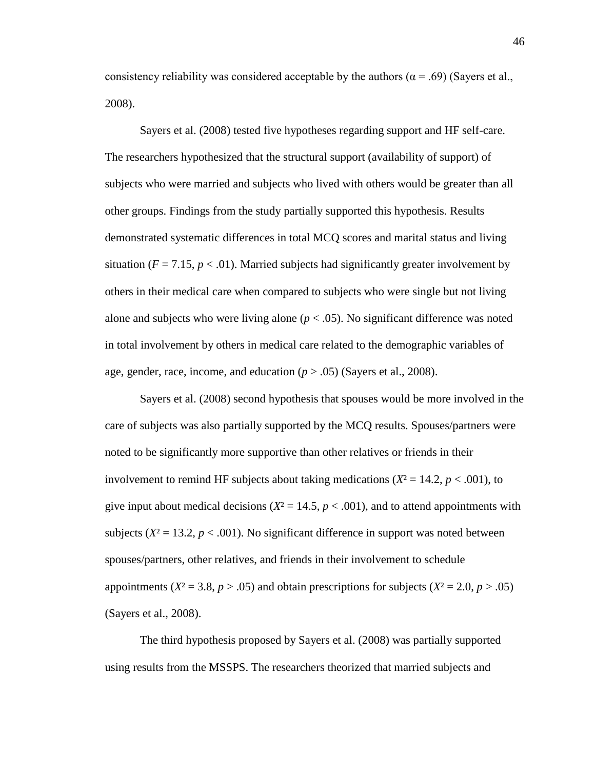consistency reliability was considered acceptable by the authors ($\alpha = .69$) (Sayers et al., 2008).

Sayers et al. (2008) tested five hypotheses regarding support and HF self-care. The researchers hypothesized that the structural support (availability of support) of subjects who were married and subjects who lived with others would be greater than all other groups. Findings from the study partially supported this hypothesis. Results demonstrated systematic differences in total MCQ scores and marital status and living situation ($F = 7.15$, $p < .01$). Married subjects had significantly greater involvement by others in their medical care when compared to subjects who were single but not living alone and subjects who were living alone ($p < .05$). No significant difference was noted in total involvement by others in medical care related to the demographic variables of age, gender, race, income, and education ($p > .05$) (Sayers et al., 2008).

Sayers et al. (2008) second hypothesis that spouses would be more involved in the care of subjects was also partially supported by the MCQ results. Spouses/partners were noted to be significantly more supportive than other relatives or friends in their involvement to remind HF subjects about taking medications ($X^2 = 14.2$, $p < .001$), to give input about medical decisions ($X^2 = 14.5$, $p < .001$), and to attend appointments with subjects ($X^2 = 13.2$, $p < .001$). No significant difference in support was noted between spouses/partners, other relatives, and friends in their involvement to schedule appointments ($X^2 = 3.8$, $p > .05$) and obtain prescriptions for subjects ($X^2 = 2.0$, $p > .05$) (Sayers et al., 2008).

The third hypothesis proposed by Sayers et al. (2008) was partially supported using results from the MSSPS. The researchers theorized that married subjects and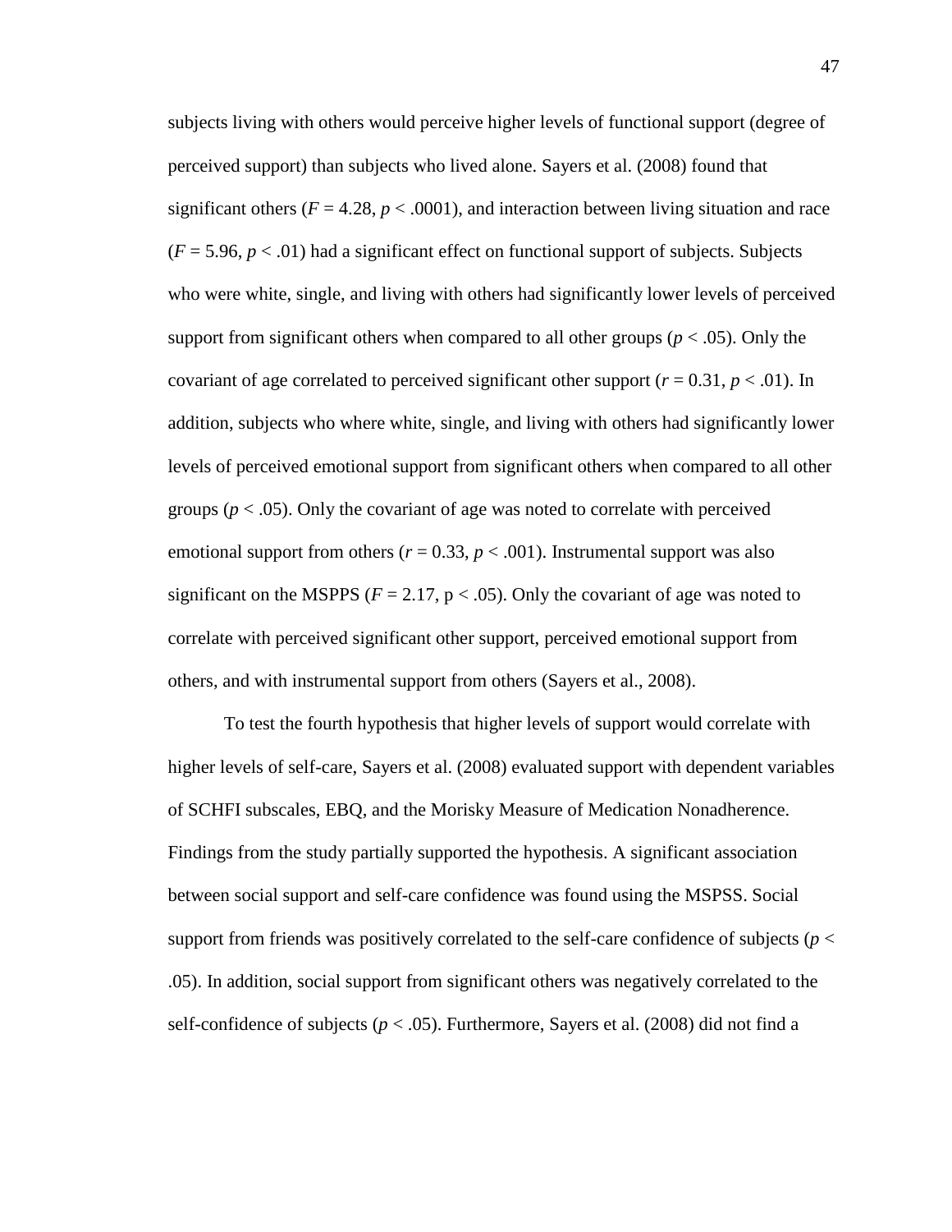subjects living with others would perceive higher levels of functional support (degree of perceived support) than subjects who lived alone. Sayers et al. (2008) found that significant others ($F = 4.28$, $p < .0001$), and interaction between living situation and race ($F = 5.96$, $p < .01$) had a significant effect on functional support of subjects. Subjects who were white, single, and living with others had significantly lower levels of perceived support from significant others when compared to all other groups ($p < .05$). Only the covariant of age correlated to perceived significant other support ($r = 0.31$, $p < .01$). In addition, subjects who where white, single, and living with others had significantly lower levels of perceived emotional support from significant others when compared to all other groups ($p < .05$). Only the covariant of age was noted to correlate with perceived emotional support from others ($r = 0.33$, $p < .001$). Instrumental support was also significant on the MSPPS ($F = 2.17$, $p < .05$). Only the covariant of age was noted to correlate with perceived significant other support, perceived emotional support from others, and with instrumental support from others (Sayers et al., 2008).

To test the fourth hypothesis that higher levels of support would correlate with higher levels of self-care, Sayers et al. (2008) evaluated support with dependent variables of SCHFI subscales, EBQ, and the Morisky Measure of Medication Nonadherence. Findings from the study partially supported the hypothesis. A significant association between social support and self-care confidence was found using the MSPSS. Social support from friends was positively correlated to the self-care confidence of subjects ($p < .05$). In addition, social support from significant others was negatively correlated to the self-confidence of subjects ($p < .05$). Furthermore, Sayers et al. (2008) did not find a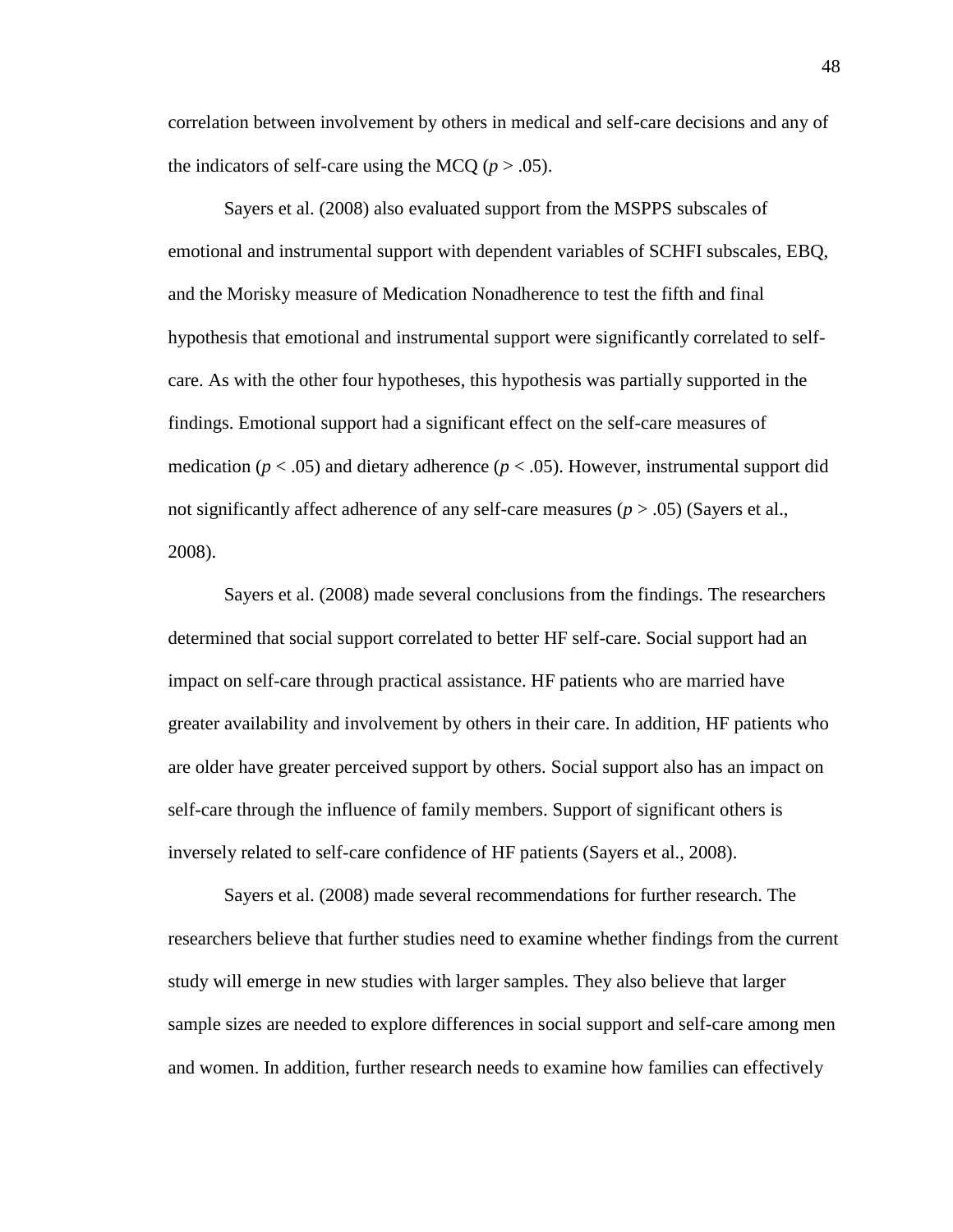correlation between involvement by others in medical and self-care decisions and any of the indicators of self-care using the MCQ ($p > .05$).

Sayers et al. (2008) also evaluated support from the MSPPS subscales of emotional and instrumental support with dependent variables of SCHFI subscales, EBQ, and the Morisky measure of Medication Nonadherence to test the fifth and final hypothesis that emotional and instrumental support were significantly correlated to self-care. As with the other four hypotheses, this hypothesis was partially supported in the findings. Emotional support had a significant effect on the self-care measures of medication ($p < .05$) and dietary adherence ($p < .05$). However, instrumental support did not significantly affect adherence of any self-care measures ($p > .05$) (Sayers et al., 2008).

Sayers et al. (2008) made several conclusions from the findings. The researchers determined that social support correlated to better HF self-care. Social support had an impact on self-care through practical assistance. HF patients who are married have greater availability and involvement by others in their care. In addition, HF patients who are older have greater perceived support by others. Social support also has an impact on self-care through the influence of family members. Support of significant others is inversely related to self-care confidence of HF patients (Sayers et al., 2008).

Sayers et al. (2008) made several recommendations for further research. The researchers believe that further studies need to examine whether findings from the current study will emerge in new studies with larger samples. They also believe that larger sample sizes are needed to explore differences in social support and self-care among men and women. In addition, further research needs to examine how families can effectively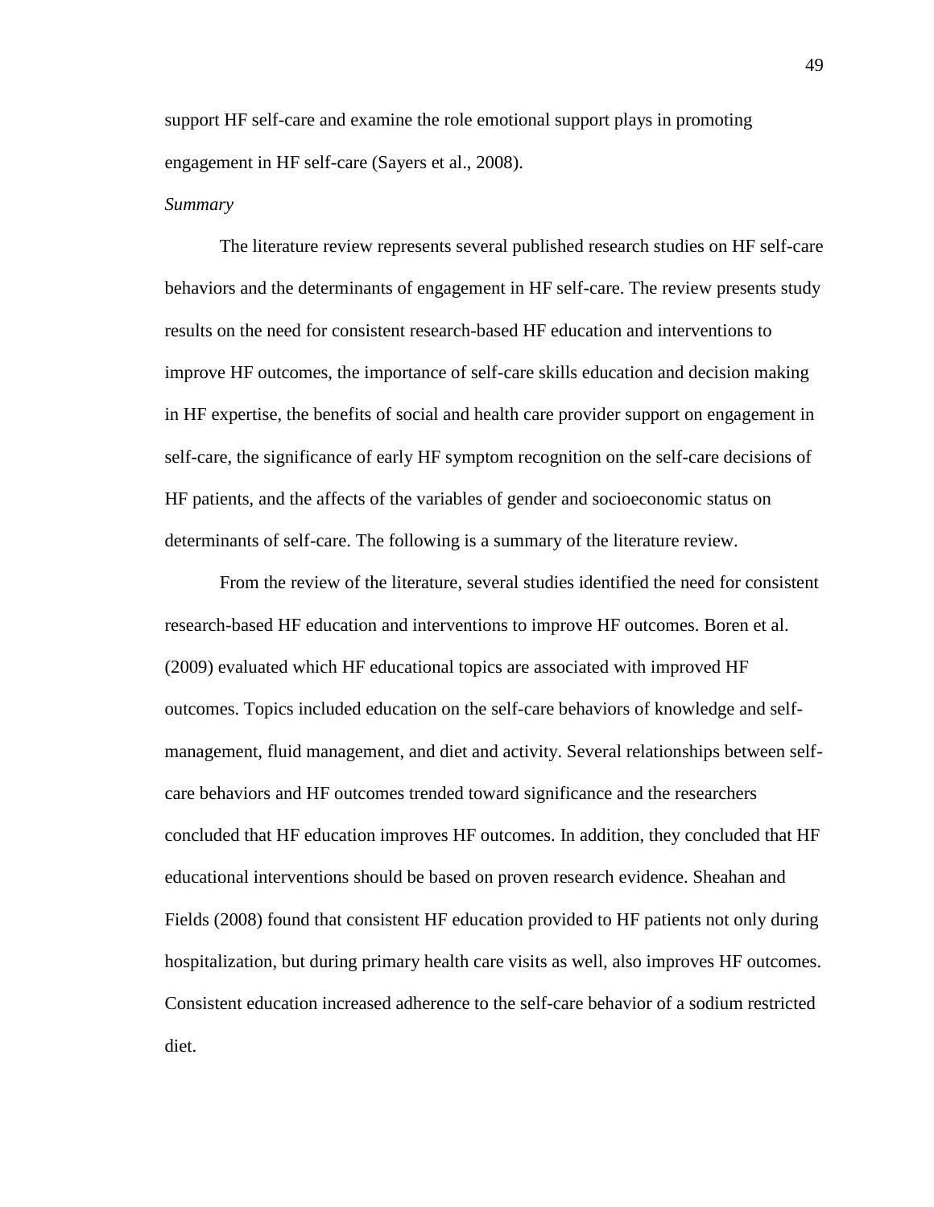support HF self-care and examine the role emotional support plays in promoting engagement in HF self-care (Sayers et al., 2008).

*Summary*

The literature review represents several published research studies on HF self-care behaviors and the determinants of engagement in HF self-care. The review presents study results on the need for consistent research-based HF education and interventions to improve HF outcomes, the importance of self-care skills education and decision making in HF expertise, the benefits of social and health care provider support on engagement in self-care, the significance of early HF symptom recognition on the self-care decisions of HF patients, and the affects of the variables of gender and socioeconomic status on determinants of self-care. The following is a summary of the literature review.

From the review of the literature, several studies identified the need for consistent research-based HF education and interventions to improve HF outcomes. Boren et al. (2009) evaluated which HF educational topics are associated with improved HF outcomes. Topics included education on the self-care behaviors of knowledge and self-management, fluid management, and diet and activity. Several relationships between self-care behaviors and HF outcomes trended toward significance and the researchers concluded that HF education improves HF outcomes. In addition, they concluded that HF educational interventions should be based on proven research evidence. Sheahan and Fields (2008) found that consistent HF education provided to HF patients not only during hospitalization, but during primary health care visits as well, also improves HF outcomes. Consistent education increased adherence to the self-care behavior of a sodium restricted diet.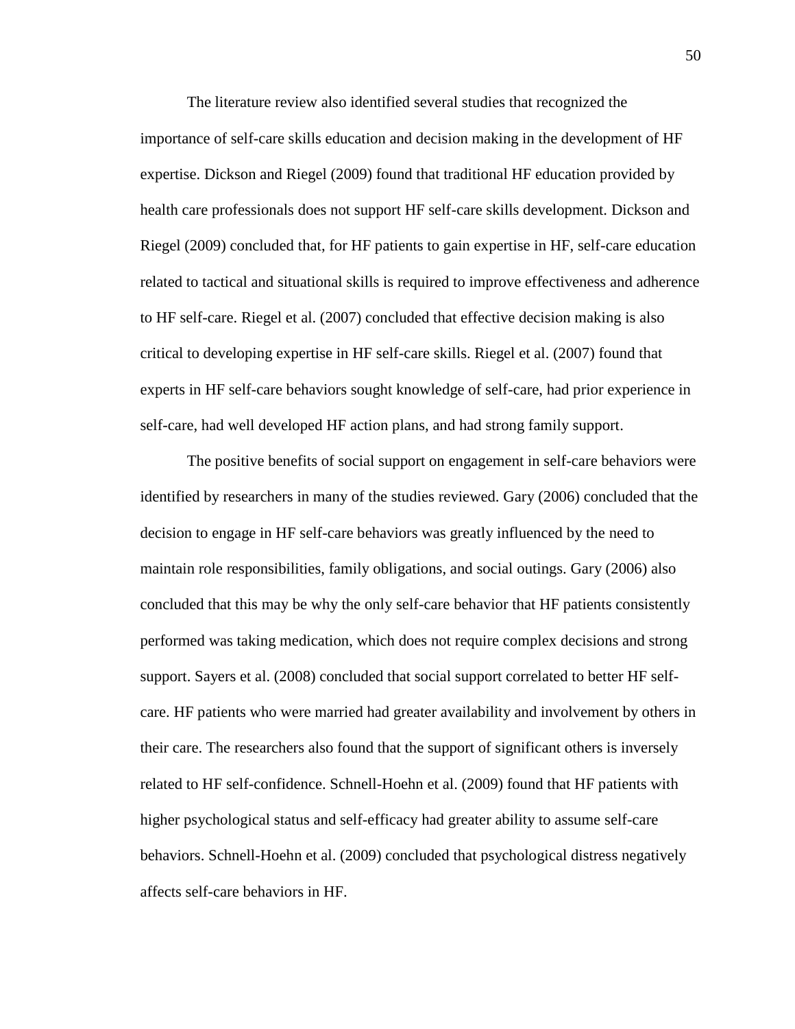The literature review also identified several studies that recognized the importance of self-care skills education and decision making in the development of HF expertise. Dickson and Riegel (2009) found that traditional HF education provided by health care professionals does not support HF self-care skills development. Dickson and Riegel (2009) concluded that, for HF patients to gain expertise in HF, self-care education related to tactical and situational skills is required to improve effectiveness and adherence to HF self-care. Riegel et al. (2007) concluded that effective decision making is also critical to developing expertise in HF self-care skills. Riegel et al. (2007) found that experts in HF self-care behaviors sought knowledge of self-care, had prior experience in self-care, had well developed HF action plans, and had strong family support.

The positive benefits of social support on engagement in self-care behaviors were identified by researchers in many of the studies reviewed. Gary (2006) concluded that the decision to engage in HF self-care behaviors was greatly influenced by the need to maintain role responsibilities, family obligations, and social outings. Gary (2006) also concluded that this may be why the only self-care behavior that HF patients consistently performed was taking medication, which does not require complex decisions and strong support. Sayers et al. (2008) concluded that social support correlated to better HF self-care. HF patients who were married had greater availability and involvement by others in their care. The researchers also found that the support of significant others is inversely related to HF self-confidence. Schnell-Hoehn et al. (2009) found that HF patients with higher psychological status and self-efficacy had greater ability to assume self-care behaviors. Schnell-Hoehn et al. (2009) concluded that psychological distress negatively affects self-care behaviors in HF.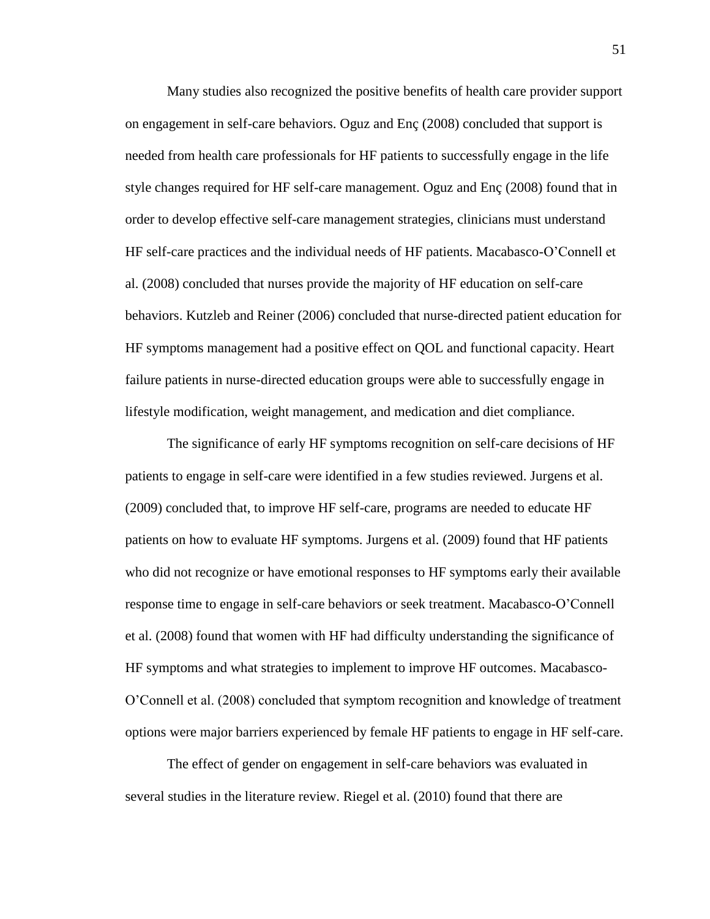Many studies also recognized the positive benefits of health care provider support on engagement in self-care behaviors. Oguz and Enç (2008) concluded that support is needed from health care professionals for HF patients to successfully engage in the life style changes required for HF self-care management. Oguz and Enç (2008) found that in order to develop effective self-care management strategies, clinicians must understand HF self-care practices and the individual needs of HF patients. Macabasco-O'Connell et al. (2008) concluded that nurses provide the majority of HF education on self-care behaviors. Kutzleb and Reiner (2006) concluded that nurse-directed patient education for HF symptoms management had a positive effect on QOL and functional capacity. Heart failure patients in nurse-directed education groups were able to successfully engage in lifestyle modification, weight management, and medication and diet compliance.

The significance of early HF symptoms recognition on self-care decisions of HF patients to engage in self-care were identified in a few studies reviewed. Jurgens et al. (2009) concluded that, to improve HF self-care, programs are needed to educate HF patients on how to evaluate HF symptoms. Jurgens et al. (2009) found that HF patients who did not recognize or have emotional responses to HF symptoms early their available response time to engage in self-care behaviors or seek treatment. Macabasco-O'Connell et al. (2008) found that women with HF had difficulty understanding the significance of HF symptoms and what strategies to implement to improve HF outcomes. Macabasco-O'Connell et al. (2008) concluded that symptom recognition and knowledge of treatment options were major barriers experienced by female HF patients to engage in HF self-care.

The effect of gender on engagement in self-care behaviors was evaluated in several studies in the literature review. Riegel et al. (2010) found that there are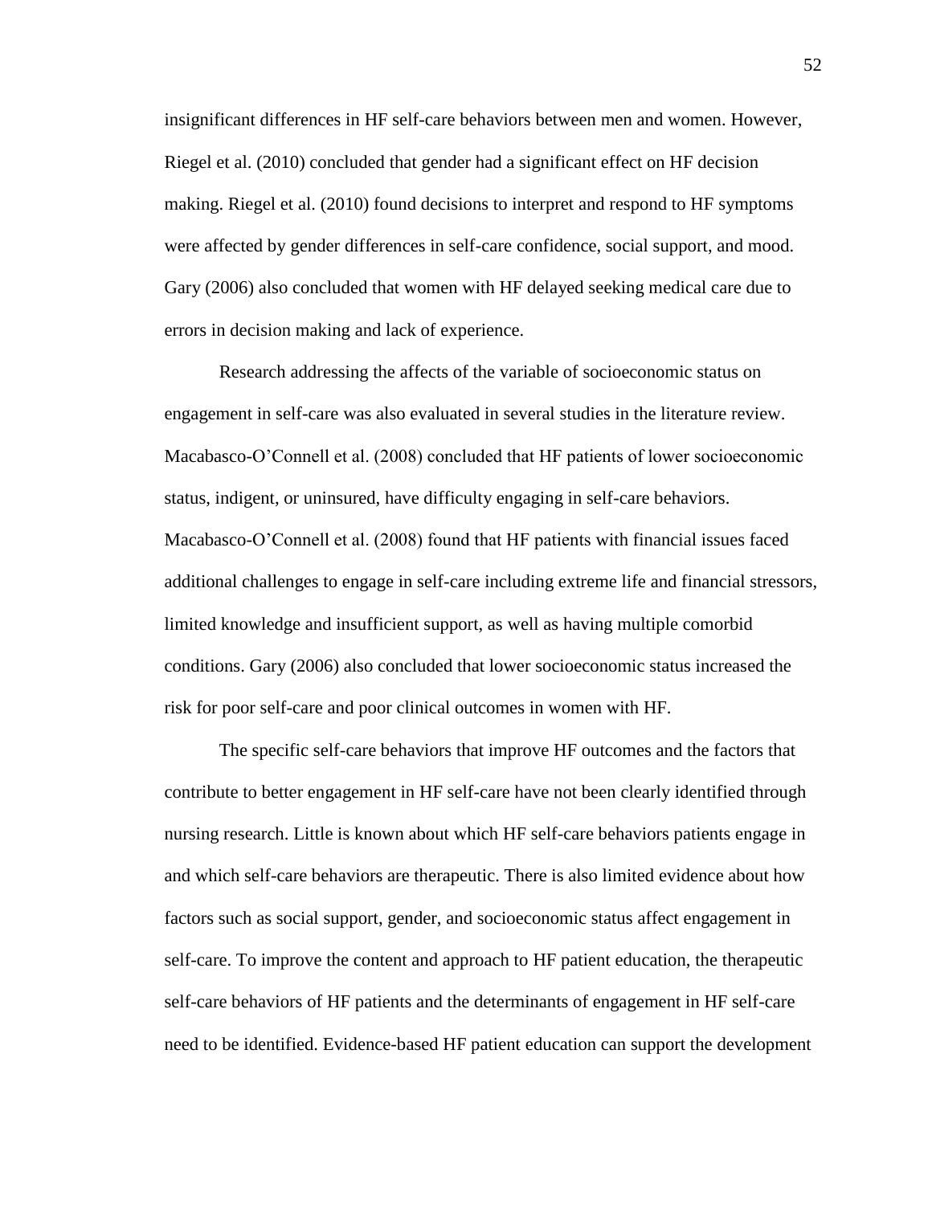insignificant differences in HF self-care behaviors between men and women. However, Riegel et al. (2010) concluded that gender had a significant effect on HF decision making. Riegel et al. (2010) found decisions to interpret and respond to HF symptoms were affected by gender differences in self-care confidence, social support, and mood. Gary (2006) also concluded that women with HF delayed seeking medical care due to errors in decision making and lack of experience.

Research addressing the affects of the variable of socioeconomic status on engagement in self-care was also evaluated in several studies in the literature review. Macabasco-O'Connell et al. (2008) concluded that HF patients of lower socioeconomic status, indigent, or uninsured, have difficulty engaging in self-care behaviors. Macabasco-O'Connell et al. (2008) found that HF patients with financial issues faced additional challenges to engage in self-care including extreme life and financial stressors, limited knowledge and insufficient support, as well as having multiple comorbid conditions. Gary (2006) also concluded that lower socioeconomic status increased the risk for poor self-care and poor clinical outcomes in women with HF.

The specific self-care behaviors that improve HF outcomes and the factors that contribute to better engagement in HF self-care have not been clearly identified through nursing research. Little is known about which HF self-care behaviors patients engage in and which self-care behaviors are therapeutic. There is also limited evidence about how factors such as social support, gender, and socioeconomic status affect engagement in self-care. To improve the content and approach to HF patient education, the therapeutic self-care behaviors of HF patients and the determinants of engagement in HF self-care need to be identified. Evidence-based HF patient education can support the development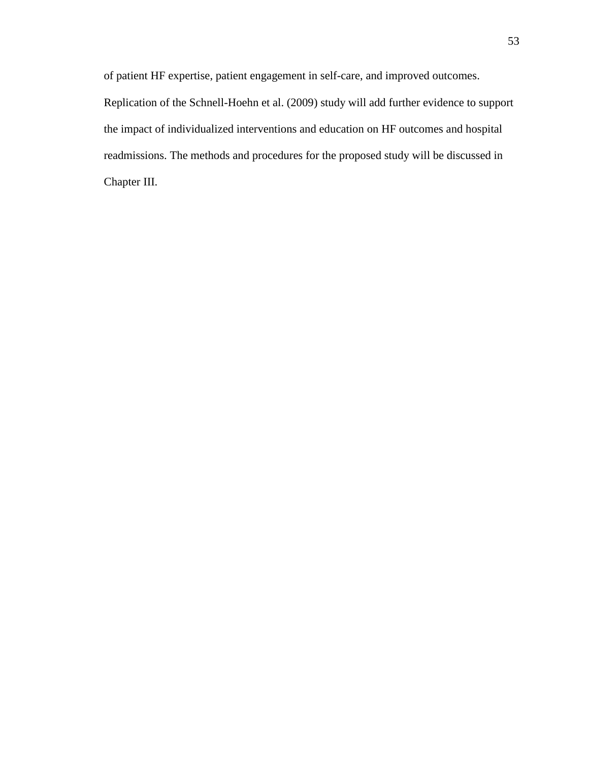of patient HF expertise, patient engagement in self-care, and improved outcomes. Replication of the Schnell-Hoehn et al. (2009) study will add further evidence to support the impact of individualized interventions and education on HF outcomes and hospital readmissions. The methods and procedures for the proposed study will be discussed in Chapter III.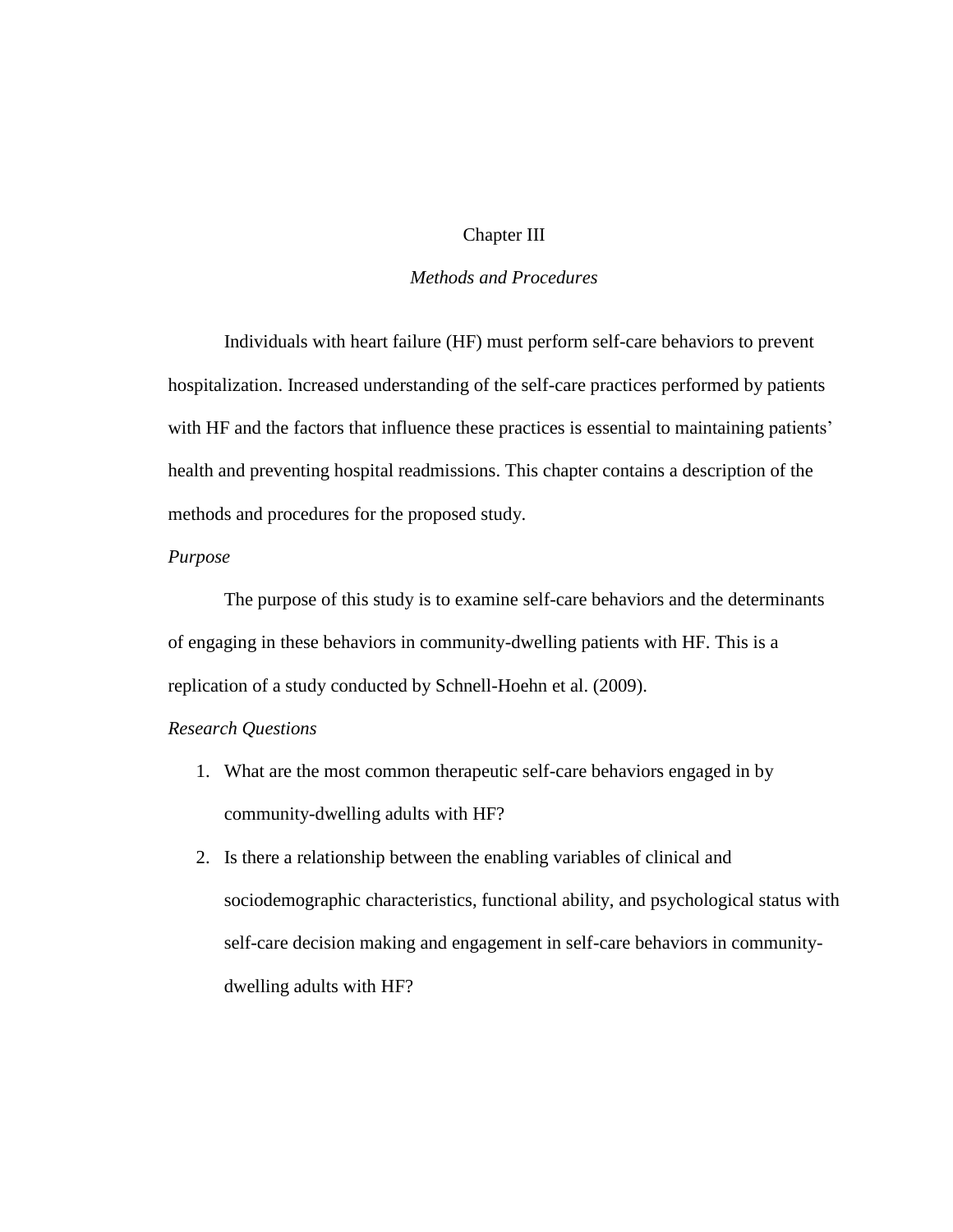# Chapter III

## *Methods and Procedures*

Individuals with heart failure (HF) must perform self-care behaviors to prevent hospitalization. Increased understanding of the self-care practices performed by patients with HF and the factors that influence these practices is essential to maintaining patients' health and preventing hospital readmissions. This chapter contains a description of the methods and procedures for the proposed study.

### *Purpose*

The purpose of this study is to examine self-care behaviors and the determinants of engaging in these behaviors in community-dwelling patients with HF. This is a replication of a study conducted by Schnell-Hoehn et al. (2009).

### *Research Questions*

1. What are the most common therapeutic self-care behaviors engaged in by community-dwelling adults with HF?
2. Is there a relationship between the enabling variables of clinical and sociodemographic characteristics, functional ability, and psychological status with self-care decision making and engagement in self-care behaviors in community-dwelling adults with HF?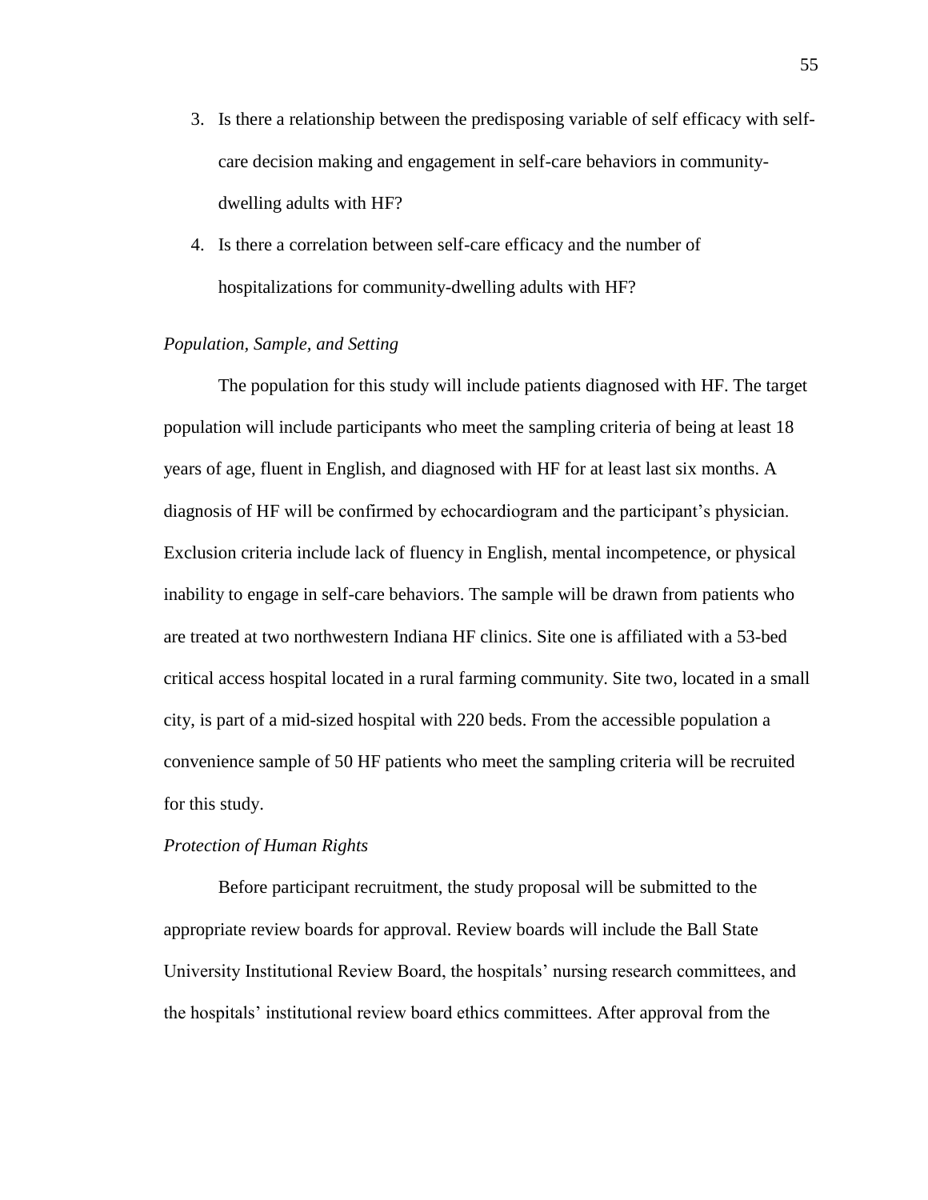3. Is there a relationship between the predisposing variable of self efficacy with self-care decision making and engagement in self-care behaviors in community-dwelling adults with HF?
4. Is there a correlation between self-care efficacy and the number of hospitalizations for community-dwelling adults with HF?

*Population, Sample, and Setting*

The population for this study will include patients diagnosed with HF. The target population will include participants who meet the sampling criteria of being at least 18 years of age, fluent in English, and diagnosed with HF for at least last six months. A diagnosis of HF will be confirmed by echocardiogram and the participant's physician. Exclusion criteria include lack of fluency in English, mental incompetence, or physical inability to engage in self-care behaviors. The sample will be drawn from patients who are treated at two northwestern Indiana HF clinics. Site one is affiliated with a 53-bed critical access hospital located in a rural farming community. Site two, located in a small city, is part of a mid-sized hospital with 220 beds. From the accessible population a convenience sample of 50 HF patients who meet the sampling criteria will be recruited for this study.

*Protection of Human Rights*

Before participant recruitment, the study proposal will be submitted to the appropriate review boards for approval. Review boards will include the Ball State University Institutional Review Board, the hospitals' nursing research committees, and the hospitals' institutional review board ethics committees. After approval from the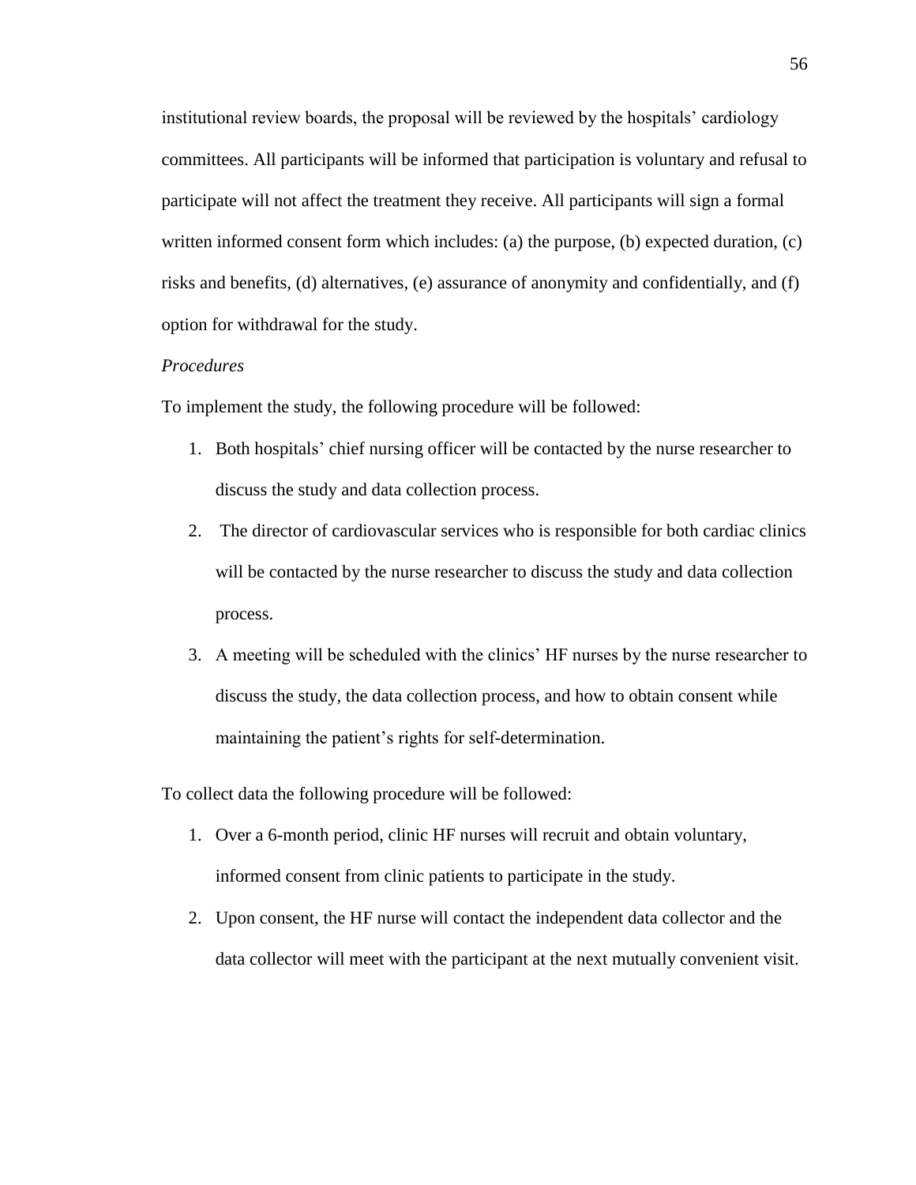institutional review boards, the proposal will be reviewed by the hospitals' cardiology committees. All participants will be informed that participation is voluntary and refusal to participate will not affect the treatment they receive. All participants will sign a formal written informed consent form which includes: (a) the purpose, (b) expected duration, (c) risks and benefits, (d) alternatives, (e) assurance of anonymity and confidentially, and (f) option for withdrawal for the study.

*Procedures*

To implement the study, the following procedure will be followed:

1. Both hospitals' chief nursing officer will be contacted by the nurse researcher to discuss the study and data collection process.
2. The director of cardiovascular services who is responsible for both cardiac clinics will be contacted by the nurse researcher to discuss the study and data collection process.
3. A meeting will be scheduled with the clinics' HF nurses by the nurse researcher to discuss the study, the data collection process, and how to obtain consent while maintaining the patient's rights for self-determination.

To collect data the following procedure will be followed:

1. Over a 6-month period, clinic HF nurses will recruit and obtain voluntary, informed consent from clinic patients to participate in the study.
2. Upon consent, the HF nurse will contact the independent data collector and the data collector will meet with the participant at the next mutually convenient visit.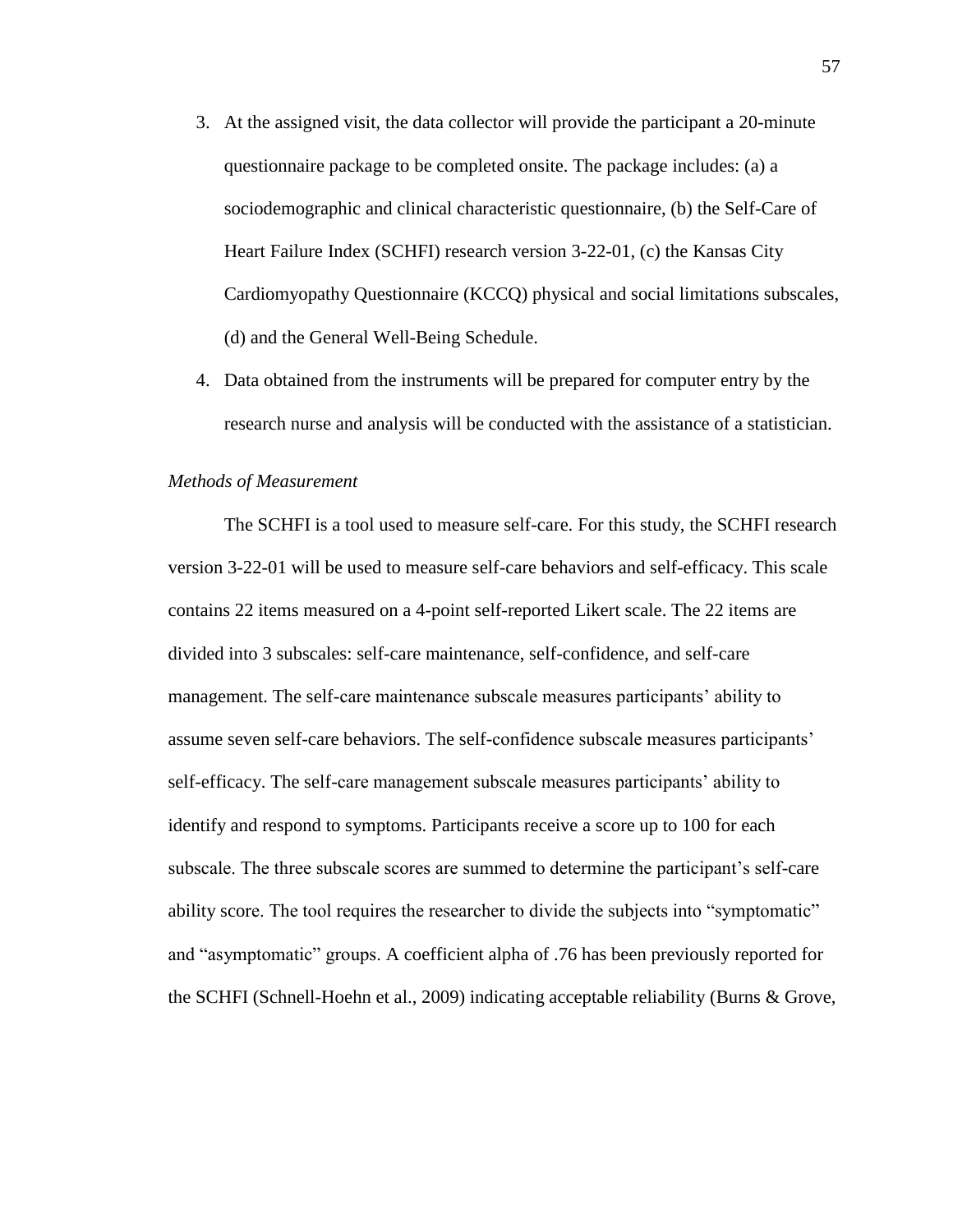3. At the assigned visit, the data collector will provide the participant a 20-minute questionnaire package to be completed onsite. The package includes: (a) a sociodemographic and clinical characteristic questionnaire, (b) the Self-Care of Heart Failure Index (SCHFI) research version 3-22-01, (c) the Kansas City Cardiomyopathy Questionnaire (KCCQ) physical and social limitations subscales, (d) and the General Well-Being Schedule.
4. Data obtained from the instruments will be prepared for computer entry by the research nurse and analysis will be conducted with the assistance of a statistician.

*Methods of Measurement*

The SCHFI is a tool used to measure self-care. For this study, the SCHFI research version 3-22-01 will be used to measure self-care behaviors and self-efficacy. This scale contains 22 items measured on a 4-point self-reported Likert scale. The 22 items are divided into 3 subscales: self-care maintenance, self-confidence, and self-care management. The self-care maintenance subscale measures participants' ability to assume seven self-care behaviors. The self-confidence subscale measures participants' self-efficacy. The self-care management subscale measures participants' ability to identify and respond to symptoms. Participants receive a score up to 100 for each subscale. The three subscale scores are summed to determine the participant's self-care ability score. The tool requires the researcher to divide the subjects into "symptomatic" and "asymptomatic" groups. A coefficient alpha of .76 has been previously reported for the SCHFI (Schnell-Hoehn et al., 2009) indicating acceptable reliability (Burns & Grove,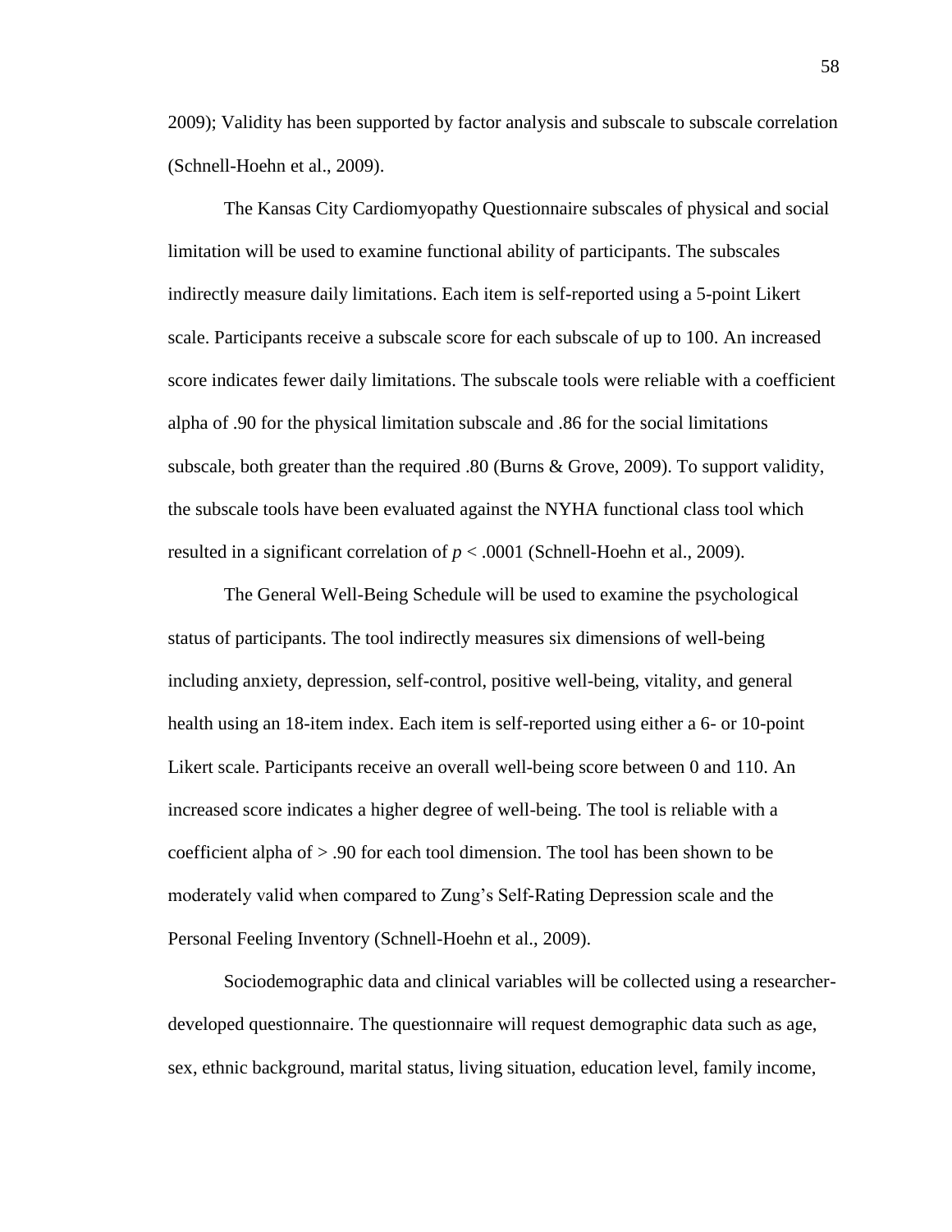2009); Validity has been supported by factor analysis and subscale to subscale correlation (Schnell-Hoehn et al., 2009).

The Kansas City Cardiomyopathy Questionnaire subscales of physical and social limitation will be used to examine functional ability of participants. The subscales indirectly measure daily limitations. Each item is self-reported using a 5-point Likert scale. Participants receive a subscale score for each subscale of up to 100. An increased score indicates fewer daily limitations. The subscale tools were reliable with a coefficient alpha of .90 for the physical limitation subscale and .86 for the social limitations subscale, both greater than the required .80 (Burns & Grove, 2009). To support validity, the subscale tools have been evaluated against the NYHA functional class tool which resulted in a significant correlation of $p < .0001$ (Schnell-Hoehn et al., 2009).

The General Well-Being Schedule will be used to examine the psychological status of participants. The tool indirectly measures six dimensions of well-being including anxiety, depression, self-control, positive well-being, vitality, and general health using an 18-item index. Each item is self-reported using either a 6- or 10-point Likert scale. Participants receive an overall well-being score between 0 and 110. An increased score indicates a higher degree of well-being. The tool is reliable with a coefficient alpha of > .90 for each tool dimension. The tool has been shown to be moderately valid when compared to Zung's Self-Rating Depression scale and the Personal Feeling Inventory (Schnell-Hoehn et al., 2009).

Sociodemographic data and clinical variables will be collected using a researcher-developed questionnaire. The questionnaire will request demographic data such as age, sex, ethnic background, marital status, living situation, education level, family income,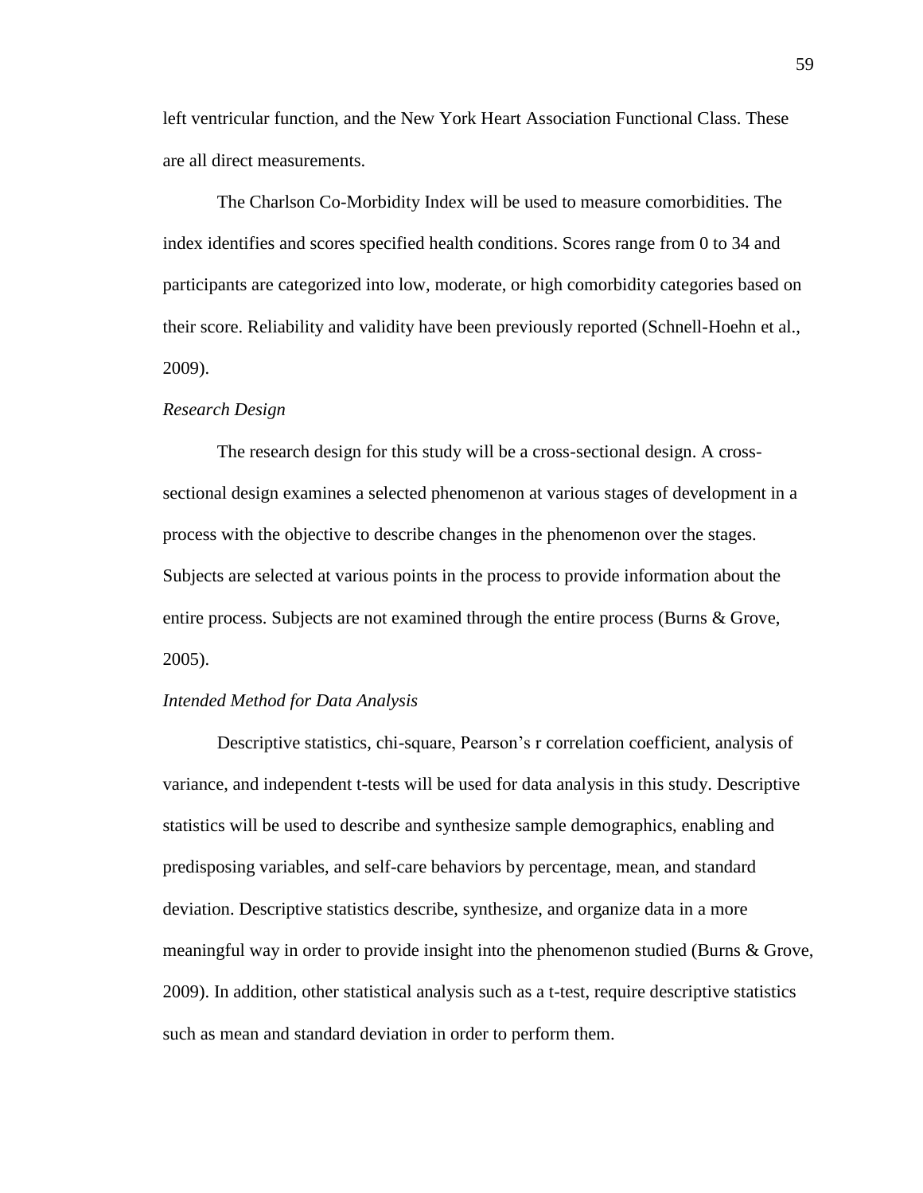left ventricular function, and the New York Heart Association Functional Class. These are all direct measurements.

The Charlson Co-Morbidity Index will be used to measure comorbidities. The index identifies and scores specified health conditions. Scores range from 0 to 34 and participants are categorized into low, moderate, or high comorbidity categories based on their score. Reliability and validity have been previously reported (Schnell-Hoehn et al., 2009).

*Research Design*

The research design for this study will be a cross-sectional design. A cross-sectional design examines a selected phenomenon at various stages of development in a process with the objective to describe changes in the phenomenon over the stages. Subjects are selected at various points in the process to provide information about the entire process. Subjects are not examined through the entire process (Burns & Grove, 2005).

*Intended Method for Data Analysis*

Descriptive statistics, chi-square, Pearson's r correlation coefficient, analysis of variance, and independent t-tests will be used for data analysis in this study. Descriptive statistics will be used to describe and synthesize sample demographics, enabling and predisposing variables, and self-care behaviors by percentage, mean, and standard deviation. Descriptive statistics describe, synthesize, and organize data in a more meaningful way in order to provide insight into the phenomenon studied (Burns & Grove, 2009). In addition, other statistical analysis such as a t-test, require descriptive statistics such as mean and standard deviation in order to perform them.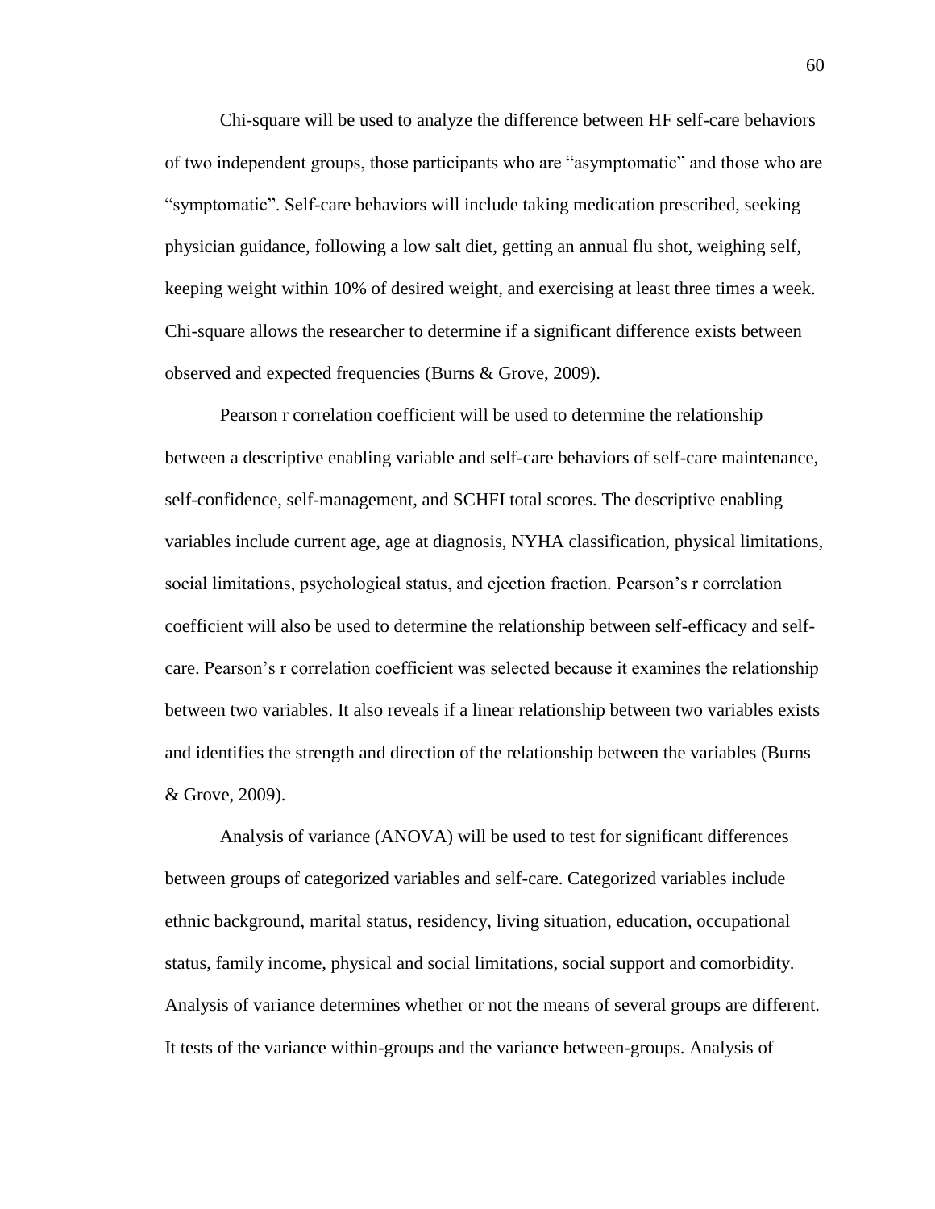Chi-square will be used to analyze the difference between HF self-care behaviors of two independent groups, those participants who are “asymptomatic” and those who are “symptomatic”. Self-care behaviors will include taking medication prescribed, seeking physician guidance, following a low salt diet, getting an annual flu shot, weighing self, keeping weight within 10% of desired weight, and exercising at least three times a week. Chi-square allows the researcher to determine if a significant difference exists between observed and expected frequencies (Burns & Grove, 2009).

Pearson r correlation coefficient will be used to determine the relationship between a descriptive enabling variable and self-care behaviors of self-care maintenance, self-confidence, self-management, and SCHFI total scores. The descriptive enabling variables include current age, age at diagnosis, NYHA classification, physical limitations, social limitations, psychological status, and ejection fraction. Pearson’s r correlation coefficient will also be used to determine the relationship between self-efficacy and self-care. Pearson’s r correlation coefficient was selected because it examines the relationship between two variables. It also reveals if a linear relationship between two variables exists and identifies the strength and direction of the relationship between the variables (Burns & Grove, 2009).

Analysis of variance (ANOVA) will be used to test for significant differences between groups of categorized variables and self-care. Categorized variables include ethnic background, marital status, residency, living situation, education, occupational status, family income, physical and social limitations, social support and comorbidity. Analysis of variance determines whether or not the means of several groups are different. It tests of the variance within-groups and the variance between-groups. Analysis of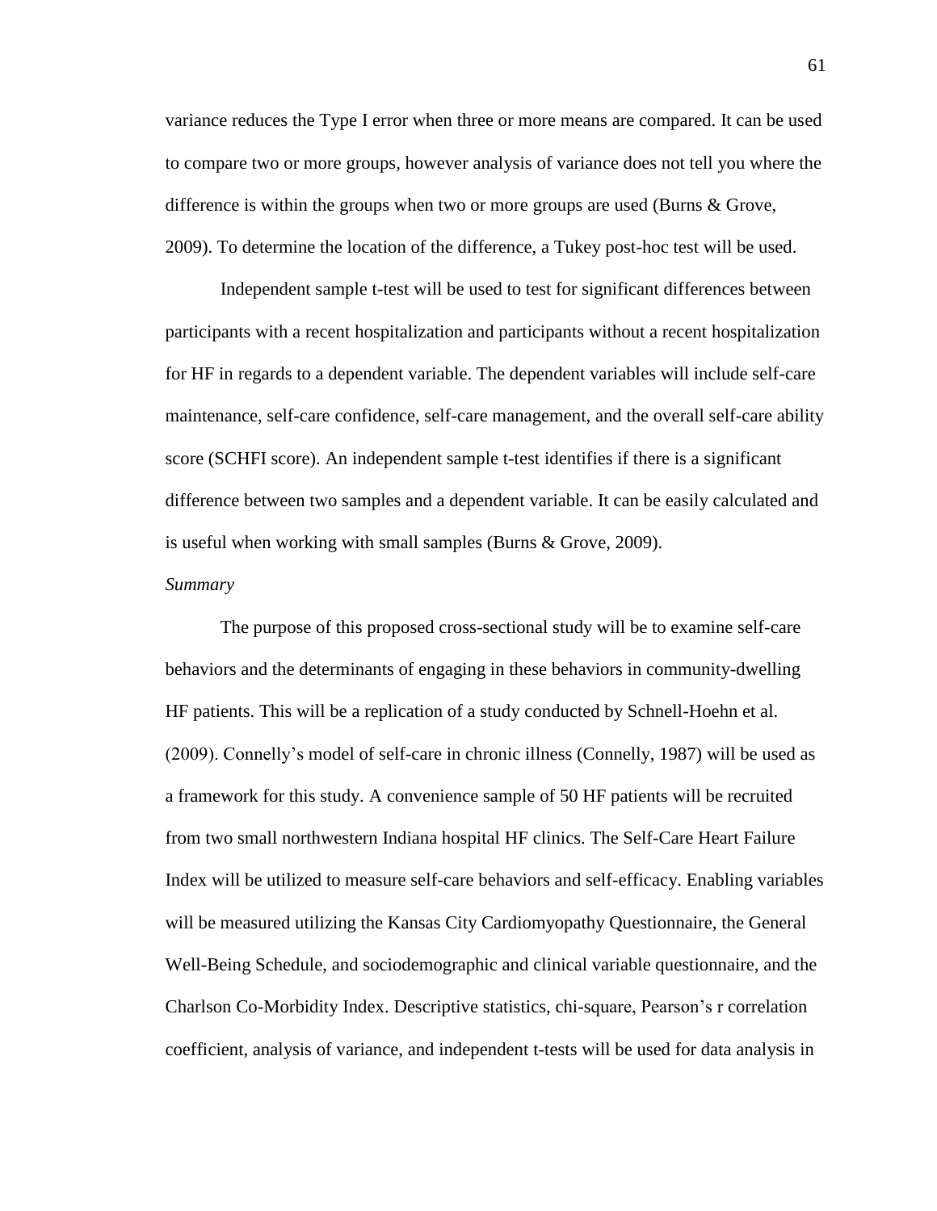variance reduces the Type I error when three or more means are compared. It can be used to compare two or more groups, however analysis of variance does not tell you where the difference is within the groups when two or more groups are used (Burns & Grove, 2009). To determine the location of the difference, a Tukey post-hoc test will be used.

Independent sample t-test will be used to test for significant differences between participants with a recent hospitalization and participants without a recent hospitalization for HF in regards to a dependent variable. The dependent variables will include self-care maintenance, self-care confidence, self-care management, and the overall self-care ability score (SCHFI score). An independent sample t-test identifies if there is a significant difference between two samples and a dependent variable. It can be easily calculated and is useful when working with small samples (Burns & Grove, 2009).

*Summary*

The purpose of this proposed cross-sectional study will be to examine self-care behaviors and the determinants of engaging in these behaviors in community-dwelling HF patients. This will be a replication of a study conducted by Schnell-Hoehn et al. (2009). Connelly's model of self-care in chronic illness (Connelly, 1987) will be used as a framework for this study. A convenience sample of 50 HF patients will be recruited from two small northwestern Indiana hospital HF clinics. The Self-Care Heart Failure Index will be utilized to measure self-care behaviors and self-efficacy. Enabling variables will be measured utilizing the Kansas City Cardiomyopathy Questionnaire, the General Well-Being Schedule, and sociodemographic and clinical variable questionnaire, and the Charlson Co-Morbidity Index. Descriptive statistics, chi-square, Pearson's r correlation coefficient, analysis of variance, and independent t-tests will be used for data analysis in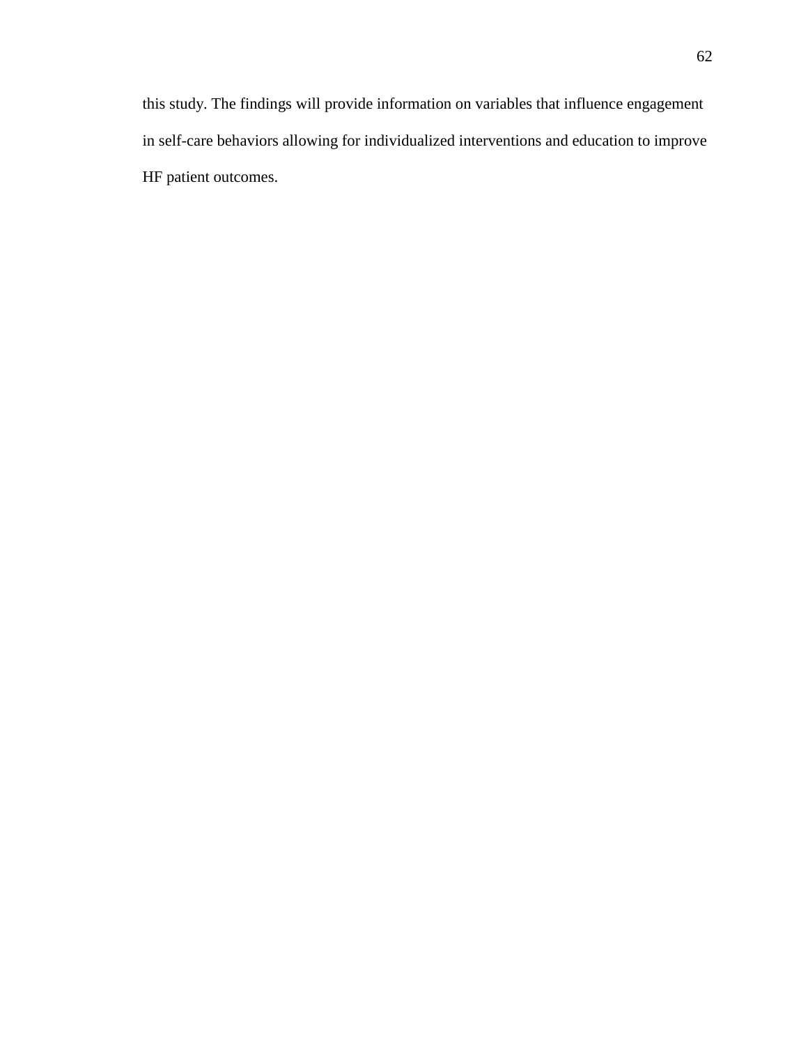this study. The findings will provide information on variables that influence engagement in self-care behaviors allowing for individualized interventions and education to improve HF patient outcomes.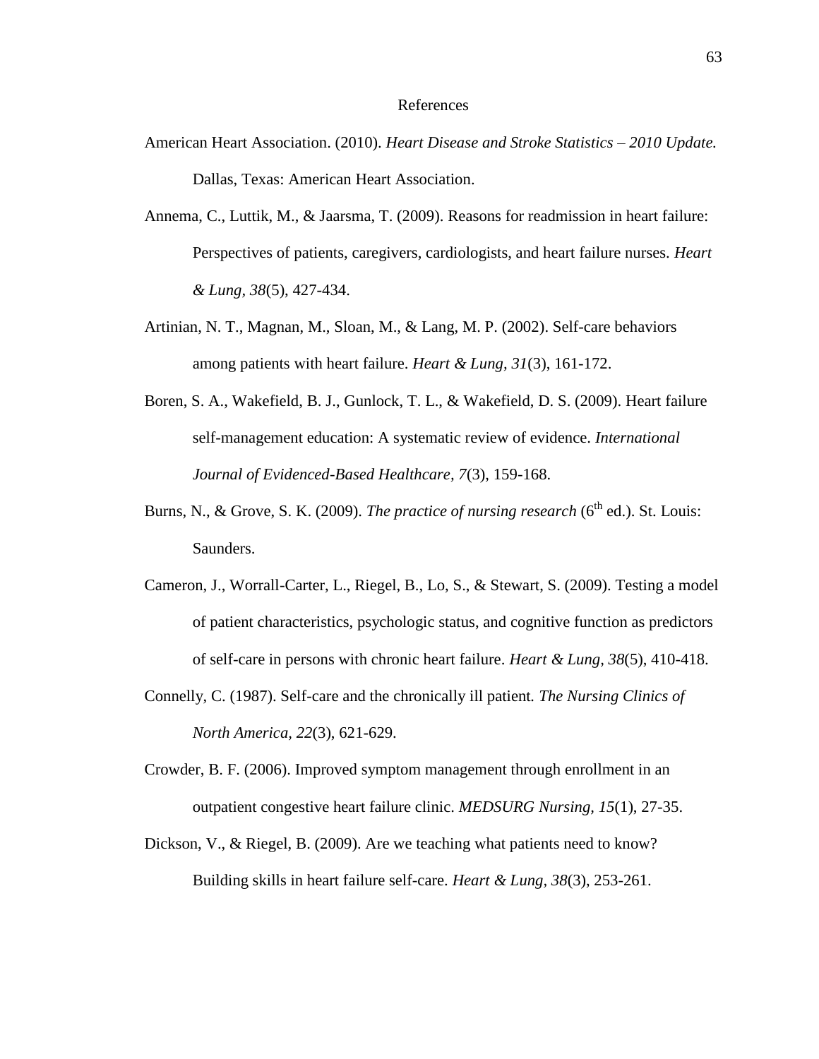# References

American Heart Association. (2010). *Heart Disease and Stroke Statistics – 2010 Update.* Dallas, Texas: American Heart Association.

Annema, C., Luttik, M., & Jaarsma, T. (2009). Reasons for readmission in heart failure: Perspectives of patients, caregivers, cardiologists, and heart failure nurses. *Heart & Lung, 38*(5), 427-434.

Artinian, N. T., Magnan, M., Sloan, M., & Lang, M. P. (2002). Self-care behaviors among patients with heart failure. *Heart & Lung, 31*(3), 161-172.

Boren, S. A., Wakefield, B. J., Gunlock, T. L., & Wakefield, D. S. (2009). Heart failure self-management education: A systematic review of evidence. *International Journal of Evidenced-Based Healthcare, 7*(3), 159-168.

Burns, N., & Grove, S. K. (2009). *The practice of nursing research* (6th ed.). St. Louis: Saunders.

Cameron, J., Worrall-Carter, L., Riegel, B., Lo, S., & Stewart, S. (2009). Testing a model of patient characteristics, psychologic status, and cognitive function as predictors of self-care in persons with chronic heart failure. *Heart & Lung, 38*(5), 410-418.

Connelly, C. (1987). Self-care and the chronically ill patient. *The Nursing Clinics of North America, 22*(3), 621-629.

Crowder, B. F. (2006). Improved symptom management through enrollment in an outpatient congestive heart failure clinic. *MEDSURG Nursing, 15*(1), 27-35.

Dickson, V., & Riegel, B. (2009). Are we teaching what patients need to know? Building skills in heart failure self-care. *Heart & Lung, 38*(3), 253-261.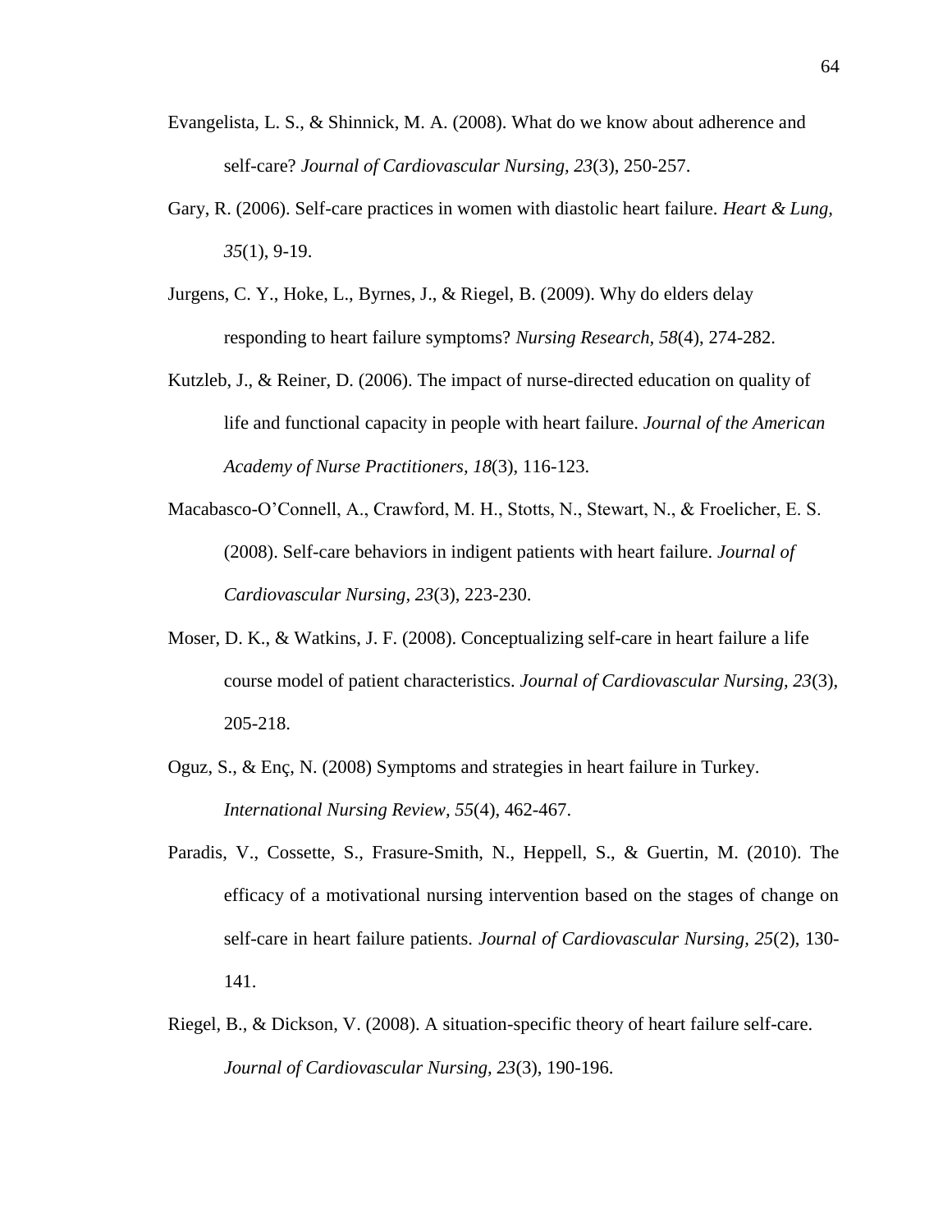Evangelista, L. S., & Shinnick, M. A. (2008). What do we know about adherence and self-care? *Journal of Cardiovascular Nursing, 23*(3), 250-257.

Gary, R. (2006). Self-care practices in women with diastolic heart failure. *Heart & Lung, 35*(1), 9-19.

Jurgens, C. Y., Hoke, L., Byrnes, J., & Riegel, B. (2009). Why do elders delay responding to heart failure symptoms? *Nursing Research, 58*(4), 274-282.

Kutzleb, J., & Reiner, D. (2006). The impact of nurse-directed education on quality of life and functional capacity in people with heart failure. *Journal of the American Academy of Nurse Practitioners, 18*(3), 116-123.

Macabasco-O'Connell, A., Crawford, M. H., Stotts, N., Stewart, N., & Froelicher, E. S. (2008). Self-care behaviors in indigent patients with heart failure. *Journal of Cardiovascular Nursing, 23*(3), 223-230.

Moser, D. K., & Watkins, J. F. (2008). Conceptualizing self-care in heart failure a life course model of patient characteristics. *Journal of Cardiovascular Nursing, 23*(3), 205-218.

Oguz, S., & Enç, N. (2008) Symptoms and strategies in heart failure in Turkey. *International Nursing Review, 55*(4), 462-467.

Paradis, V., Cossette, S., Frasure-Smith, N., Heppell, S., & Guertin, M. (2010). The efficacy of a motivational nursing intervention based on the stages of change on self-care in heart failure patients. *Journal of Cardiovascular Nursing, 25*(2), 130-141.

Riegel, B., & Dickson, V. (2008). A situation-specific theory of heart failure self-care. *Journal of Cardiovascular Nursing, 23*(3), 190-196.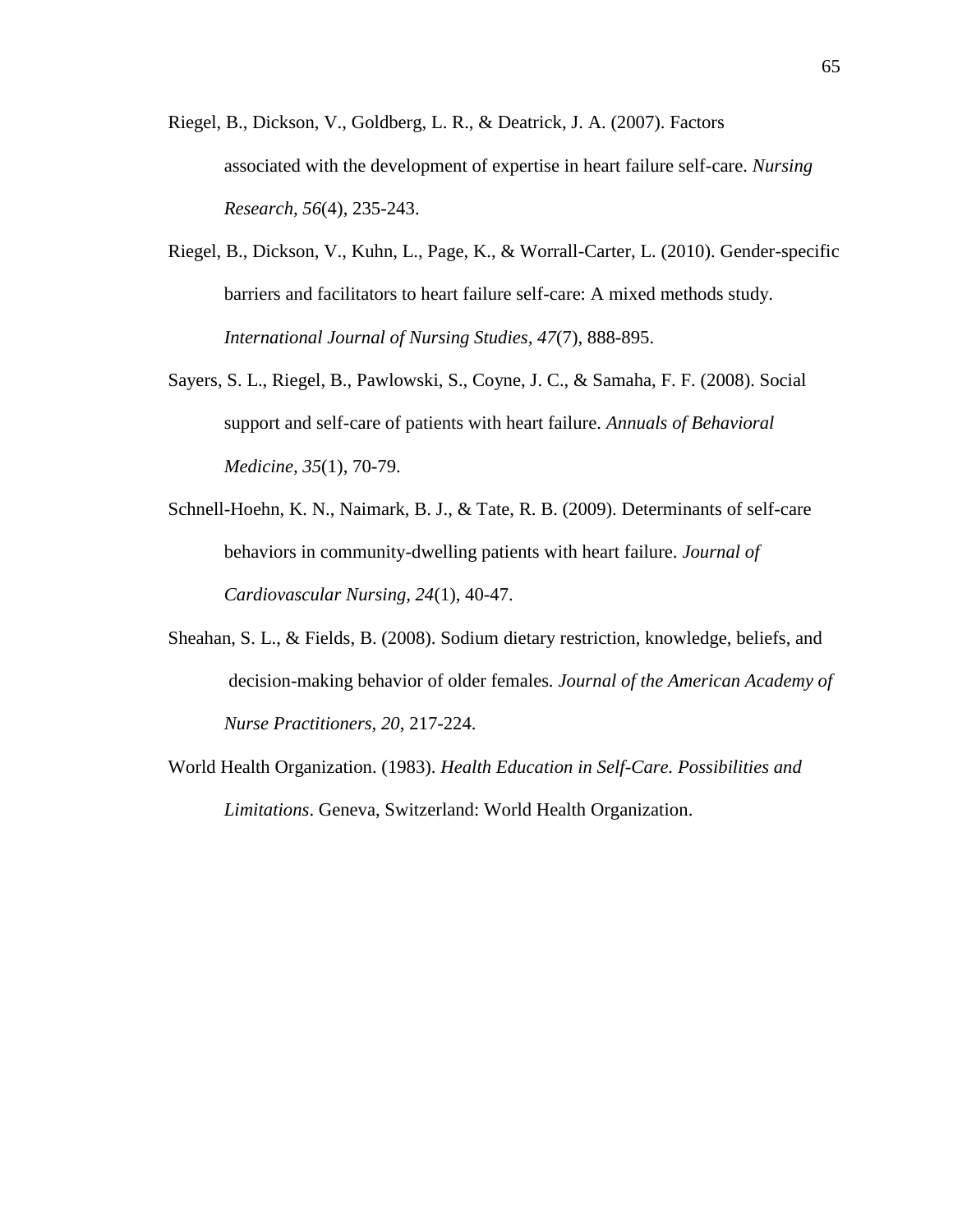Riegel, B., Dickson, V., Goldberg, L. R., & Deatrick, J. A. (2007). Factors associated with the development of expertise in heart failure self-care. *Nursing Research, 56*(4), 235-243.

Riegel, B., Dickson, V., Kuhn, L., Page, K., & Worrall-Carter, L. (2010). Gender-specific barriers and facilitators to heart failure self-care: A mixed methods study. *International Journal of Nursing Studies, 47*(7), 888-895.

Sayers, S. L., Riegel, B., Pawlowski, S., Coyne, J. C., & Samaha, F. F. (2008). Social support and self-care of patients with heart failure. *Annuals of Behavioral Medicine, 35*(1), 70-79.

Schnell-Hoehn, K. N., Naimark, B. J., & Tate, R. B. (2009). Determinants of self-care behaviors in community-dwelling patients with heart failure. *Journal of Cardiovascular Nursing, 24*(1), 40-47.

Sheahan, S. L., & Fields, B. (2008). Sodium dietary restriction, knowledge, beliefs, and decision-making behavior of older females. *Journal of the American Academy of Nurse Practitioners, 20*, 217-224.

World Health Organization. (1983). *Health Education in Self-Care. Possibilities and Limitations*. Geneva, Switzerland: World Health Organization.